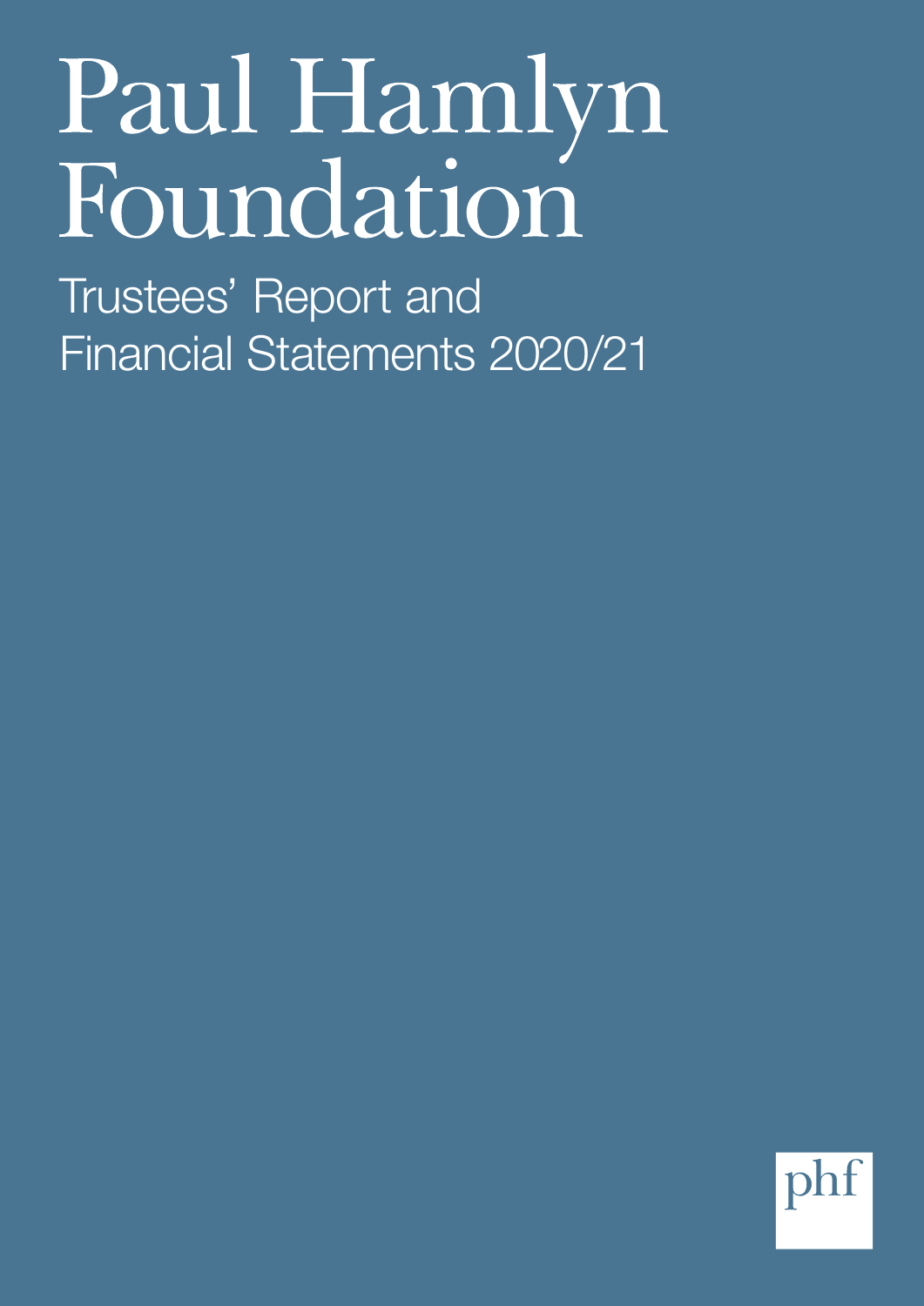# Paul Hamlyn Foundation

## Trustees' Report and Financial Statements 2020/21

phf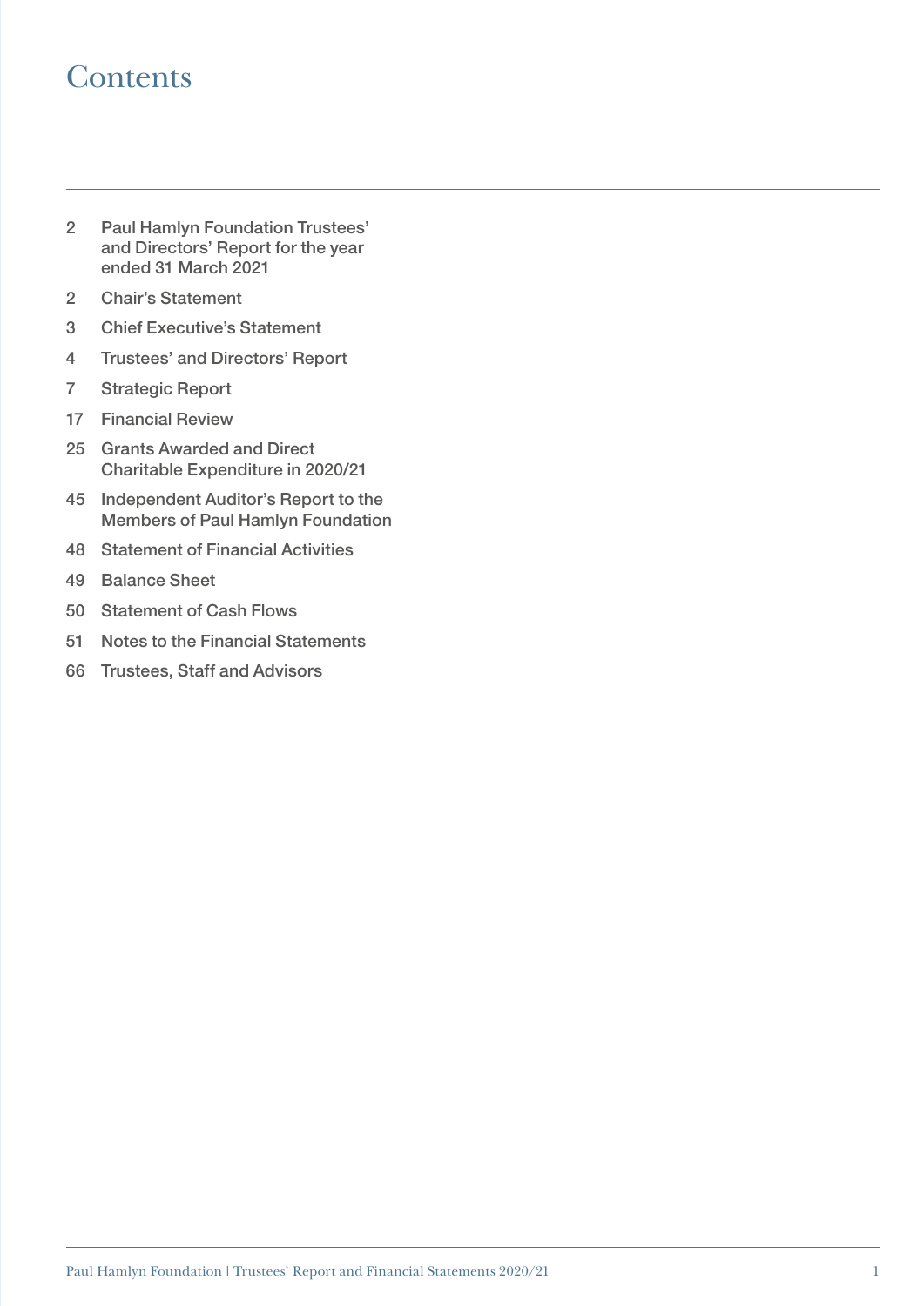# Contents

| | |
|---|---|
| 2 | Paul Hamlyn Foundation Trustees' and Directors' Report for the year ended 31 March 2021 |
| 2 | Chair's Statement |
| 3 | Chief Executive's Statement |
| 4 | Trustees' and Directors' Report |
| 7 | Strategic Report |
| 17 | Financial Review |
| 25 | Grants Awarded and Direct Charitable Expenditure in 2020/21 |
| 45 | Independent Auditor's Report to the Members of Paul Hamlyn Foundation |
| 48 | Statement of Financial Activities |
| 49 | Balance Sheet |
| 50 | Statement of Cash Flows |
| 51 | Notes to the Financial Statements |
| 66 | Trustees, Staff and Advisors |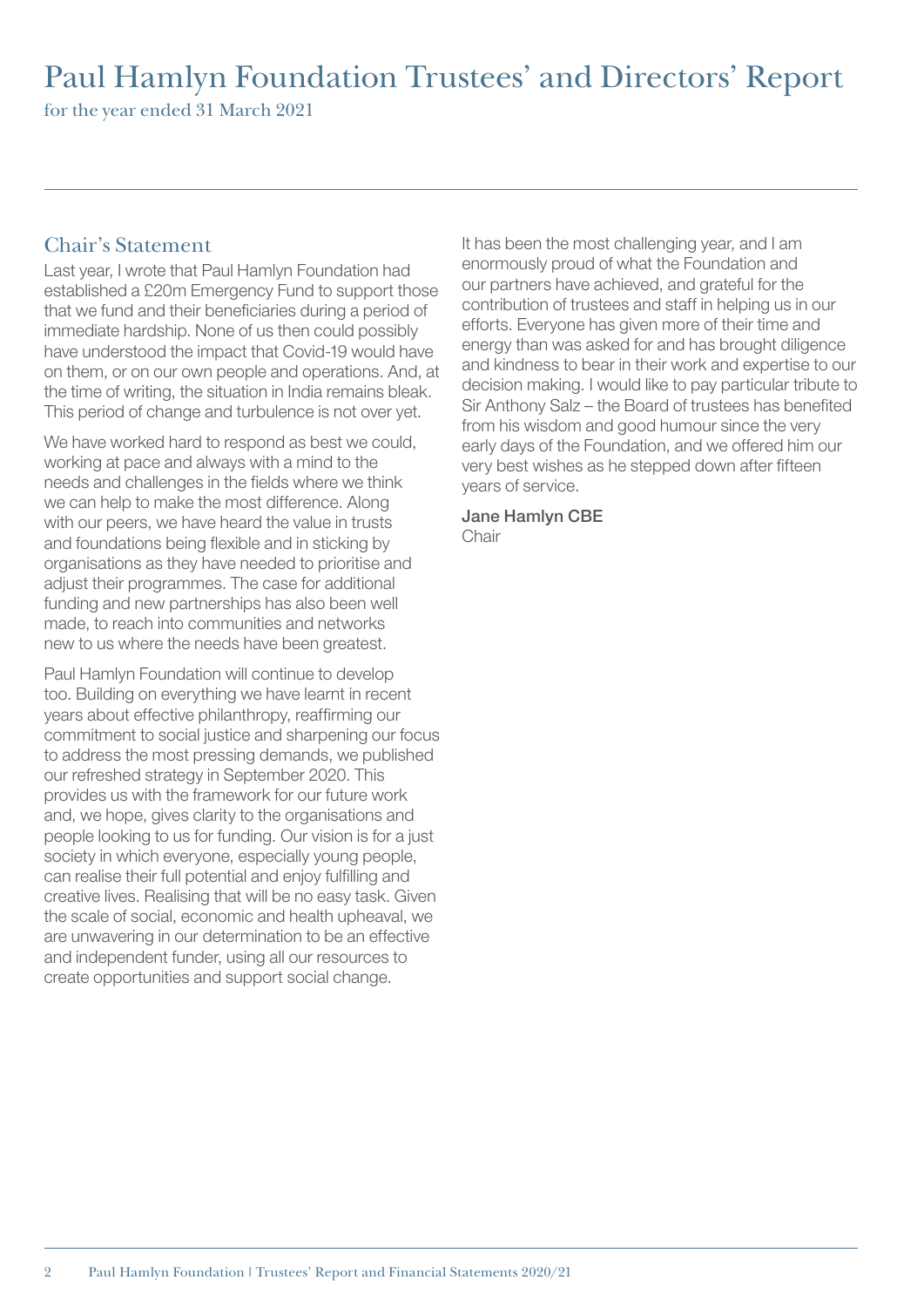# Paul Hamlyn Foundation Trustees' and Directors' Report

for the year ended 31 March 2021

## Chair's Statement

Last year, I wrote that Paul Hamlyn Foundation had established a £20m Emergency Fund to support those that we fund and their beneficiaries during a period of immediate hardship. None of us then could possibly have understood the impact that Covid-19 would have on them, or on our own people and operations. And, at the time of writing, the situation in India remains bleak. This period of change and turbulence is not over yet.

We have worked hard to respond as best we could, working at pace and always with a mind to the needs and challenges in the fields where we think we can help to make the most difference. Along with our peers, we have heard the value in trusts and foundations being flexible and in sticking by organisations as they have needed to prioritise and adjust their programmes. The case for additional funding and new partnerships has also been well made, to reach into communities and networks new to us where the needs have been greatest.

Paul Hamlyn Foundation will continue to develop too. Building on everything we have learnt in recent years about effective philanthropy, reaffirming our commitment to social justice and sharpening our focus to address the most pressing demands, we published our refreshed strategy in September 2020. This provides us with the framework for our future work and, we hope, gives clarity to the organisations and people looking to us for funding. Our vision is for a just society in which everyone, especially young people, can realise their full potential and enjoy fulfilling and creative lives. Realising that will be no easy task. Given the scale of social, economic and health upheaval, we are unwavering in our determination to be an effective and independent funder, using all our resources to create opportunities and support social change.

It has been the most challenging year, and I am enormously proud of what the Foundation and our partners have achieved, and grateful for the contribution of trustees and staff in helping us in our efforts. Everyone has given more of their time and energy than was asked for and has brought diligence and kindness to bear in their work and expertise to our decision making. I would like to pay particular tribute to Sir Anthony Salz – the Board of trustees has benefited from his wisdom and good humour since the very early days of the Foundation, and we offered him our very best wishes as he stepped down after fifteen years of service.

**Jane Hamlyn CBE**
Chair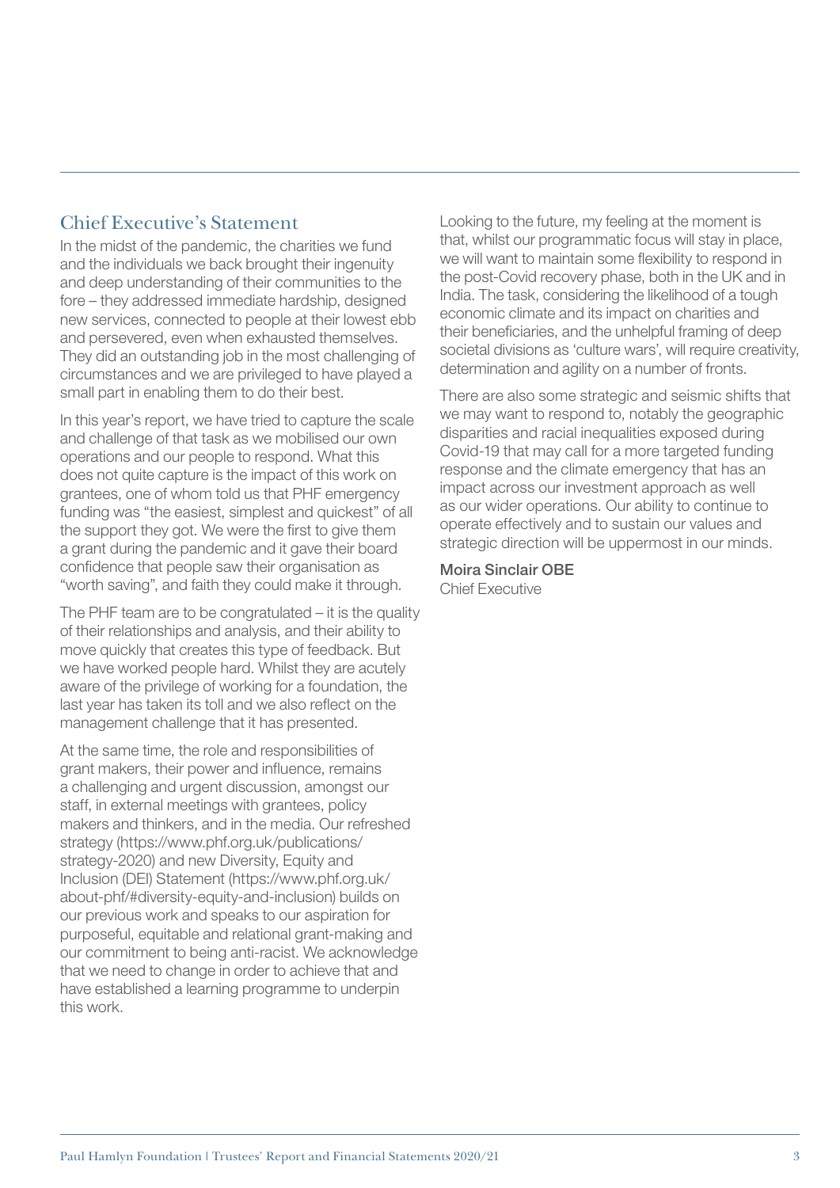## Chief Executive's Statement

In the midst of the pandemic, the charities we fund and the individuals we back brought their ingenuity and deep understanding of their communities to the fore – they addressed immediate hardship, designed new services, connected to people at their lowest ebb and persevered, even when exhausted themselves. They did an outstanding job in the most challenging of circumstances and we are privileged to have played a small part in enabling them to do their best.

In this year's report, we have tried to capture the scale and challenge of that task as we mobilised our own operations and our people to respond. What this does not quite capture is the impact of this work on grantees, one of whom told us that PHF emergency funding was "the easiest, simplest and quickest" of all the support they got. We were the first to give them a grant during the pandemic and it gave their board confidence that people saw their organisation as "worth saving", and faith they could make it through.

The PHF team are to be congratulated – it is the quality of their relationships and analysis, and their ability to move quickly that creates this type of feedback. But we have worked people hard. Whilst they are acutely aware of the privilege of working for a foundation, the last year has taken its toll and we also reflect on the management challenge that it has presented.

At the same time, the role and responsibilities of grant makers, their power and influence, remains a challenging and urgent discussion, amongst our staff, in external meetings with grantees, policy makers and thinkers, and in the media. Our refreshed strategy (https://www.phf.org.uk/publications/strategy-2020) and new Diversity, Equity and Inclusion (DEI) Statement (https://www.phf.org.uk/about-phf/#diversity-equity-and-inclusion) builds on our previous work and speaks to our aspiration for purposeful, equitable and relational grant-making and our commitment to being anti-racist. We acknowledge that we need to change in order to achieve that and have established a learning programme to underpin this work.

Looking to the future, my feeling at the moment is that, whilst our programmatic focus will stay in place, we will want to maintain some flexibility to respond in the post-Covid recovery phase, both in the UK and in India. The task, considering the likelihood of a tough economic climate and its impact on charities and their beneficiaries, and the unhelpful framing of deep societal divisions as 'culture wars', will require creativity, determination and agility on a number of fronts.

There are also some strategic and seismic shifts that we may want to respond to, notably the geographic disparities and racial inequalities exposed during Covid-19 that may call for a more targeted funding response and the climate emergency that has an impact across our investment approach as well as our wider operations. Our ability to continue to operate effectively and to sustain our values and strategic direction will be uppermost in our minds.

**Moira Sinclair OBE**
Chief Executive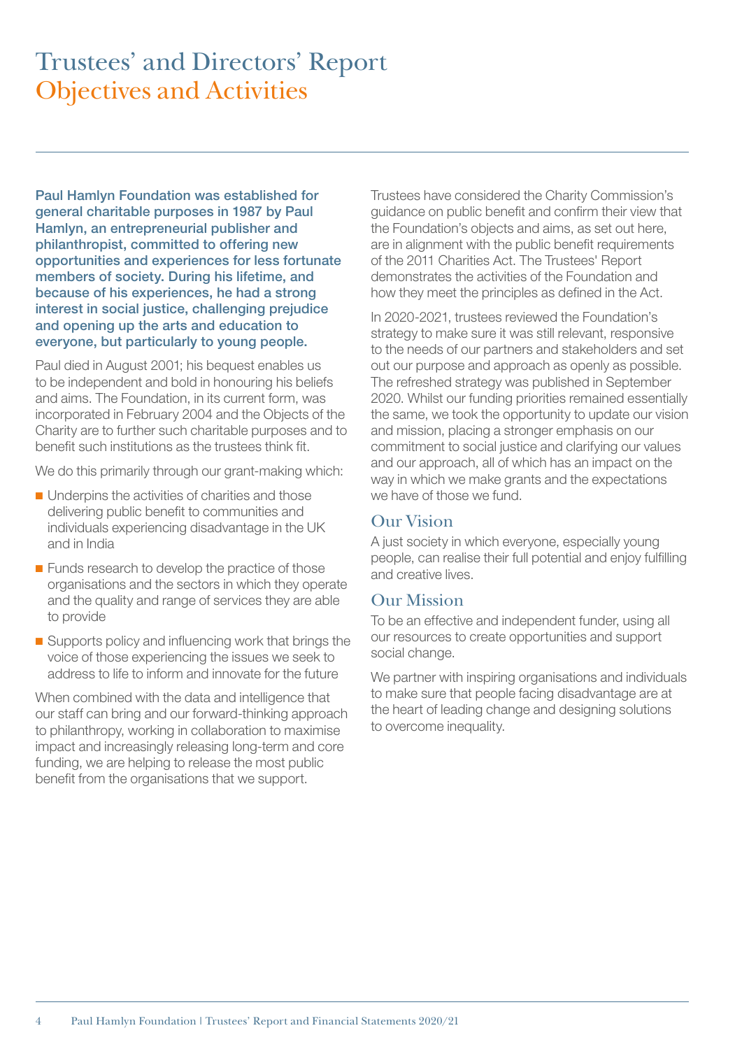# Trustees' and Directors' Report
## Objectives and Activities

**Paul Hamlyn Foundation was established for general charitable purposes in 1987 by Paul Hamlyn, an entrepreneurial publisher and philanthropist, committed to offering new opportunities and experiences for less fortunate members of society. During his lifetime, and because of his experiences, he had a strong interest in social justice, challenging prejudice and opening up the arts and education to everyone, but particularly to young people.**

Paul died in August 2001; his bequest enables us to be independent and bold in honouring his beliefs and aims. The Foundation, in its current form, was incorporated in February 2004 and the Objects of the Charity are to further such charitable purposes and to benefit such institutions as the trustees think fit.

We do this primarily through our grant-making which:

- Underpins the activities of charities and those delivering public benefit to communities and individuals experiencing disadvantage in the UK and in India
- Funds research to develop the practice of those organisations and the sectors in which they operate and the quality and range of services they are able to provide
- Supports policy and influencing work that brings the voice of those experiencing the issues we seek to address to life to inform and innovate for the future

When combined with the data and intelligence that our staff can bring and our forward-thinking approach to philanthropy, working in collaboration to maximise impact and increasingly releasing long-term and core funding, we are helping to release the most public benefit from the organisations that we support.

Trustees have considered the Charity Commission's guidance on public benefit and confirm their view that the Foundation's objects and aims, as set out here, are in alignment with the public benefit requirements of the 2011 Charities Act. The Trustees' Report demonstrates the activities of the Foundation and how they meet the principles as defined in the Act.

In 2020-2021, trustees reviewed the Foundation's strategy to make sure it was still relevant, responsive to the needs of our partners and stakeholders and set out our purpose and approach as openly as possible. The refreshed strategy was published in September 2020. Whilst our funding priorities remained essentially the same, we took the opportunity to update our vision and mission, placing a stronger emphasis on our commitment to social justice and clarifying our values and our approach, all of which has an impact on the way in which we make grants and the expectations we have of those we fund.

### Our Vision

A just society in which everyone, especially young people, can realise their full potential and enjoy fulfilling and creative lives.

### Our Mission

To be an effective and independent funder, using all our resources to create opportunities and support social change.

We partner with inspiring organisations and individuals to make sure that people facing disadvantage are at the heart of leading change and designing solutions to overcome inequality.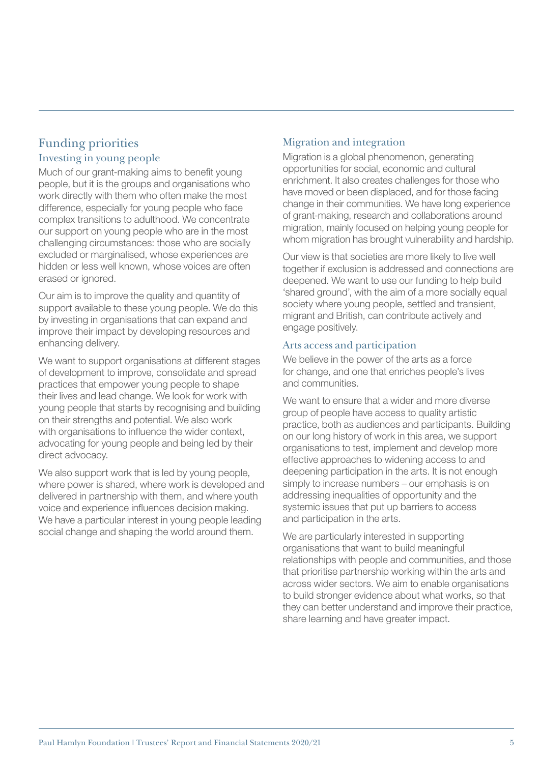## Funding priorities

### Investing in young people

Much of our grant-making aims to benefit young people, but it is the groups and organisations who work directly with them who often make the most difference, especially for young people who face complex transitions to adulthood. We concentrate our support on young people who are in the most challenging circumstances: those who are socially excluded or marginalised, whose experiences are hidden or less well known, whose voices are often erased or ignored.

Our aim is to improve the quality and quantity of support available to these young people. We do this by investing in organisations that can expand and improve their impact by developing resources and enhancing delivery.

We want to support organisations at different stages of development to improve, consolidate and spread practices that empower young people to shape their lives and lead change. We look for work with young people that starts by recognising and building on their strengths and potential. We also work with organisations to influence the wider context, advocating for young people and being led by their direct advocacy.

We also support work that is led by young people, where power is shared, where work is developed and delivered in partnership with them, and where youth voice and experience influences decision making. We have a particular interest in young people leading social change and shaping the world around them.

### Migration and integration

Migration is a global phenomenon, generating opportunities for social, economic and cultural enrichment. It also creates challenges for those who have moved or been displaced, and for those facing change in their communities. We have long experience of grant-making, research and collaborations around migration, mainly focused on helping young people for whom migration has brought vulnerability and hardship.

Our view is that societies are more likely to live well together if exclusion is addressed and connections are deepened. We want to use our funding to help build 'shared ground', with the aim of a more socially equal society where young people, settled and transient, migrant and British, can contribute actively and engage positively.

### Arts access and participation

We believe in the power of the arts as a force for change, and one that enriches people's lives and communities.

We want to ensure that a wider and more diverse group of people have access to quality artistic practice, both as audiences and participants. Building on our long history of work in this area, we support organisations to test, implement and develop more effective approaches to widening access to and deepening participation in the arts. It is not enough simply to increase numbers – our emphasis is on addressing inequalities of opportunity and the systemic issues that put up barriers to access and participation in the arts.

We are particularly interested in supporting organisations that want to build meaningful relationships with people and communities, and those that prioritise partnership working within the arts and across wider sectors. We aim to enable organisations to build stronger evidence about what works, so that they can better understand and improve their practice, share learning and have greater impact.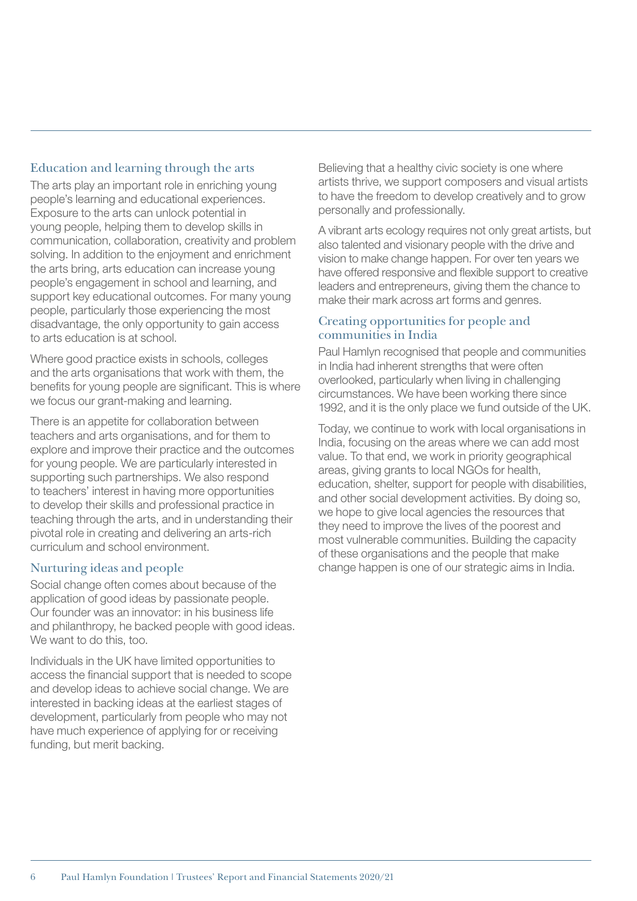## Education and learning through the arts

The arts play an important role in enriching young people's learning and educational experiences. Exposure to the arts can unlock potential in young people, helping them to develop skills in communication, collaboration, creativity and problem solving. In addition to the enjoyment and enrichment the arts bring, arts education can increase young people's engagement in school and learning, and support key educational outcomes. For many young people, particularly those experiencing the most disadvantage, the only opportunity to gain access to arts education is at school.

Where good practice exists in schools, colleges and the arts organisations that work with them, the benefits for young people are significant. This is where we focus our grant-making and learning.

There is an appetite for collaboration between teachers and arts organisations, and for them to explore and improve their practice and the outcomes for young people. We are particularly interested in supporting such partnerships. We also respond to teachers' interest in having more opportunities to develop their skills and professional practice in teaching through the arts, and in understanding their pivotal role in creating and delivering an arts-rich curriculum and school environment.

## Nurturing ideas and people

Social change often comes about because of the application of good ideas by passionate people. Our founder was an innovator: in his business life and philanthropy, he backed people with good ideas. We want to do this, too.

Individuals in the UK have limited opportunities to access the financial support that is needed to scope and develop ideas to achieve social change. We are interested in backing ideas at the earliest stages of development, particularly from people who may not have much experience of applying for or receiving funding, but merit backing.

Believing that a healthy civic society is one where artists thrive, we support composers and visual artists to have the freedom to develop creatively and to grow personally and professionally.

A vibrant arts ecology requires not only great artists, but also talented and visionary people with the drive and vision to make change happen. For over ten years we have offered responsive and flexible support to creative leaders and entrepreneurs, giving them the chance to make their mark across art forms and genres.

## Creating opportunities for people and communities in India

Paul Hamlyn recognised that people and communities in India had inherent strengths that were often overlooked, particularly when living in challenging circumstances. We have been working there since 1992, and it is the only place we fund outside of the UK.

Today, we continue to work with local organisations in India, focusing on the areas where we can add most value. To that end, we work in priority geographical areas, giving grants to local NGOs for health, education, shelter, support for people with disabilities, and other social development activities. By doing so, we hope to give local agencies the resources that they need to improve the lives of the poorest and most vulnerable communities. Building the capacity of these organisations and the people that make change happen is one of our strategic aims in India.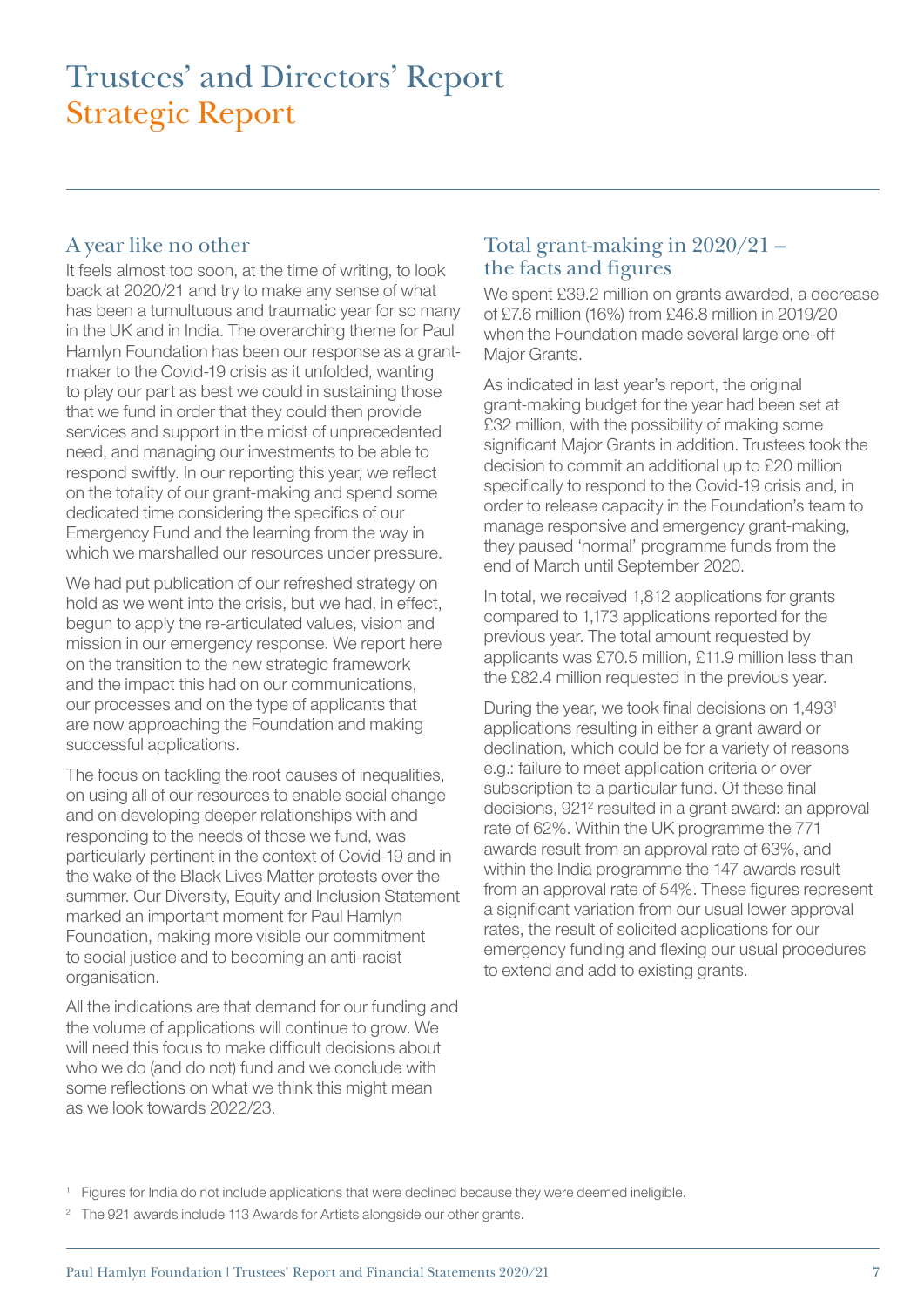# Trustees' and Directors' Report
## Strategic Report

### A year like no other

It feels almost too soon, at the time of writing, to look back at 2020/21 and try to make any sense of what has been a tumultuous and traumatic year for so many in the UK and in India. The overarching theme for Paul Hamlyn Foundation has been our response as a grant-maker to the Covid-19 crisis as it unfolded, wanting to play our part as best we could in sustaining those that we fund in order that they could then provide services and support in the midst of unprecedented need, and managing our investments to be able to respond swiftly. In our reporting this year, we reflect on the totality of our grant-making and spend some dedicated time considering the specifics of our Emergency Fund and the learning from the way in which we marshalled our resources under pressure.

We had put publication of our refreshed strategy on hold as we went into the crisis, but we had, in effect, begun to apply the re-articulated values, vision and mission in our emergency response. We report here on the transition to the new strategic framework and the impact this had on our communications, our processes and on the type of applicants that are now approaching the Foundation and making successful applications.

The focus on tackling the root causes of inequalities, on using all of our resources to enable social change and on developing deeper relationships with and responding to the needs of those we fund, was particularly pertinent in the context of Covid-19 and in the wake of the Black Lives Matter protests over the summer. Our Diversity, Equity and Inclusion Statement marked an important moment for Paul Hamlyn Foundation, making more visible our commitment to social justice and to becoming an anti-racist organisation.

All the indications are that demand for our funding and the volume of applications will continue to grow. We will need this focus to make difficult decisions about who we do (and do not) fund and we conclude with some reflections on what we think this might mean as we look towards 2022/23.

### Total grant-making in 2020/21 – the facts and figures

We spent £39.2 million on grants awarded, a decrease of £7.6 million (16%) from £46.8 million in 2019/20 when the Foundation made several large one-off Major Grants.

As indicated in last year's report, the original grant-making budget for the year had been set at £32 million, with the possibility of making some significant Major Grants in addition. Trustees took the decision to commit an additional up to £20 million specifically to respond to the Covid-19 crisis and, in order to release capacity in the Foundation's team to manage responsive and emergency grant-making, they paused 'normal' programme funds from the end of March until September 2020.

In total, we received 1,812 applications for grants compared to 1,173 applications reported for the previous year. The total amount requested by applicants was £70.5 million, £11.9 million less than the £82.4 million requested in the previous year.

During the year, we took final decisions on 1,493[1] applications resulting in either a grant award or declination, which could be for a variety of reasons e.g.: failure to meet application criteria or over subscription to a particular fund. Of these final decisions, 921[2] resulted in a grant award: an approval rate of 62%. Within the UK programme the 771 awards result from an approval rate of 63%, and within the India programme the 147 awards result from an approval rate of 54%. These figures represent a significant variation from our usual lower approval rates, the result of solicited applications for our emergency funding and flexing our usual procedures to extend and add to existing grants.

[1] Figures for India do not include applications that were declined because they were deemed ineligible.

[2] The 921 awards include 113 Awards for Artists alongside our other grants.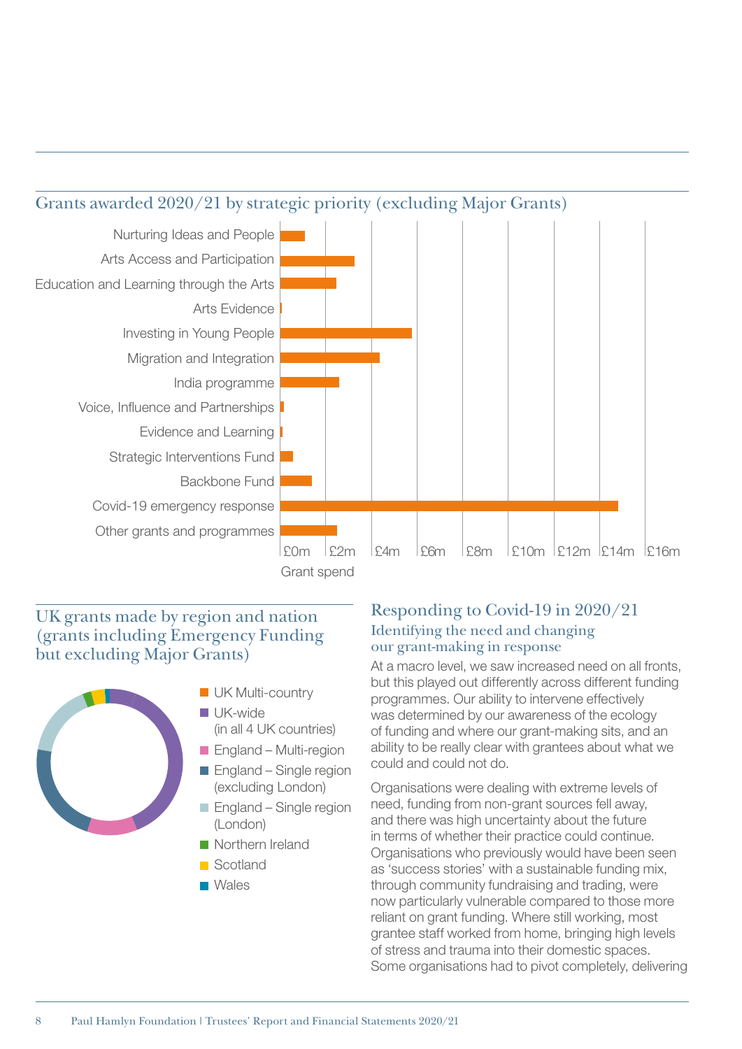## Grants awarded 2020/21 by strategic priority (excluding Major Grants)

Nurturing Ideas and People
Arts Access and Participation
Education and Learning through the Arts
Arts Evidence
Investing in Young People
Migration and Integration
India programme
Voice, Influence and Partnerships
Evidence and Learning
Strategic Interventions Fund
Backbone Fund
Covid-19 emergency response
Other grants and programmes

£0m £2m £4m £6m £8m £10m £12m £14m £16m

Grant spend

## UK grants made by region and nation (grants including Emergency Funding but excluding Major Grants)

- UK Multi-country
- UK-wide (in all 4 UK countries)
- England – Multi-region
- England – Single region (excluding London)
- England – Single region (London)
- Northern Ireland
- Scotland
- Wales

## Responding to Covid-19 in 2020/21

### Identifying the need and changing our grant-making in response

At a macro level, we saw increased need on all fronts, but this played out differently across different funding programmes. Our ability to intervene effectively was determined by our awareness of the ecology of funding and where our grant-making sits, and an ability to be really clear with grantees about what we could and could not do.

Organisations were dealing with extreme levels of need, funding from non-grant sources fell away, and there was high uncertainty about the future in terms of whether their practice could continue. Organisations who previously would have been seen as 'success stories' with a sustainable funding mix, through community fundraising and trading, were now particularly vulnerable compared to those more reliant on grant funding. Where still working, most grantee staff worked from home, bringing high levels of stress and trauma into their domestic spaces. Some organisations had to pivot completely, delivering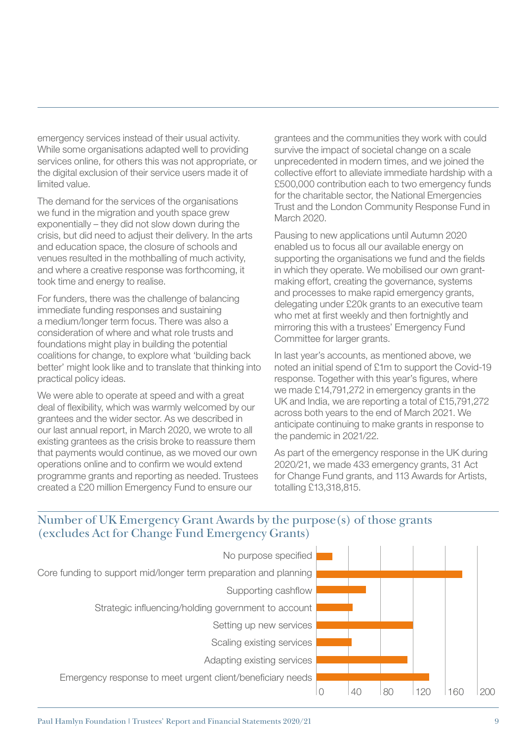emergency services instead of their usual activity. While some organisations adapted well to providing services online, for others this was not appropriate, or the digital exclusion of their service users made it of limited value.

The demand for the services of the organisations we fund in the migration and youth space grew exponentially – they did not slow down during the crisis, but did need to adjust their delivery. In the arts and education space, the closure of schools and venues resulted in the mothballing of much activity, and where a creative response was forthcoming, it took time and energy to realise.

For funders, there was the challenge of balancing immediate funding responses and sustaining a medium/longer term focus. There was also a consideration of where and what role trusts and foundations might play in building the potential coalitions for change, to explore what 'building back better' might look like and to translate that thinking into practical policy ideas.

We were able to operate at speed and with a great deal of flexibility, which was warmly welcomed by our grantees and the wider sector. As we described in our last annual report, in March 2020, we wrote to all existing grantees as the crisis broke to reassure them that payments would continue, as we moved our own operations online and to confirm we would extend programme grants and reporting as needed. Trustees created a £20 million Emergency Fund to ensure our grantees and the communities they work with could survive the impact of societal change on a scale unprecedented in modern times, and we joined the collective effort to alleviate immediate hardship with a £500,000 contribution each to two emergency funds for the charitable sector, the National Emergencies Trust and the London Community Response Fund in March 2020.

Pausing to new applications until Autumn 2020 enabled us to focus all our available energy on supporting the organisations we fund and the fields in which they operate. We mobilised our own grant-making effort, creating the governance, systems and processes to make rapid emergency grants, delegating under £20k grants to an executive team who met at first weekly and then fortnightly and mirroring this with a trustees' Emergency Fund Committee for larger grants.

In last year's accounts, as mentioned above, we noted an initial spend of £1m to support the Covid-19 response. Together with this year's figures, where we made £14,791,272 in emergency grants in the UK and India, we are reporting a total of £15,791,272 across both years to the end of March 2021. We anticipate continuing to make grants in response to the pandemic in 2021/22.

As part of the emergency response in the UK during 2020/21, we made 433 emergency grants, 31 Act for Change Fund grants, and 113 Awards for Artists, totalling £13,318,815.

## Number of UK Emergency Grant Awards by the purpose(s) of those grants (excludes Act for Change Fund Emergency Grants)

| Purpose | Approx. number of grants |
|---|---|
| No purpose specified | ~10 |
| Core funding to support mid/longer term preparation and planning | ~181 |
| Supporting cashflow | ~61 |
| Strategic influencing/holding government to account | ~45 |
| Setting up new services | ~120 |
| Scaling existing services | ~44 |
| Adapting existing services | ~113 |
| Emergency response to meet urgent client/beneficiary needs | ~140 |

(Bar chart; values estimated from axis 0–200.)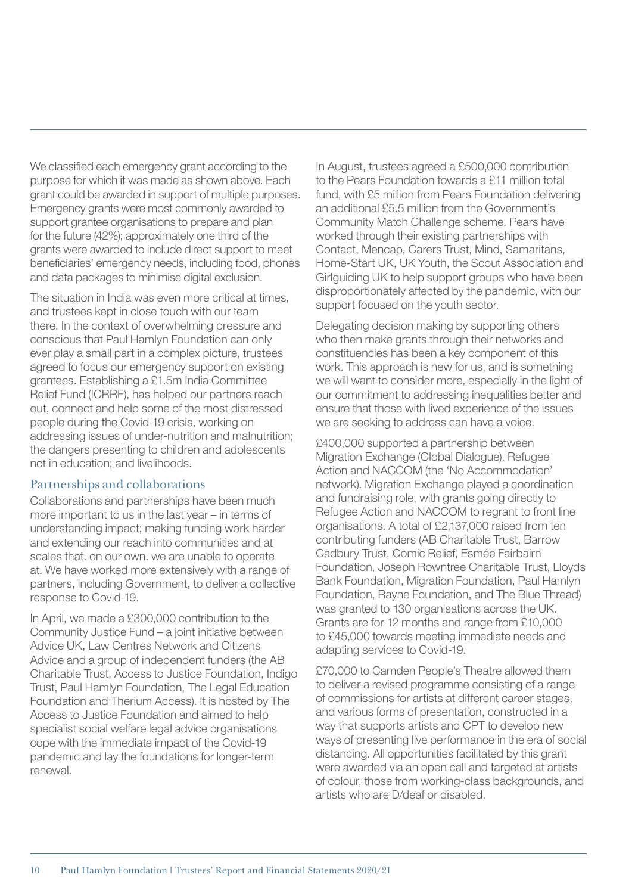We classified each emergency grant according to the purpose for which it was made as shown above. Each grant could be awarded in support of multiple purposes. Emergency grants were most commonly awarded to support grantee organisations to prepare and plan for the future (42%); approximately one third of the grants were awarded to include direct support to meet beneficiaries' emergency needs, including food, phones and data packages to minimise digital exclusion.

The situation in India was even more critical at times, and trustees kept in close touch with our team there. In the context of overwhelming pressure and conscious that Paul Hamlyn Foundation can only ever play a small part in a complex picture, trustees agreed to focus our emergency support on existing grantees. Establishing a £1.5m India Committee Relief Fund (ICRRF), has helped our partners reach out, connect and help some of the most distressed people during the Covid-19 crisis, working on addressing issues of under-nutrition and malnutrition; the dangers presenting to children and adolescents not in education; and livelihoods.

## Partnerships and collaborations

Collaborations and partnerships have been much more important to us in the last year – in terms of understanding impact; making funding work harder and extending our reach into communities and at scales that, on our own, we are unable to operate at. We have worked more extensively with a range of partners, including Government, to deliver a collective response to Covid-19.

In April, we made a £300,000 contribution to the Community Justice Fund – a joint initiative between Advice UK, Law Centres Network and Citizens Advice and a group of independent funders (the AB Charitable Trust, Access to Justice Foundation, Indigo Trust, Paul Hamlyn Foundation, The Legal Education Foundation and Therium Access). It is hosted by The Access to Justice Foundation and aimed to help specialist social welfare legal advice organisations cope with the immediate impact of the Covid-19 pandemic and lay the foundations for longer-term renewal.

In August, trustees agreed a £500,000 contribution to the Pears Foundation towards a £11 million total fund, with £5 million from Pears Foundation delivering an additional £5.5 million from the Government's Community Match Challenge scheme. Pears have worked through their existing partnerships with Contact, Mencap, Carers Trust, Mind, Samaritans, Home-Start UK, UK Youth, the Scout Association and Girlguiding UK to help support groups who have been disproportionately affected by the pandemic, with our support focused on the youth sector.

Delegating decision making by supporting others who then make grants through their networks and constituencies has been a key component of this work. This approach is new for us, and is something we will want to consider more, especially in the light of our commitment to addressing inequalities better and ensure that those with lived experience of the issues we are seeking to address can have a voice.

£400,000 supported a partnership between Migration Exchange (Global Dialogue), Refugee Action and NACCOM (the 'No Accommodation' network). Migration Exchange played a coordination and fundraising role, with grants going directly to Refugee Action and NACCOM to regrant to front line organisations. A total of £2,137,000 raised from ten contributing funders (AB Charitable Trust, Barrow Cadbury Trust, Comic Relief, Esmée Fairbairn Foundation, Joseph Rowntree Charitable Trust, Lloyds Bank Foundation, Migration Foundation, Paul Hamlyn Foundation, Rayne Foundation, and The Blue Thread) was granted to 130 organisations across the UK. Grants are for 12 months and range from £10,000 to £45,000 towards meeting immediate needs and adapting services to Covid-19.

£70,000 to Camden People's Theatre allowed them to deliver a revised programme consisting of a range of commissions for artists at different career stages, and various forms of presentation, constructed in a way that supports artists and CPT to develop new ways of presenting live performance in the era of social distancing. All opportunities facilitated by this grant were awarded via an open call and targeted at artists of colour, those from working-class backgrounds, and artists who are D/deaf or disabled.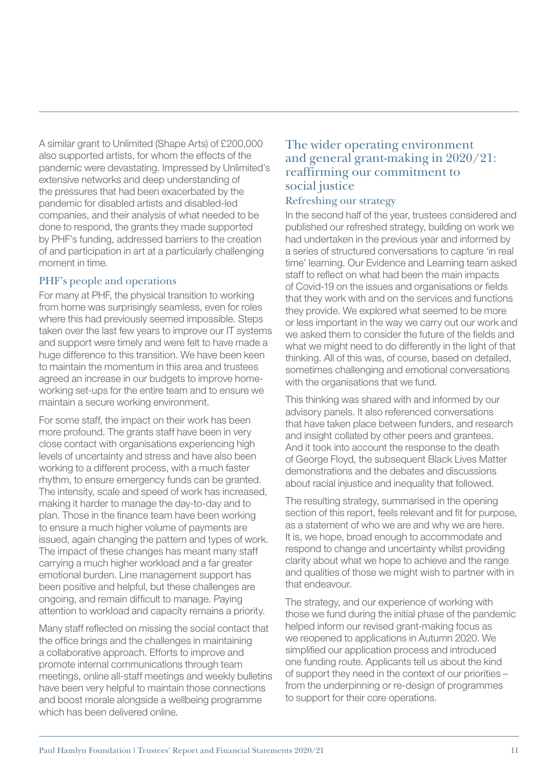A similar grant to Unlimited (Shape Arts) of £200,000 also supported artists, for whom the effects of the pandemic were devastating. Impressed by Unlimited's extensive networks and deep understanding of the pressures that had been exacerbated by the pandemic for disabled artists and disabled-led companies, and their analysis of what needed to be done to respond, the grants they made supported by PHF's funding, addressed barriers to the creation of and participation in art at a particularly challenging moment in time.

### PHF's people and operations

For many at PHF, the physical transition to working from home was surprisingly seamless, even for roles where this had previously seemed impossible. Steps taken over the last few years to improve our IT systems and support were timely and were felt to have made a huge difference to this transition. We have been keen to maintain the momentum in this area and trustees agreed an increase in our budgets to improve home-working set-ups for the entire team and to ensure we maintain a secure working environment.

For some staff, the impact on their work has been more profound. The grants staff have been in very close contact with organisations experiencing high levels of uncertainty and stress and have also been working to a different process, with a much faster rhythm, to ensure emergency funds can be granted. The intensity, scale and speed of work has increased, making it harder to manage the day-to-day and to plan. Those in the finance team have been working to ensure a much higher volume of payments are issued, again changing the pattern and types of work. The impact of these changes has meant many staff carrying a much higher workload and a far greater emotional burden. Line management support has been positive and helpful, but these challenges are ongoing, and remain difficult to manage. Paying attention to workload and capacity remains a priority.

Many staff reflected on missing the social contact that the office brings and the challenges in maintaining a collaborative approach. Efforts to improve and promote internal communications through team meetings, online all-staff meetings and weekly bulletins have been very helpful to maintain those connections and boost morale alongside a wellbeing programme which has been delivered online.

## The wider operating environment and general grant-making in 2020/21: reaffirming our commitment to social justice

### Refreshing our strategy

In the second half of the year, trustees considered and published our refreshed strategy, building on work we had undertaken in the previous year and informed by a series of structured conversations to capture 'in real time' learning. Our Evidence and Learning team asked staff to reflect on what had been the main impacts of Covid-19 on the issues and organisations or fields that they work with and on the services and functions they provide. We explored what seemed to be more or less important in the way we carry out our work and we asked them to consider the future of the fields and what we might need to do differently in the light of that thinking. All of this was, of course, based on detailed, sometimes challenging and emotional conversations with the organisations that we fund.

This thinking was shared with and informed by our advisory panels. It also referenced conversations that have taken place between funders, and research and insight collated by other peers and grantees. And it took into account the response to the death of George Floyd, the subsequent Black Lives Matter demonstrations and the debates and discussions about racial injustice and inequality that followed.

The resulting strategy, summarised in the opening section of this report, feels relevant and fit for purpose, as a statement of who we are and why we are here. It is, we hope, broad enough to accommodate and respond to change and uncertainty whilst providing clarity about what we hope to achieve and the range and qualities of those we might wish to partner with in that endeavour.

The strategy, and our experience of working with those we fund during the initial phase of the pandemic helped inform our revised grant-making focus as we reopened to applications in Autumn 2020. We simplified our application process and introduced one funding route. Applicants tell us about the kind of support they need in the context of our priorities – from the underpinning or re-design of programmes to support for their core operations.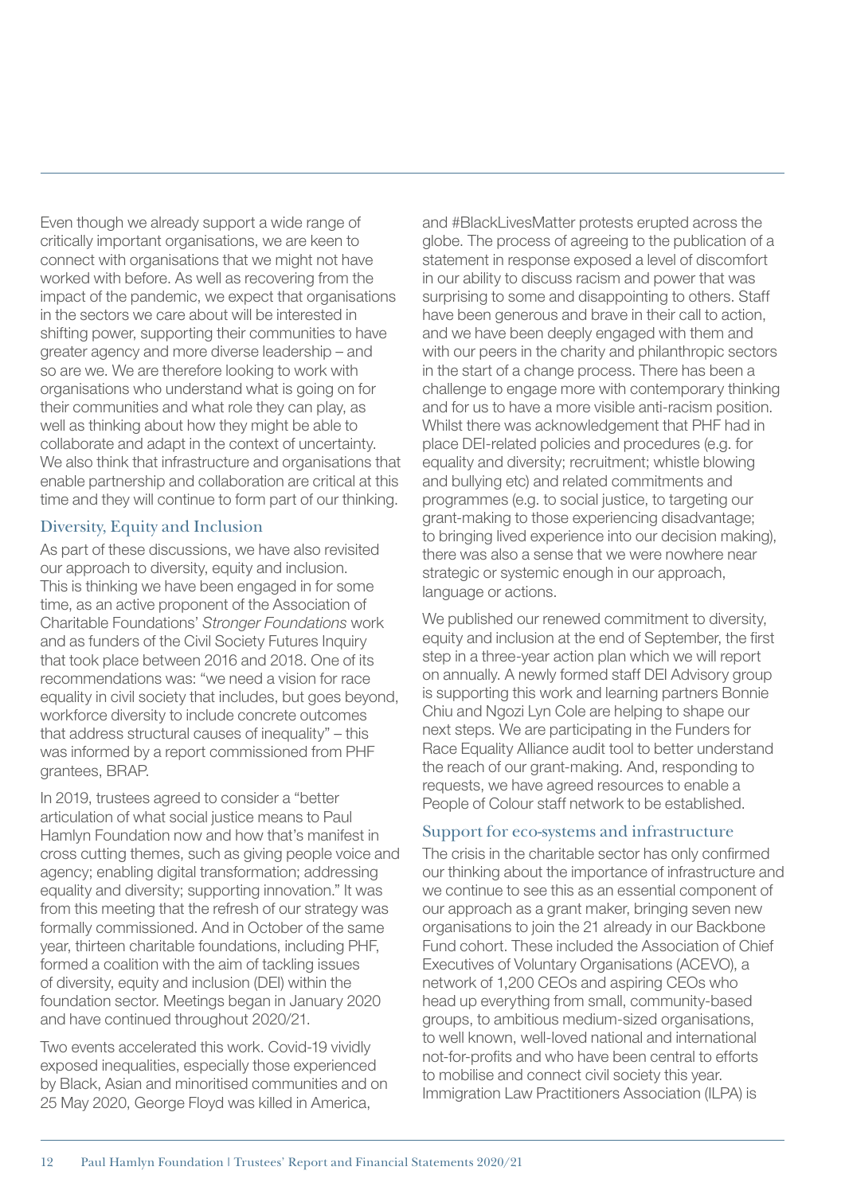Even though we already support a wide range of critically important organisations, we are keen to connect with organisations that we might not have worked with before. As well as recovering from the impact of the pandemic, we expect that organisations in the sectors we care about will be interested in shifting power, supporting their communities to have greater agency and more diverse leadership – and so are we. We are therefore looking to work with organisations who understand what is going on for their communities and what role they can play, as well as thinking about how they might be able to collaborate and adapt in the context of uncertainty. We also think that infrastructure and organisations that enable partnership and collaboration are critical at this time and they will continue to form part of our thinking.

## Diversity, Equity and Inclusion

As part of these discussions, we have also revisited our approach to diversity, equity and inclusion. This is thinking we have been engaged in for some time, as an active proponent of the Association of Charitable Foundations' *Stronger Foundations* work and as funders of the Civil Society Futures Inquiry that took place between 2016 and 2018. One of its recommendations was: "we need a vision for race equality in civil society that includes, but goes beyond, workforce diversity to include concrete outcomes that address structural causes of inequality" – this was informed by a report commissioned from PHF grantees, BRAP.

In 2019, trustees agreed to consider a "better articulation of what social justice means to Paul Hamlyn Foundation now and how that's manifest in cross cutting themes, such as giving people voice and agency; enabling digital transformation; addressing equality and diversity; supporting innovation." It was from this meeting that the refresh of our strategy was formally commissioned. And in October of the same year, thirteen charitable foundations, including PHF, formed a coalition with the aim of tackling issues of diversity, equity and inclusion (DEI) within the foundation sector. Meetings began in January 2020 and have continued throughout 2020/21.

Two events accelerated this work. Covid-19 vividly exposed inequalities, especially those experienced by Black, Asian and minoritised communities and on 25 May 2020, George Floyd was killed in America, and #BlackLivesMatter protests erupted across the globe. The process of agreeing to the publication of a statement in response exposed a level of discomfort in our ability to discuss racism and power that was surprising to some and disappointing to others. Staff have been generous and brave in their call to action, and we have been deeply engaged with them and with our peers in the charity and philanthropic sectors in the start of a change process. There has been a challenge to engage more with contemporary thinking and for us to have a more visible anti-racism position. Whilst there was acknowledgement that PHF had in place DEI-related policies and procedures (e.g. for equality and diversity; recruitment; whistle blowing and bullying etc) and related commitments and programmes (e.g. to social justice, to targeting our grant-making to those experiencing disadvantage; to bringing lived experience into our decision making), there was also a sense that we were nowhere near strategic or systemic enough in our approach, language or actions.

We published our renewed commitment to diversity, equity and inclusion at the end of September, the first step in a three-year action plan which we will report on annually. A newly formed staff DEI Advisory group is supporting this work and learning partners Bonnie Chiu and Ngozi Lyn Cole are helping to shape our next steps. We are participating in the Funders for Race Equality Alliance audit tool to better understand the reach of our grant-making. And, responding to requests, we have agreed resources to enable a People of Colour staff network to be established.

## Support for eco-systems and infrastructure

The crisis in the charitable sector has only confirmed our thinking about the importance of infrastructure and we continue to see this as an essential component of our approach as a grant maker, bringing seven new organisations to join the 21 already in our Backbone Fund cohort. These included the Association of Chief Executives of Voluntary Organisations (ACEVO), a network of 1,200 CEOs and aspiring CEOs who head up everything from small, community-based groups, to ambitious medium-sized organisations, to well known, well-loved national and international not-for-profits and who have been central to efforts to mobilise and connect civil society this year. Immigration Law Practitioners Association (ILPA) is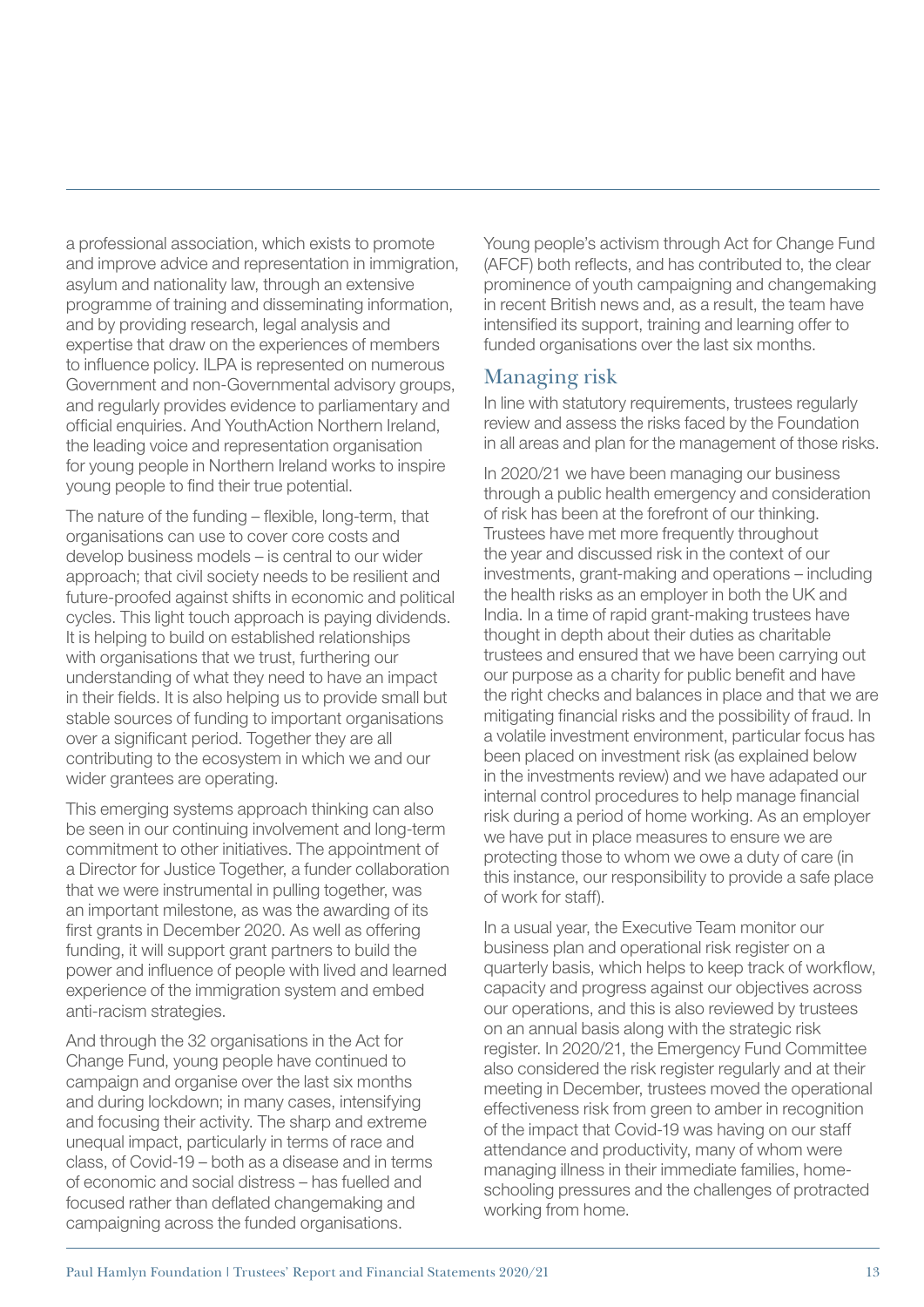a professional association, which exists to promote and improve advice and representation in immigration, asylum and nationality law, through an extensive programme of training and disseminating information, and by providing research, legal analysis and expertise that draw on the experiences of members to influence policy. ILPA is represented on numerous Government and non-Governmental advisory groups, and regularly provides evidence to parliamentary and official enquiries. And YouthAction Northern Ireland, the leading voice and representation organisation for young people in Northern Ireland works to inspire young people to find their true potential.

The nature of the funding – flexible, long-term, that organisations can use to cover core costs and develop business models – is central to our wider approach; that civil society needs to be resilient and future-proofed against shifts in economic and political cycles. This light touch approach is paying dividends. It is helping to build on established relationships with organisations that we trust, furthering our understanding of what they need to have an impact in their fields. It is also helping us to provide small but stable sources of funding to important organisations over a significant period. Together they are all contributing to the ecosystem in which we and our wider grantees are operating.

This emerging systems approach thinking can also be seen in our continuing involvement and long-term commitment to other initiatives. The appointment of a Director for Justice Together, a funder collaboration that we were instrumental in pulling together, was an important milestone, as was the awarding of its first grants in December 2020. As well as offering funding, it will support grant partners to build the power and influence of people with lived and learned experience of the immigration system and embed anti-racism strategies.

And through the 32 organisations in the Act for Change Fund, young people have continued to campaign and organise over the last six months and during lockdown; in many cases, intensifying and focusing their activity. The sharp and extreme unequal impact, particularly in terms of race and class, of Covid-19 – both as a disease and in terms of economic and social distress – has fuelled and focused rather than deflated changemaking and campaigning across the funded organisations.

Young people's activism through Act for Change Fund (AFCF) both reflects, and has contributed to, the clear prominence of youth campaigning and changemaking in recent British news and, as a result, the team have intensified its support, training and learning offer to funded organisations over the last six months.

## Managing risk

In line with statutory requirements, trustees regularly review and assess the risks faced by the Foundation in all areas and plan for the management of those risks.

In 2020/21 we have been managing our business through a public health emergency and consideration of risk has been at the forefront of our thinking. Trustees have met more frequently throughout the year and discussed risk in the context of our investments, grant-making and operations – including the health risks as an employer in both the UK and India. In a time of rapid grant-making trustees have thought in depth about their duties as charitable trustees and ensured that we have been carrying out our purpose as a charity for public benefit and have the right checks and balances in place and that we are mitigating financial risks and the possibility of fraud. In a volatile investment environment, particular focus has been placed on investment risk (as explained below in the investments review) and we have adapated our internal control procedures to help manage financial risk during a period of home working. As an employer we have put in place measures to ensure we are protecting those to whom we owe a duty of care (in this instance, our responsibility to provide a safe place of work for staff).

In a usual year, the Executive Team monitor our business plan and operational risk register on a quarterly basis, which helps to keep track of workflow, capacity and progress against our objectives across our operations, and this is also reviewed by trustees on an annual basis along with the strategic risk register. In 2020/21, the Emergency Fund Committee also considered the risk register regularly and at their meeting in December, trustees moved the operational effectiveness risk from green to amber in recognition of the impact that Covid-19 was having on our staff attendance and productivity, many of whom were managing illness in their immediate families, home-schooling pressures and the challenges of protracted working from home.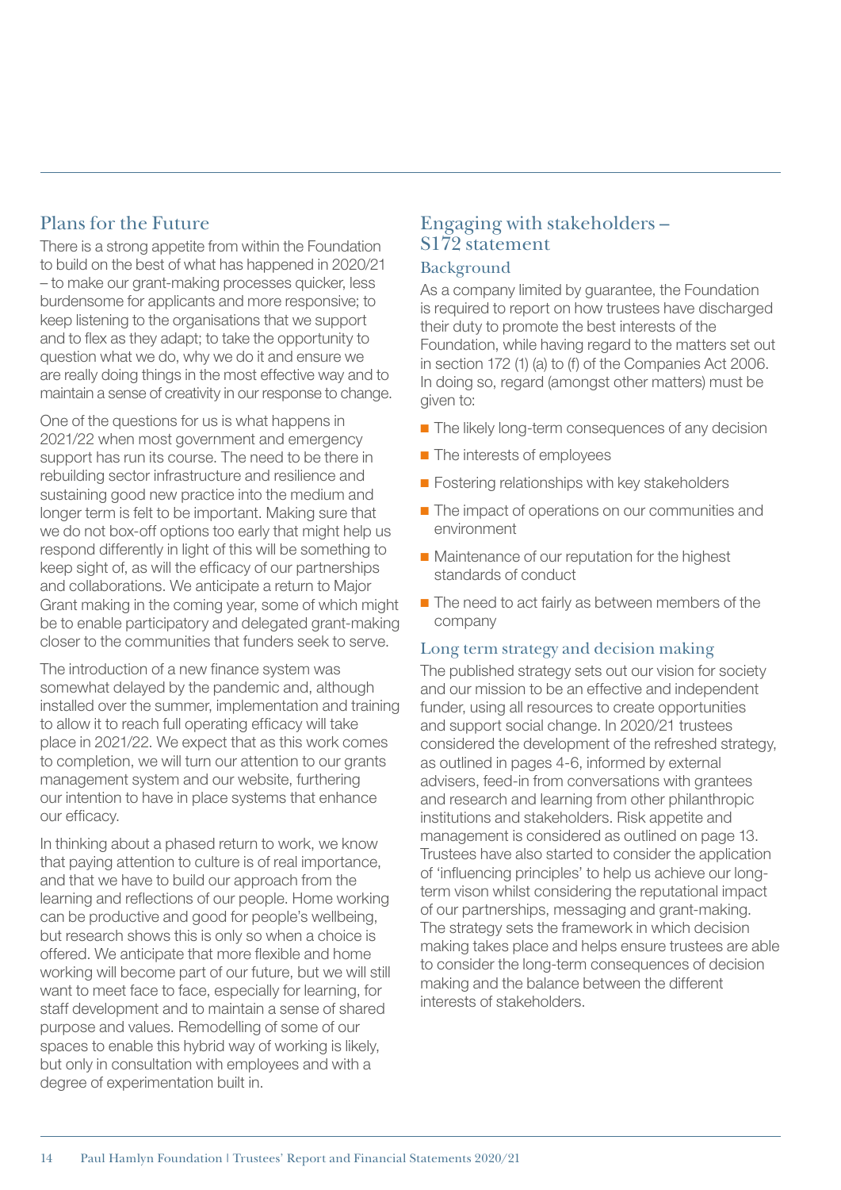## Plans for the Future

There is a strong appetite from within the Foundation to build on the best of what has happened in 2020/21 – to make our grant-making processes quicker, less burdensome for applicants and more responsive; to keep listening to the organisations that we support and to flex as they adapt; to take the opportunity to question what we do, why we do it and ensure we are really doing things in the most effective way and to maintain a sense of creativity in our response to change.

One of the questions for us is what happens in 2021/22 when most government and emergency support has run its course. The need to be there in rebuilding sector infrastructure and resilience and sustaining good new practice into the medium and longer term is felt to be important. Making sure that we do not box-off options too early that might help us respond differently in light of this will be something to keep sight of, as will the efficacy of our partnerships and collaborations. We anticipate a return to Major Grant making in the coming year, some of which might be to enable participatory and delegated grant-making closer to the communities that funders seek to serve.

The introduction of a new finance system was somewhat delayed by the pandemic and, although installed over the summer, implementation and training to allow it to reach full operating efficacy will take place in 2021/22. We expect that as this work comes to completion, we will turn our attention to our grants management system and our website, furthering our intention to have in place systems that enhance our efficacy.

In thinking about a phased return to work, we know that paying attention to culture is of real importance, and that we have to build our approach from the learning and reflections of our people. Home working can be productive and good for people's wellbeing, but research shows this is only so when a choice is offered. We anticipate that more flexible and home working will become part of our future, but we will still want to meet face to face, especially for learning, for staff development and to maintain a sense of shared purpose and values. Remodelling of some of our spaces to enable this hybrid way of working is likely, but only in consultation with employees and with a degree of experimentation built in.

## Engaging with stakeholders – S172 statement

### Background

As a company limited by guarantee, the Foundation is required to report on how trustees have discharged their duty to promote the best interests of the Foundation, while having regard to the matters set out in section 172 (1) (a) to (f) of the Companies Act 2006. In doing so, regard (amongst other matters) must be given to:

- The likely long-term consequences of any decision
- The interests of employees
- Fostering relationships with key stakeholders
- The impact of operations on our communities and environment
- Maintenance of our reputation for the highest standards of conduct
- The need to act fairly as between members of the company

### Long term strategy and decision making

The published strategy sets out our vision for society and our mission to be an effective and independent funder, using all resources to create opportunities and support social change. In 2020/21 trustees considered the development of the refreshed strategy, as outlined in pages 4-6, informed by external advisers, feed-in from conversations with grantees and research and learning from other philanthropic institutions and stakeholders. Risk appetite and management is considered as outlined on page 13. Trustees have also started to consider the application of 'influencing principles' to help us achieve our long-term vison whilst considering the reputational impact of our partnerships, messaging and grant-making. The strategy sets the framework in which decision making takes place and helps ensure trustees are able to consider the long-term consequences of decision making and the balance between the different interests of stakeholders.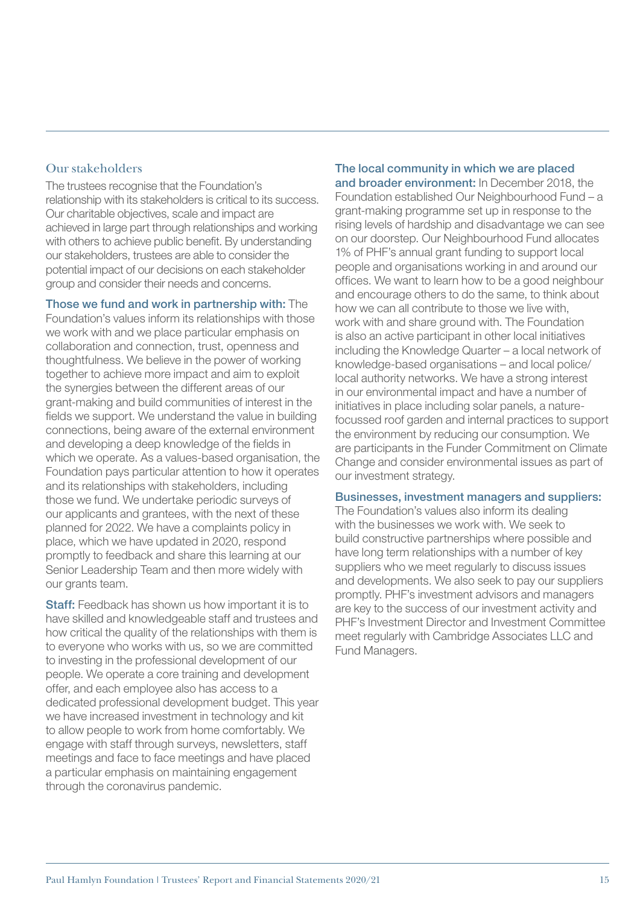## Our stakeholders

The trustees recognise that the Foundation's relationship with its stakeholders is critical to its success. Our charitable objectives, scale and impact are achieved in large part through relationships and working with others to achieve public benefit. By understanding our stakeholders, trustees are able to consider the potential impact of our decisions on each stakeholder group and consider their needs and concerns.

**Those we fund and work in partnership with:** The Foundation's values inform its relationships with those we work with and we place particular emphasis on collaboration and connection, trust, openness and thoughtfulness. We believe in the power of working together to achieve more impact and aim to exploit the synergies between the different areas of our grant-making and build communities of interest in the fields we support. We understand the value in building connections, being aware of the external environment and developing a deep knowledge of the fields in which we operate. As a values-based organisation, the Foundation pays particular attention to how it operates and its relationships with stakeholders, including those we fund. We undertake periodic surveys of our applicants and grantees, with the next of these planned for 2022. We have a complaints policy in place, which we have updated in 2020, respond promptly to feedback and share this learning at our Senior Leadership Team and then more widely with our grants team.

**Staff:** Feedback has shown us how important it is to have skilled and knowledgeable staff and trustees and how critical the quality of the relationships with them is to everyone who works with us, so we are committed to investing in the professional development of our people. We operate a core training and development offer, and each employee also has access to a dedicated professional development budget. This year we have increased investment in technology and kit to allow people to work from home comfortably. We engage with staff through surveys, newsletters, staff meetings and face to face meetings and have placed a particular emphasis on maintaining engagement through the coronavirus pandemic.

**The local community in which we are placed and broader environment:** In December 2018, the Foundation established Our Neighbourhood Fund – a grant-making programme set up in response to the rising levels of hardship and disadvantage we can see on our doorstep. Our Neighbourhood Fund allocates 1% of PHF's annual grant funding to support local people and organisations working in and around our offices. We want to learn how to be a good neighbour and encourage others to do the same, to think about how we can all contribute to those we live with, work with and share ground with. The Foundation is also an active participant in other local initiatives including the Knowledge Quarter – a local network of knowledge-based organisations – and local police/local authority networks. We have a strong interest in our environmental impact and have a number of initiatives in place including solar panels, a nature-focussed roof garden and internal practices to support the environment by reducing our consumption. We are participants in the Funder Commitment on Climate Change and consider environmental issues as part of our investment strategy.

**Businesses, investment managers and suppliers:** The Foundation's values also inform its dealing with the businesses we work with. We seek to build constructive partnerships where possible and have long term relationships with a number of key suppliers who we meet regularly to discuss issues and developments. We also seek to pay our suppliers promptly. PHF's investment advisors and managers are key to the success of our investment activity and PHF's Investment Director and Investment Committee meet regularly with Cambridge Associates LLC and Fund Managers.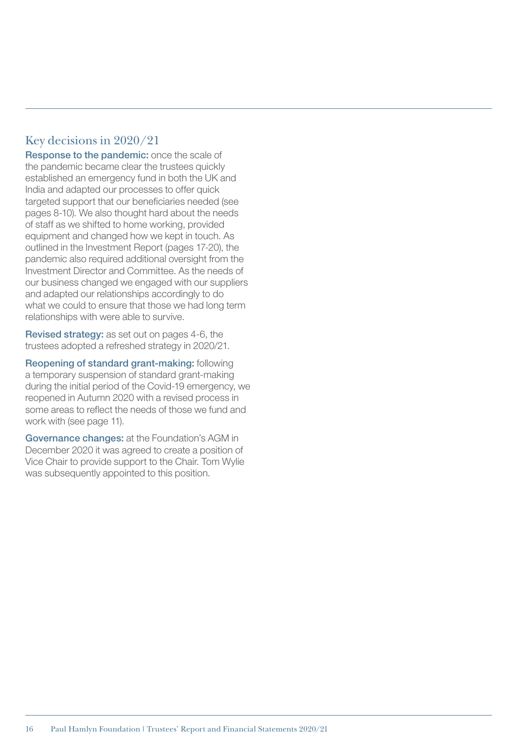## Key decisions in 2020/21

**Response to the pandemic:** once the scale of the pandemic became clear the trustees quickly established an emergency fund in both the UK and India and adapted our processes to offer quick targeted support that our beneficiaries needed (see pages 8-10). We also thought hard about the needs of staff as we shifted to home working, provided equipment and changed how we kept in touch. As outlined in the Investment Report (pages 17-20), the pandemic also required additional oversight from the Investment Director and Committee. As the needs of our business changed we engaged with our suppliers and adapted our relationships accordingly to do what we could to ensure that those we had long term relationships with were able to survive.

**Revised strategy:** as set out on pages 4-6, the trustees adopted a refreshed strategy in 2020/21.

**Reopening of standard grant-making:** following a temporary suspension of standard grant-making during the initial period of the Covid-19 emergency, we reopened in Autumn 2020 with a revised process in some areas to reflect the needs of those we fund and work with (see page 11).

**Governance changes:** at the Foundation's AGM in December 2020 it was agreed to create a position of Vice Chair to provide support to the Chair. Tom Wylie was subsequently appointed to this position.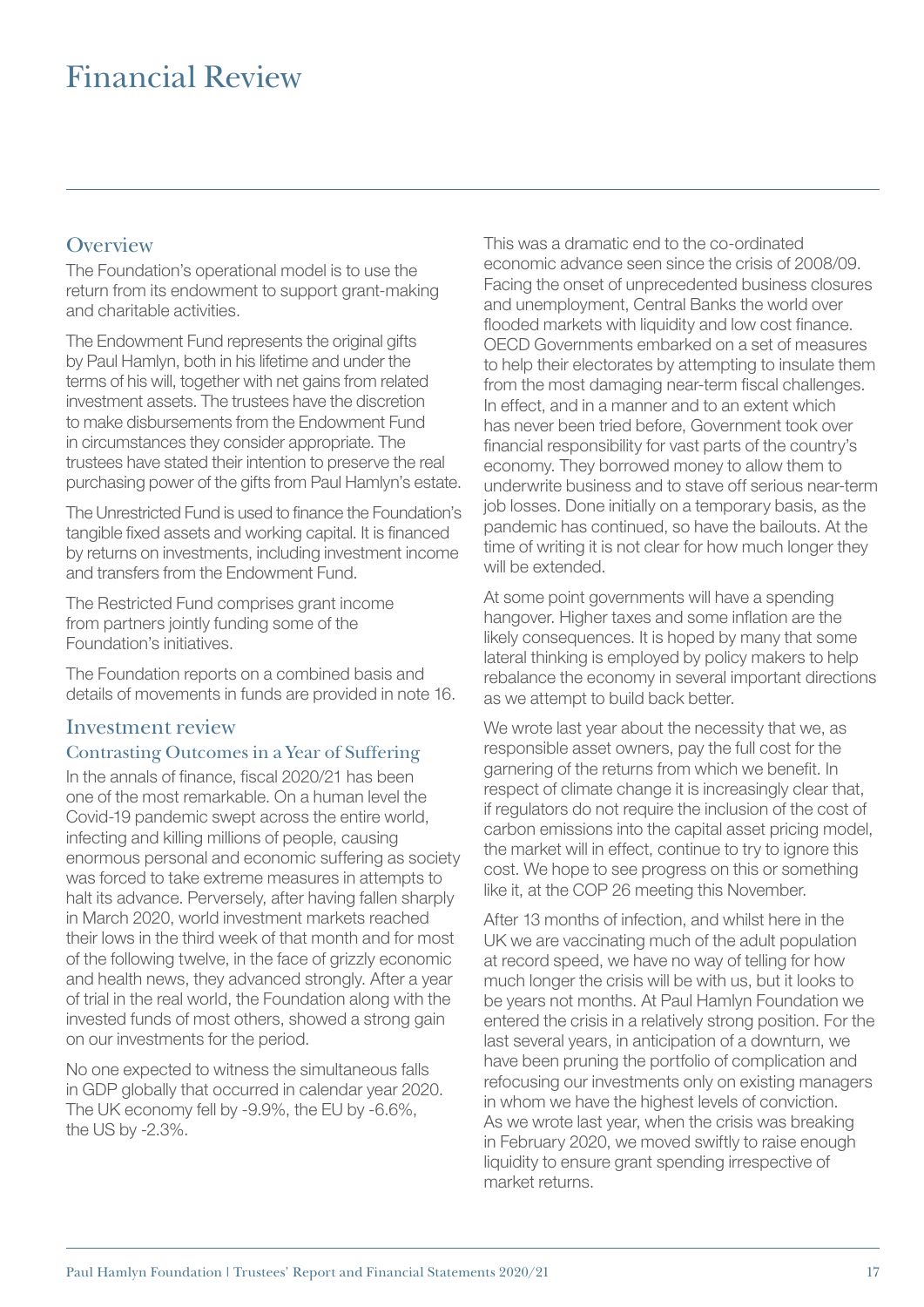# Financial Review

## Overview

The Foundation's operational model is to use the return from its endowment to support grant-making and charitable activities.

The Endowment Fund represents the original gifts by Paul Hamlyn, both in his lifetime and under the terms of his will, together with net gains from related investment assets. The trustees have the discretion to make disbursements from the Endowment Fund in circumstances they consider appropriate. The trustees have stated their intention to preserve the real purchasing power of the gifts from Paul Hamlyn's estate.

The Unrestricted Fund is used to finance the Foundation's tangible fixed assets and working capital. It is financed by returns on investments, including investment income and transfers from the Endowment Fund.

The Restricted Fund comprises grant income from partners jointly funding some of the Foundation's initiatives.

The Foundation reports on a combined basis and details of movements in funds are provided in note 16.

## Investment review

### Contrasting Outcomes in a Year of Suffering

In the annals of finance, fiscal 2020/21 has been one of the most remarkable. On a human level the Covid-19 pandemic swept across the entire world, infecting and killing millions of people, causing enormous personal and economic suffering as society was forced to take extreme measures in attempts to halt its advance. Perversely, after having fallen sharply in March 2020, world investment markets reached their lows in the third week of that month and for most of the following twelve, in the face of grizzly economic and health news, they advanced strongly. After a year of trial in the real world, the Foundation along with the invested funds of most others, showed a strong gain on our investments for the period.

No one expected to witness the simultaneous falls in GDP globally that occurred in calendar year 2020. The UK economy fell by -9.9%, the EU by -6.6%, the US by -2.3%.

This was a dramatic end to the co-ordinated economic advance seen since the crisis of 2008/09. Facing the onset of unprecedented business closures and unemployment, Central Banks the world over flooded markets with liquidity and low cost finance. OECD Governments embarked on a set of measures to help their electorates by attempting to insulate them from the most damaging near-term fiscal challenges. In effect, and in a manner and to an extent which has never been tried before, Government took over financial responsibility for vast parts of the country's economy. They borrowed money to allow them to underwrite business and to stave off serious near-term job losses. Done initially on a temporary basis, as the pandemic has continued, so have the bailouts. At the time of writing it is not clear for how much longer they will be extended.

At some point governments will have a spending hangover. Higher taxes and some inflation are the likely consequences. It is hoped by many that some lateral thinking is employed by policy makers to help rebalance the economy in several important directions as we attempt to build back better.

We wrote last year about the necessity that we, as responsible asset owners, pay the full cost for the garnering of the returns from which we benefit. In respect of climate change it is increasingly clear that, if regulators do not require the inclusion of the cost of carbon emissions into the capital asset pricing model, the market will in effect, continue to try to ignore this cost. We hope to see progress on this or something like it, at the COP 26 meeting this November.

After 13 months of infection, and whilst here in the UK we are vaccinating much of the adult population at record speed, we have no way of telling for how much longer the crisis will be with us, but it looks to be years not months. At Paul Hamlyn Foundation we entered the crisis in a relatively strong position. For the last several years, in anticipation of a downturn, we have been pruning the portfolio of complication and refocusing our investments only on existing managers in whom we have the highest levels of conviction. As we wrote last year, when the crisis was breaking in February 2020, we moved swiftly to raise enough liquidity to ensure grant spending irrespective of market returns.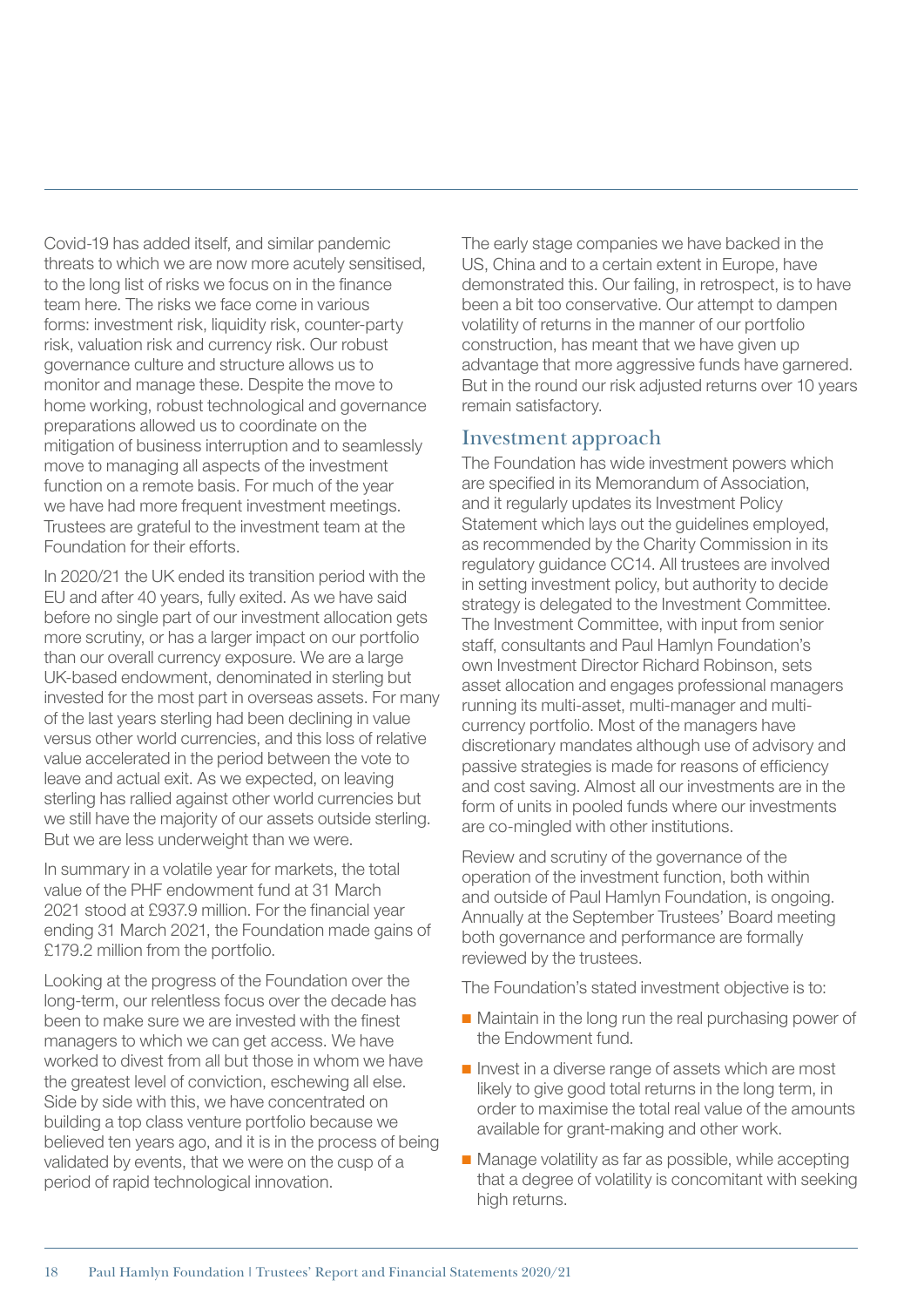Covid-19 has added itself, and similar pandemic threats to which we are now more acutely sensitised, to the long list of risks we focus on in the finance team here. The risks we face come in various forms: investment risk, liquidity risk, counter-party risk, valuation risk and currency risk. Our robust governance culture and structure allows us to monitor and manage these. Despite the move to home working, robust technological and governance preparations allowed us to coordinate on the mitigation of business interruption and to seamlessly move to managing all aspects of the investment function on a remote basis. For much of the year we have had more frequent investment meetings. Trustees are grateful to the investment team at the Foundation for their efforts.

In 2020/21 the UK ended its transition period with the EU and after 40 years, fully exited. As we have said before no single part of our investment allocation gets more scrutiny, or has a larger impact on our portfolio than our overall currency exposure. We are a large UK-based endowment, denominated in sterling but invested for the most part in overseas assets. For many of the last years sterling had been declining in value versus other world currencies, and this loss of relative value accelerated in the period between the vote to leave and actual exit. As we expected, on leaving sterling has rallied against other world currencies but we still have the majority of our assets outside sterling. But we are less underweight than we were.

In summary in a volatile year for markets, the total value of the PHF endowment fund at 31 March 2021 stood at £937.9 million. For the financial year ending 31 March 2021, the Foundation made gains of £179.2 million from the portfolio.

Looking at the progress of the Foundation over the long-term, our relentless focus over the decade has been to make sure we are invested with the finest managers to which we can get access. We have worked to divest from all but those in whom we have the greatest level of conviction, eschewing all else. Side by side with this, we have concentrated on building a top class venture portfolio because we believed ten years ago, and it is in the process of being validated by events, that we were on the cusp of a period of rapid technological innovation.

The early stage companies we have backed in the US, China and to a certain extent in Europe, have demonstrated this. Our failing, in retrospect, is to have been a bit too conservative. Our attempt to dampen volatility of returns in the manner of our portfolio construction, has meant that we have given up advantage that more aggressive funds have garnered. But in the round our risk adjusted returns over 10 years remain satisfactory.

## Investment approach

The Foundation has wide investment powers which are specified in its Memorandum of Association, and it regularly updates its Investment Policy Statement which lays out the guidelines employed, as recommended by the Charity Commission in its regulatory guidance CC14. All trustees are involved in setting investment policy, but authority to decide strategy is delegated to the Investment Committee. The Investment Committee, with input from senior staff, consultants and Paul Hamlyn Foundation's own Investment Director Richard Robinson, sets asset allocation and engages professional managers running its multi-asset, multi-manager and multi-currency portfolio. Most of the managers have discretionary mandates although use of advisory and passive strategies is made for reasons of efficiency and cost saving. Almost all our investments are in the form of units in pooled funds where our investments are co-mingled with other institutions.

Review and scrutiny of the governance of the operation of the investment function, both within and outside of Paul Hamlyn Foundation, is ongoing. Annually at the September Trustees' Board meeting both governance and performance are formally reviewed by the trustees.

The Foundation's stated investment objective is to:

- Maintain in the long run the real purchasing power of the Endowment fund.
- Invest in a diverse range of assets which are most likely to give good total returns in the long term, in order to maximise the total real value of the amounts available for grant-making and other work.
- Manage volatility as far as possible, while accepting that a degree of volatility is concomitant with seeking high returns.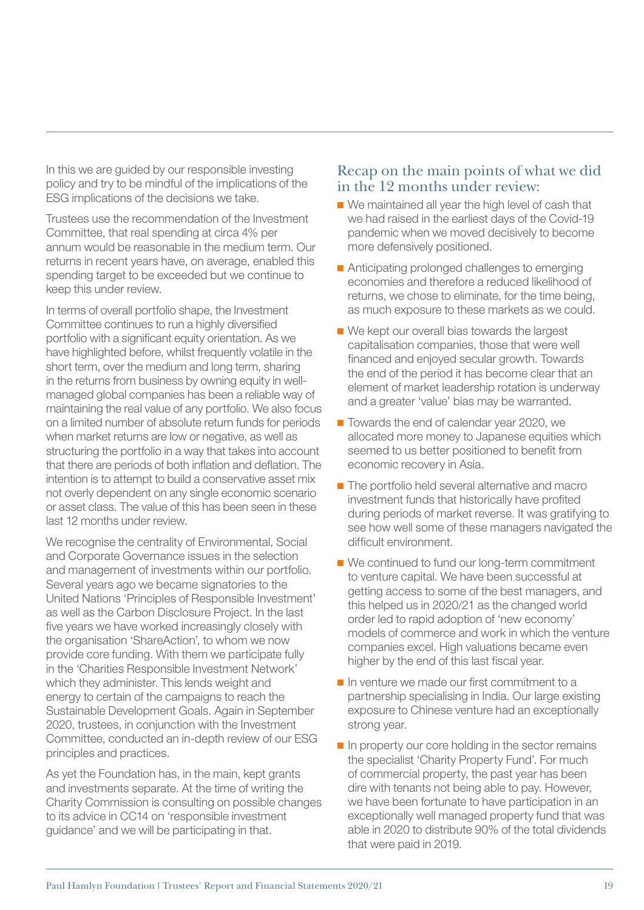In this we are guided by our responsible investing policy and try to be mindful of the implications of the ESG implications of the decisions we take.

Trustees use the recommendation of the Investment Committee, that real spending at circa 4% per annum would be reasonable in the medium term. Our returns in recent years have, on average, enabled this spending target to be exceeded but we continue to keep this under review.

In terms of overall portfolio shape, the Investment Committee continues to run a highly diversified portfolio with a significant equity orientation. As we have highlighted before, whilst frequently volatile in the short term, over the medium and long term, sharing in the returns from business by owning equity in well-managed global companies has been a reliable way of maintaining the real value of any portfolio. We also focus on a limited number of absolute return funds for periods when market returns are low or negative, as well as structuring the portfolio in a way that takes into account that there are periods of both inflation and deflation. The intention is to attempt to build a conservative asset mix not overly dependent on any single economic scenario or asset class. The value of this has been seen in these last 12 months under review.

We recognise the centrality of Environmental, Social and Corporate Governance issues in the selection and management of investments within our portfolio. Several years ago we became signatories to the United Nations 'Principles of Responsible Investment' as well as the Carbon Disclosure Project. In the last five years we have worked increasingly closely with the organisation 'ShareAction', to whom we now provide core funding. With them we participate fully in the 'Charities Responsible Investment Network' which they administer. This lends weight and energy to certain of the campaigns to reach the Sustainable Development Goals. Again in September 2020, trustees, in conjunction with the Investment Committee, conducted an in-depth review of our ESG principles and practices.

As yet the Foundation has, in the main, kept grants and investments separate. At the time of writing the Charity Commission is consulting on possible changes to its advice in CC14 on 'responsible investment guidance' and we will be participating in that.

## Recap on the main points of what we did in the 12 months under review:

- We maintained all year the high level of cash that we had raised in the earliest days of the Covid-19 pandemic when we moved decisively to become more defensively positioned.
- Anticipating prolonged challenges to emerging economies and therefore a reduced likelihood of returns, we chose to eliminate, for the time being, as much exposure to these markets as we could.
- We kept our overall bias towards the largest capitalisation companies, those that were well financed and enjoyed secular growth. Towards the end of the period it has become clear that an element of market leadership rotation is underway and a greater 'value' bias may be warranted.
- Towards the end of calendar year 2020, we allocated more money to Japanese equities which seemed to us better positioned to benefit from economic recovery in Asia.
- The portfolio held several alternative and macro investment funds that historically have profited during periods of market reverse. It was gratifying to see how well some of these managers navigated the difficult environment.
- We continued to fund our long-term commitment to venture capital. We have been successful at getting access to some of the best managers, and this helped us in 2020/21 as the changed world order led to rapid adoption of 'new economy' models of commerce and work in which the venture companies excel. High valuations became even higher by the end of this last fiscal year.
- In venture we made our first commitment to a partnership specialising in India. Our large existing exposure to Chinese venture had an exceptionally strong year.
- In property our core holding in the sector remains the specialist 'Charity Property Fund'. For much of commercial property, the past year has been dire with tenants not being able to pay. However, we have been fortunate to have participation in an exceptionally well managed property fund that was able in 2020 to distribute 90% of the total dividends that were paid in 2019.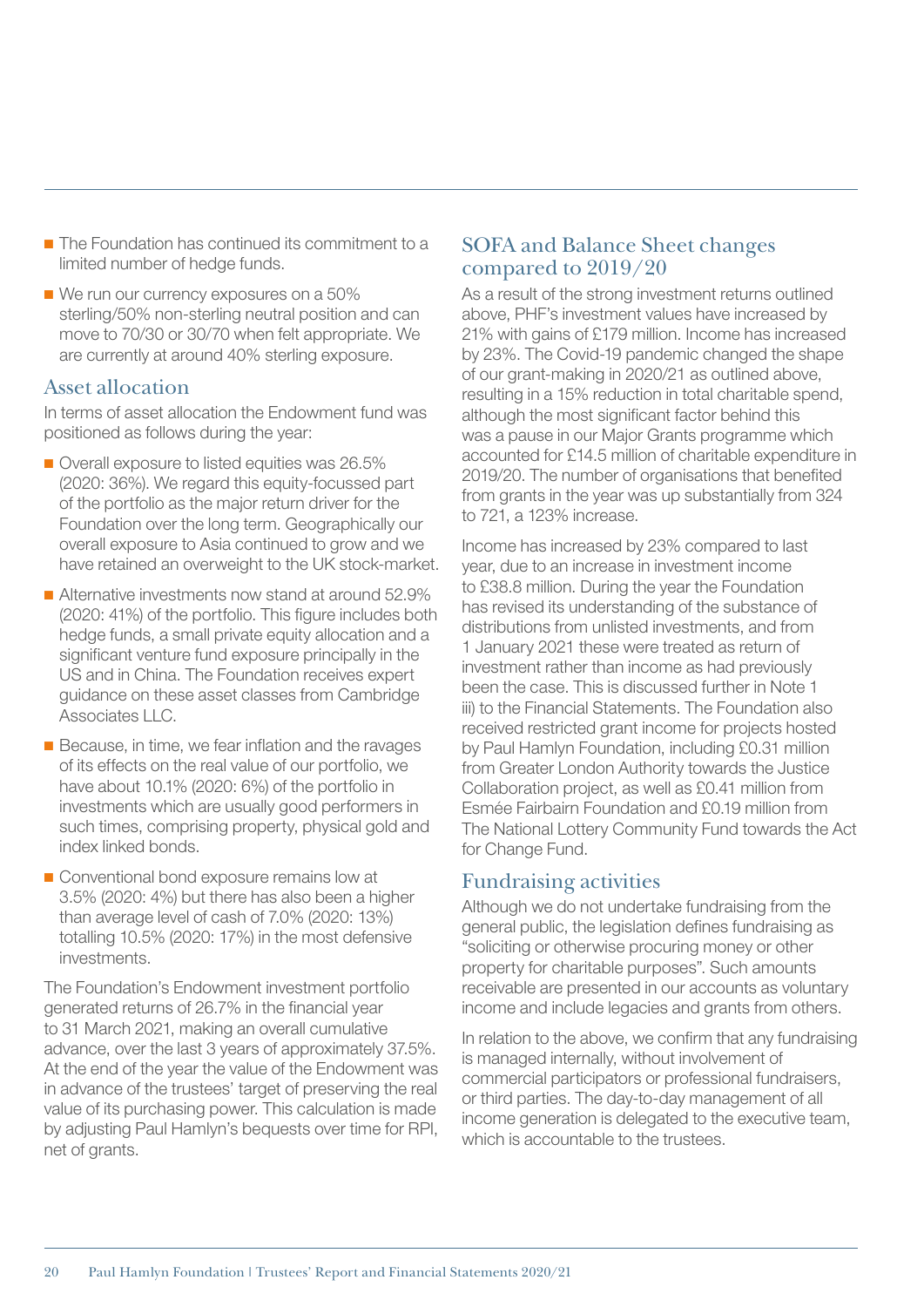- The Foundation has continued its commitment to a limited number of hedge funds.
- We run our currency exposures on a 50% sterling/50% non-sterling neutral position and can move to 70/30 or 30/70 when felt appropriate. We are currently at around 40% sterling exposure.

## Asset allocation

In terms of asset allocation the Endowment fund was positioned as follows during the year:

- Overall exposure to listed equities was 26.5% (2020: 36%). We regard this equity-focussed part of the portfolio as the major return driver for the Foundation over the long term. Geographically our overall exposure to Asia continued to grow and we have retained an overweight to the UK stock-market.
- Alternative investments now stand at around 52.9% (2020: 41%) of the portfolio. This figure includes both hedge funds, a small private equity allocation and a significant venture fund exposure principally in the US and in China. The Foundation receives expert guidance on these asset classes from Cambridge Associates LLC.
- Because, in time, we fear inflation and the ravages of its effects on the real value of our portfolio, we have about 10.1% (2020: 6%) of the portfolio in investments which are usually good performers in such times, comprising property, physical gold and index linked bonds.
- Conventional bond exposure remains low at 3.5% (2020: 4%) but there has also been a higher than average level of cash of 7.0% (2020: 13%) totalling 10.5% (2020: 17%) in the most defensive investments.

The Foundation's Endowment investment portfolio generated returns of 26.7% in the financial year to 31 March 2021, making an overall cumulative advance, over the last 3 years of approximately 37.5%. At the end of the year the value of the Endowment was in advance of the trustees' target of preserving the real value of its purchasing power. This calculation is made by adjusting Paul Hamlyn's bequests over time for RPI, net of grants.

## SOFA and Balance Sheet changes compared to 2019/20

As a result of the strong investment returns outlined above, PHF's investment values have increased by 21% with gains of £179 million. Income has increased by 23%. The Covid-19 pandemic changed the shape of our grant-making in 2020/21 as outlined above, resulting in a 15% reduction in total charitable spend, although the most significant factor behind this was a pause in our Major Grants programme which accounted for £14.5 million of charitable expenditure in 2019/20. The number of organisations that benefited from grants in the year was up substantially from 324 to 721, a 123% increase.

Income has increased by 23% compared to last year, due to an increase in investment income to £38.8 million. During the year the Foundation has revised its understanding of the substance of distributions from unlisted investments, and from 1 January 2021 these were treated as return of investment rather than income as had previously been the case. This is discussed further in Note 1 iii) to the Financial Statements. The Foundation also received restricted grant income for projects hosted by Paul Hamlyn Foundation, including £0.31 million from Greater London Authority towards the Justice Collaboration project, as well as £0.41 million from Esmée Fairbairn Foundation and £0.19 million from The National Lottery Community Fund towards the Act for Change Fund.

## Fundraising activities

Although we do not undertake fundraising from the general public, the legislation defines fundraising as "soliciting or otherwise procuring money or other property for charitable purposes". Such amounts receivable are presented in our accounts as voluntary income and include legacies and grants from others.

In relation to the above, we confirm that any fundraising is managed internally, without involvement of commercial participators or professional fundraisers, or third parties. The day-to-day management of all income generation is delegated to the executive team, which is accountable to the trustees.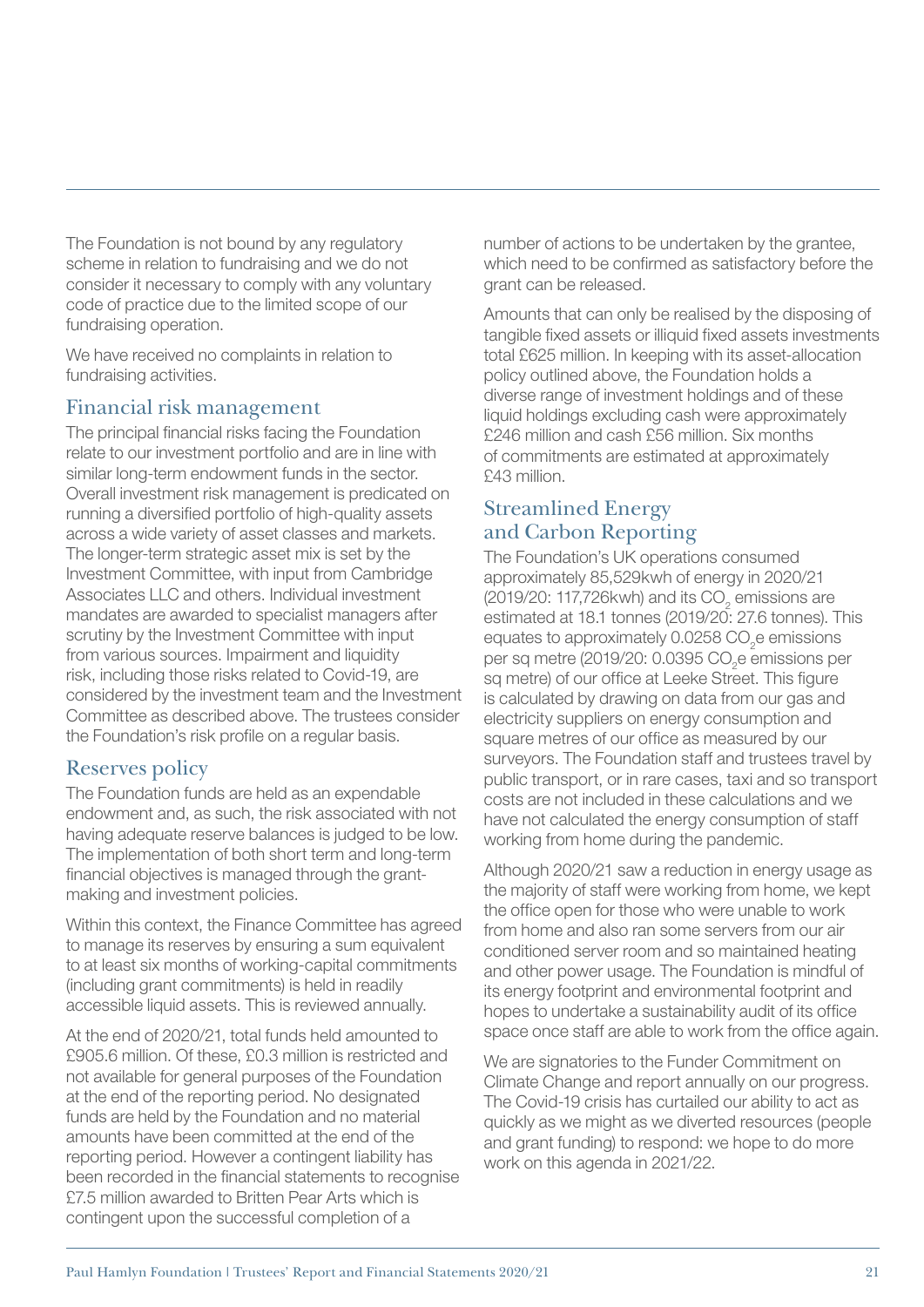The Foundation is not bound by any regulatory scheme in relation to fundraising and we do not consider it necessary to comply with any voluntary code of practice due to the limited scope of our fundraising operation.

We have received no complaints in relation to fundraising activities.

## Financial risk management

The principal financial risks facing the Foundation relate to our investment portfolio and are in line with similar long-term endowment funds in the sector. Overall investment risk management is predicated on running a diversified portfolio of high-quality assets across a wide variety of asset classes and markets. The longer-term strategic asset mix is set by the Investment Committee, with input from Cambridge Associates LLC and others. Individual investment mandates are awarded to specialist managers after scrutiny by the Investment Committee with input from various sources. Impairment and liquidity risk, including those risks related to Covid-19, are considered by the investment team and the Investment Committee as described above. The trustees consider the Foundation's risk profile on a regular basis.

## Reserves policy

The Foundation funds are held as an expendable endowment and, as such, the risk associated with not having adequate reserve balances is judged to be low. The implementation of both short term and long-term financial objectives is managed through the grant-making and investment policies.

Within this context, the Finance Committee has agreed to manage its reserves by ensuring a sum equivalent to at least six months of working-capital commitments (including grant commitments) is held in readily accessible liquid assets. This is reviewed annually.

At the end of 2020/21, total funds held amounted to £905.6 million. Of these, £0.3 million is restricted and not available for general purposes of the Foundation at the end of the reporting period. No designated funds are held by the Foundation and no material amounts have been committed at the end of the reporting period. However a contingent liability has been recorded in the financial statements to recognise £7.5 million awarded to Britten Pear Arts which is contingent upon the successful completion of a number of actions to be undertaken by the grantee, which need to be confirmed as satisfactory before the grant can be released.

Amounts that can only be realised by the disposing of tangible fixed assets or illiquid fixed assets investments total £625 million. In keeping with its asset-allocation policy outlined above, the Foundation holds a diverse range of investment holdings and of these liquid holdings excluding cash were approximately £246 million and cash £56 million. Six months of commitments are estimated at approximately £43 million.

## Streamlined Energy and Carbon Reporting

The Foundation's UK operations consumed approximately 85,529kwh of energy in 2020/21 (2019/20: 117,726kwh) and its $CO_2$ emissions are estimated at 18.1 tonnes (2019/20: 27.6 tonnes). This equates to approximately 0.0258 $CO_2$e emissions per sq metre (2019/20: 0.0395 $CO_2$e emissions per sq metre) of our office at Leeke Street. This figure is calculated by drawing on data from our gas and electricity suppliers on energy consumption and square metres of our office as measured by our surveyors. The Foundation staff and trustees travel by public transport, or in rare cases, taxi and so transport costs are not included in these calculations and we have not calculated the energy consumption of staff working from home during the pandemic.

Although 2020/21 saw a reduction in energy usage as the majority of staff were working from home, we kept the office open for those who were unable to work from home and also ran some servers from our air conditioned server room and so maintained heating and other power usage. The Foundation is mindful of its energy footprint and environmental footprint and hopes to undertake a sustainability audit of its office space once staff are able to work from the office again.

We are signatories to the Funder Commitment on Climate Change and report annually on our progress. The Covid-19 crisis has curtailed our ability to act as quickly as we might as we diverted resources (people and grant funding) to respond: we hope to do more work on this agenda in 2021/22.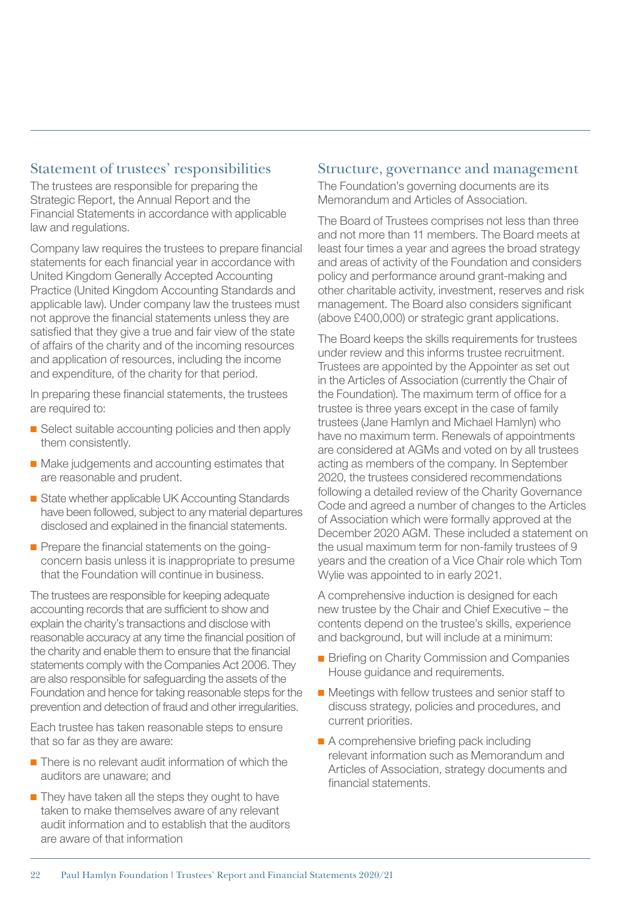## Statement of trustees' responsibilities

The trustees are responsible for preparing the Strategic Report, the Annual Report and the Financial Statements in accordance with applicable law and regulations.

Company law requires the trustees to prepare financial statements for each financial year in accordance with United Kingdom Generally Accepted Accounting Practice (United Kingdom Accounting Standards and applicable law). Under company law the trustees must not approve the financial statements unless they are satisfied that they give a true and fair view of the state of affairs of the charity and of the incoming resources and application of resources, including the income and expenditure, of the charity for that period.

In preparing these financial statements, the trustees are required to:

- Select suitable accounting policies and then apply them consistently.
- Make judgements and accounting estimates that are reasonable and prudent.
- State whether applicable UK Accounting Standards have been followed, subject to any material departures disclosed and explained in the financial statements.
- Prepare the financial statements on the going-concern basis unless it is inappropriate to presume that the Foundation will continue in business.

The trustees are responsible for keeping adequate accounting records that are sufficient to show and explain the charity's transactions and disclose with reasonable accuracy at any time the financial position of the charity and enable them to ensure that the financial statements comply with the Companies Act 2006. They are also responsible for safeguarding the assets of the Foundation and hence for taking reasonable steps for the prevention and detection of fraud and other irregularities.

Each trustee has taken reasonable steps to ensure that so far as they are aware:

- There is no relevant audit information of which the auditors are unaware; and
- They have taken all the steps they ought to have taken to make themselves aware of any relevant audit information and to establish that the auditors are aware of that information

## Structure, governance and management

The Foundation's governing documents are its Memorandum and Articles of Association.

The Board of Trustees comprises not less than three and not more than 11 members. The Board meets at least four times a year and agrees the broad strategy and areas of activity of the Foundation and considers policy and performance around grant-making and other charitable activity, investment, reserves and risk management. The Board also considers significant (above £400,000) or strategic grant applications.

The Board keeps the skills requirements for trustees under review and this informs trustee recruitment. Trustees are appointed by the Appointer as set out in the Articles of Association (currently the Chair of the Foundation). The maximum term of office for a trustee is three years except in the case of family trustees (Jane Hamlyn and Michael Hamlyn) who have no maximum term. Renewals of appointments are considered at AGMs and voted on by all trustees acting as members of the company. In September 2020, the trustees considered recommendations following a detailed review of the Charity Governance Code and agreed a number of changes to the Articles of Association which were formally approved at the December 2020 AGM. These included a statement on the usual maximum term for non-family trustees of 9 years and the creation of a Vice Chair role which Tom Wylie was appointed to in early 2021.

A comprehensive induction is designed for each new trustee by the Chair and Chief Executive – the contents depend on the trustee's skills, experience and background, but will include at a minimum:

- Briefing on Charity Commission and Companies House guidance and requirements.
- Meetings with fellow trustees and senior staff to discuss strategy, policies and procedures, and current priorities.
- A comprehensive briefing pack including relevant information such as Memorandum and Articles of Association, strategy documents and financial statements.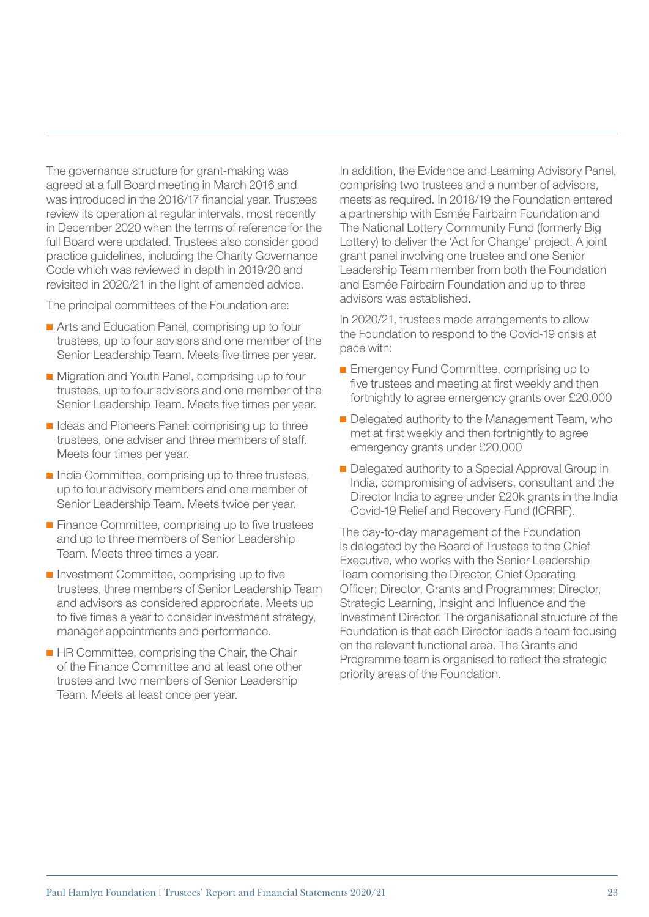The governance structure for grant-making was agreed at a full Board meeting in March 2016 and was introduced in the 2016/17 financial year. Trustees review its operation at regular intervals, most recently in December 2020 when the terms of reference for the full Board were updated. Trustees also consider good practice guidelines, including the Charity Governance Code which was reviewed in depth in 2019/20 and revisited in 2020/21 in the light of amended advice.

The principal committees of the Foundation are:

- Arts and Education Panel, comprising up to four trustees, up to four advisors and one member of the Senior Leadership Team. Meets five times per year.
- Migration and Youth Panel, comprising up to four trustees, up to four advisors and one member of the Senior Leadership Team. Meets five times per year.
- Ideas and Pioneers Panel: comprising up to three trustees, one adviser and three members of staff. Meets four times per year.
- India Committee, comprising up to three trustees, up to four advisory members and one member of Senior Leadership Team. Meets twice per year.
- Finance Committee, comprising up to five trustees and up to three members of Senior Leadership Team. Meets three times a year.
- Investment Committee, comprising up to five trustees, three members of Senior Leadership Team and advisors as considered appropriate. Meets up to five times a year to consider investment strategy, manager appointments and performance.
- HR Committee, comprising the Chair, the Chair of the Finance Committee and at least one other trustee and two members of Senior Leadership Team. Meets at least once per year.

In addition, the Evidence and Learning Advisory Panel, comprising two trustees and a number of advisors, meets as required. In 2018/19 the Foundation entered a partnership with Esmée Fairbairn Foundation and The National Lottery Community Fund (formerly Big Lottery) to deliver the 'Act for Change' project. A joint grant panel involving one trustee and one Senior Leadership Team member from both the Foundation and Esmée Fairbairn Foundation and up to three advisors was established.

In 2020/21, trustees made arrangements to allow the Foundation to respond to the Covid-19 crisis at pace with:

- Emergency Fund Committee, comprising up to five trustees and meeting at first weekly and then fortnightly to agree emergency grants over £20,000
- Delegated authority to the Management Team, who met at first weekly and then fortnightly to agree emergency grants under £20,000
- Delegated authority to a Special Approval Group in India, compromising of advisers, consultant and the Director India to agree under £20k grants in the India Covid-19 Relief and Recovery Fund (ICRRF).

The day-to-day management of the Foundation is delegated by the Board of Trustees to the Chief Executive, who works with the Senior Leadership Team comprising the Director, Chief Operating Officer; Director, Grants and Programmes; Director, Strategic Learning, Insight and Influence and the Investment Director. The organisational structure of the Foundation is that each Director leads a team focusing on the relevant functional area. The Grants and Programme team is organised to reflect the strategic priority areas of the Foundation.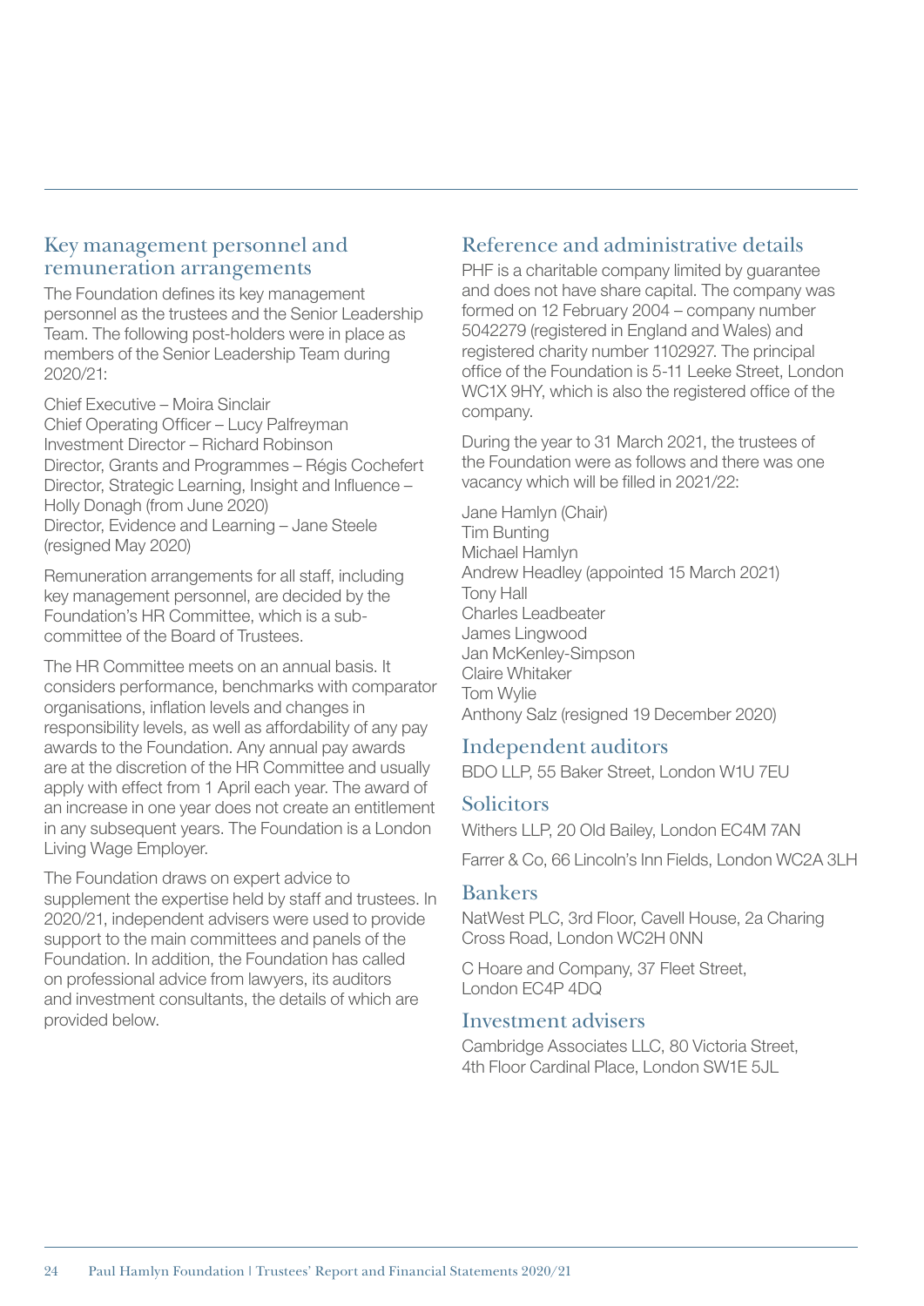## Key management personnel and remuneration arrangements

The Foundation defines its key management personnel as the trustees and the Senior Leadership Team. The following post-holders were in place as members of the Senior Leadership Team during 2020/21:

Chief Executive – Moira Sinclair
Chief Operating Officer – Lucy Palfreyman
Investment Director – Richard Robinson
Director, Grants and Programmes – Régis Cochefert
Director, Strategic Learning, Insight and Influence – Holly Donagh (from June 2020)
Director, Evidence and Learning – Jane Steele (resigned May 2020)

Remuneration arrangements for all staff, including key management personnel, are decided by the Foundation's HR Committee, which is a sub-committee of the Board of Trustees.

The HR Committee meets on an annual basis. It considers performance, benchmarks with comparator organisations, inflation levels and changes in responsibility levels, as well as affordability of any pay awards to the Foundation. Any annual pay awards are at the discretion of the HR Committee and usually apply with effect from 1 April each year. The award of an increase in one year does not create an entitlement in any subsequent years. The Foundation is a London Living Wage Employer.

The Foundation draws on expert advice to supplement the expertise held by staff and trustees. In 2020/21, independent advisers were used to provide support to the main committees and panels of the Foundation. In addition, the Foundation has called on professional advice from lawyers, its auditors and investment consultants, the details of which are provided below.

## Reference and administrative details

PHF is a charitable company limited by guarantee and does not have share capital. The company was formed on 12 February 2004 – company number 5042279 (registered in England and Wales) and registered charity number 1102927. The principal office of the Foundation is 5-11 Leeke Street, London WC1X 9HY, which is also the registered office of the company.

During the year to 31 March 2021, the trustees of the Foundation were as follows and there was one vacancy which will be filled in 2021/22:

Jane Hamlyn (Chair)
Tim Bunting
Michael Hamlyn
Andrew Headley (appointed 15 March 2021)
Tony Hall
Charles Leadbeater
James Lingwood
Jan McKenley-Simpson
Claire Whitaker
Tom Wylie
Anthony Salz (resigned 19 December 2020)

## Independent auditors

BDO LLP, 55 Baker Street, London W1U 7EU

## Solicitors

Withers LLP, 20 Old Bailey, London EC4M 7AN

Farrer & Co, 66 Lincoln's Inn Fields, London WC2A 3LH

## Bankers

NatWest PLC, 3rd Floor, Cavell House, 2a Charing Cross Road, London WC2H 0NN

C Hoare and Company, 37 Fleet Street, London EC4P 4DQ

## Investment advisers

Cambridge Associates LLC, 80 Victoria Street, 4th Floor Cardinal Place, London SW1E 5JL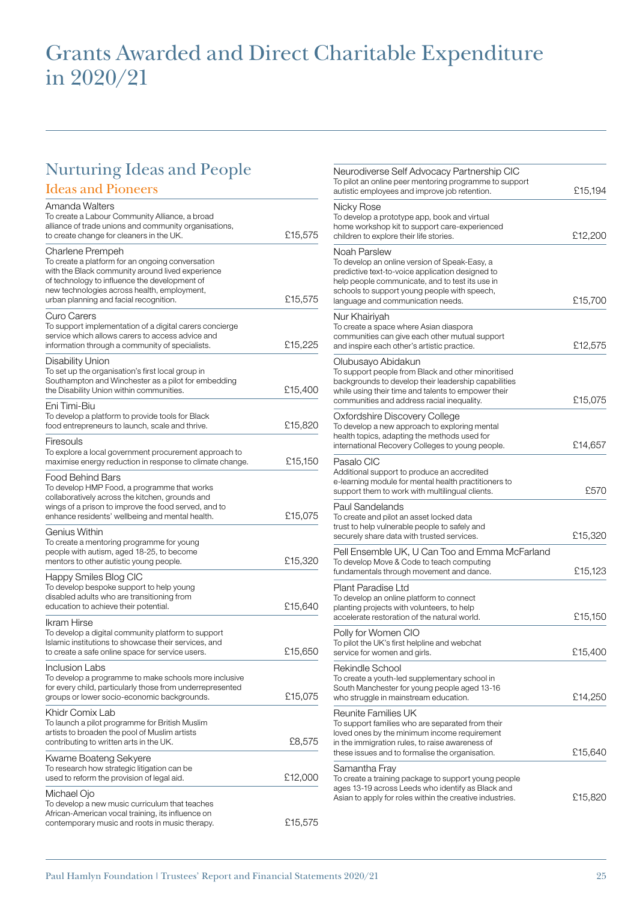# Grants Awarded and Direct Charitable Expenditure in 2020/21

## Nurturing Ideas and People

### Ideas and Pioneers

| Grant | Amount |
|---|---|
| **Amanda Walters**<br>To create a Labour Community Alliance, a broad alliance of trade unions and community organisations, to create change for cleaners in the UK. | £15,575 |
| **Charlene Prempeh**<br>To create a platform for an ongoing conversation with the Black community around lived experience of technology to influence the development of new technologies across health, employment, urban planning and facial recognition. | £15,575 |
| **Curo Carers**<br>To support implementation of a digital carers concierge service which allows carers to access advice and information through a community of specialists. | £15,225 |
| **Disability Union**<br>To set up the organisation's first local group in Southampton and Winchester as a pilot for embedding the Disability Union within communities. | £15,400 |
| **Eni Timi-Biu**<br>To develop a platform to provide tools for Black food entrepreneurs to launch, scale and thrive. | £15,820 |
| **Firesouls**<br>To explore a local government procurement approach to maximise energy reduction in response to climate change. | £15,150 |
| **Food Behind Bars**<br>To develop HMP Food, a programme that works collaboratively across the kitchen, grounds and wings of a prison to improve the food served, and to enhance residents' wellbeing and mental health. | £15,075 |
| **Genius Within**<br>To create a mentoring programme for young people with autism, aged 18-25, to become mentors to other autistic young people. | £15,320 |
| **Happy Smiles Blog CIC**<br>To develop bespoke support to help young disabled adults who are transitioning from education to achieve their potential. | £15,640 |
| **Ikram Hirse**<br>To develop a digital community platform to support Islamic institutions to showcase their services, and to create a safe online space for service users. | £15,650 |
| **Inclusion Labs**<br>To develop a programme to make schools more inclusive for every child, particularly those from underrepresented groups or lower socio-economic backgrounds. | £15,075 |
| **Khidr Comix Lab**<br>To launch a pilot programme for British Muslim artists to broaden the pool of Muslim artists contributing to written arts in the UK. | £8,575 |
| **Kwame Boateng Sekyere**<br>To research how strategic litigation can be used to reform the provision of legal aid. | £12,000 |
| **Michael Ojo**<br>To develop a new music curriculum that teaches African-American vocal training, its influence on contemporary music and roots in music therapy. | £15,575 |
| **Neurodiverse Self Advocacy Partnership CIC**<br>To pilot an online peer mentoring programme to support autistic employees and improve job retention. | £15,194 |
| **Nicky Rose**<br>To develop a prototype app, book and virtual home workshop kit to support care-experienced children to explore their life stories. | £12,200 |
| **Noah Parslew**<br>To develop an online version of Speak-Easy, a predictive text-to-voice application designed to help people communicate, and to test its use in schools to support young people with speech, language and communication needs. | £15,700 |
| **Nur Khairiyah**<br>To create a space where Asian diaspora communities can give each other mutual support and inspire each other's artistic practice. | £12,575 |
| **Olubusayo Abidakun**<br>To support people from Black and other minoritised backgrounds to develop their leadership capabilities while using their time and talents to empower their communities and address racial inequality. | £15,075 |
| **Oxfordshire Discovery College**<br>To develop a new approach to exploring mental health topics, adapting the methods used for international Recovery Colleges to young people. | £14,657 |
| **Pasalo CIC**<br>Additional support to produce an accredited e-learning module for mental health practitioners to support them to work with multilingual clients. | £570 |
| **Paul Sandelands**<br>To create and pilot an asset locked data trust to help vulnerable people to safely and securely share data with trusted services. | £15,320 |
| **Pell Ensemble UK, U Can Too and Emma McFarland**<br>To develop Move & Code to teach computing fundamentals through movement and dance. | £15,123 |
| **Plant Paradise Ltd**<br>To develop an online platform to connect planting projects with volunteers, to help accelerate restoration of the natural world. | £15,150 |
| **Polly for Women CIO**<br>To pilot the UK's first helpline and webchat service for women and girls. | £15,400 |
| **Rekindle School**<br>To create a youth-led supplementary school in South Manchester for young people aged 13-16 who struggle in mainstream education. | £14,250 |
| **Reunite Families UK**<br>To support families who are separated from their loved ones by the minimum income requirement in the immigration rules, to raise awareness of these issues and to formalise the organisation. | £15,640 |
| **Samantha Fray**<br>To create a training package to support young people ages 13-19 across Leeds who identify as Black and Asian to apply for roles within the creative industries. | £15,820 |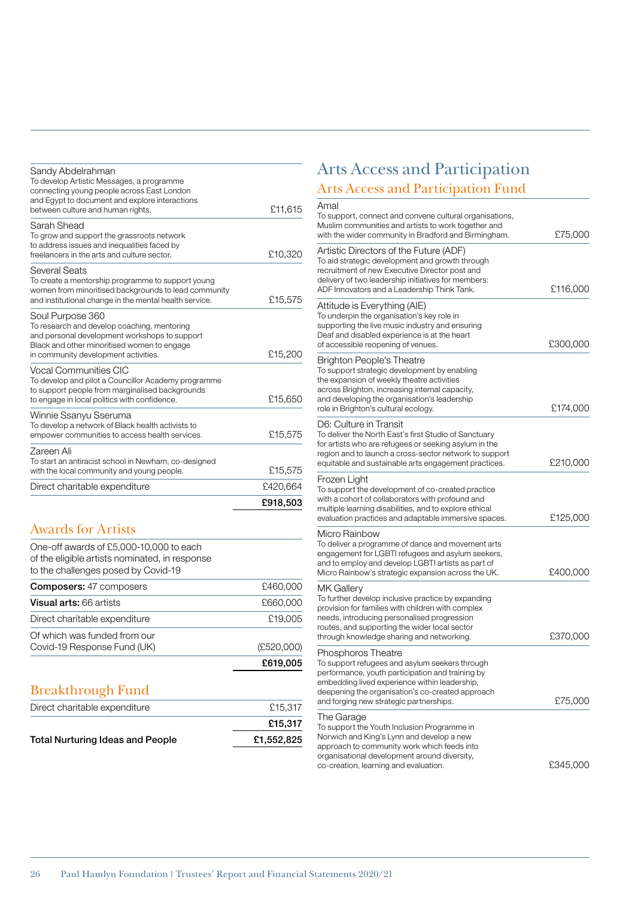| | |
|---|---|
| Sandy Abdelrahman<br>To develop Artistic Messages, a programme connecting young people across East London and Egypt to document and explore interactions between culture and human rights. | £11,615 |
| Sarah Shead<br>To grow and support the grassroots network to address issues and inequalities faced by freelancers in the arts and culture sector. | £10,320 |
| Several Seats<br>To create a mentorship programme to support young women from minoritised backgrounds to lead community and institutional change in the mental health service. | £15,575 |
| Soul Purpose 360<br>To research and develop coaching, mentoring and personal development workshops to support Black and other minoritised women to engage in community development activities. | £15,200 |
| Vocal Communities CIC<br>To develop and pilot a Councillor Academy programme to support people from marginalised backgrounds to engage in local politics with confidence. | £15,650 |
| Winnie Ssanyu Sseruma<br>To develop a network of Black health activists to empower communities to access health services. | £15,575 |
| Zareen Ali<br>To start an antiracist school in Newham, co-designed with the local community and young people. | £15,575 |
| Direct charitable expenditure | £420,664 |
| | **£918,503** |

## Awards for Artists

| | |
|---|---|
| One-off awards of £5,000-10,000 to each of the eligible artists nominated, in response to the challenges posed by Covid-19 | |
| **Composers:** 47 composers | £460,000 |
| **Visual arts:** 66 artists | £660,000 |
| Direct charitable expenditure | £19,005 |
| Of which was funded from our Covid-19 Response Fund (UK) | (£520,000) |
| | **£619,005** |

## Breakthrough Fund

| | |
|---|---|
| Direct charitable expenditure | £15,317 |
| | **£15,317** |
| **Total Nurturing Ideas and People** | **£1,552,825** |

# Arts Access and Participation

## Arts Access and Participation Fund

| | |
|---|---|
| Amal<br>To support, connect and convene cultural organisations, Muslim communities and artists to work together and with the wider community in Bradford and Birmingham. | £75,000 |
| Artistic Directors of the Future (ADF)<br>To aid strategic development and growth through recruitment of new Executive Director post and delivery of two leadership initiatives for members: ADF Innovators and a Leadership Think Tank. | £116,000 |
| Attitude is Everything (AIE)<br>To underpin the organisation's key role in supporting the live music industry and ensuring Deaf and disabled experience is at the heart of accessible reopening of venues. | £300,000 |
| Brighton People's Theatre<br>To support strategic development by enabling the expansion of weekly theatre activities across Brighton, increasing internal capacity, and developing the organisation's leadership role in Brighton's cultural ecology. | £174,000 |
| D6: Culture in Transit<br>To deliver the North East's first Studio of Sanctuary for artists who are refugees or seeking asylum in the region and to launch a cross-sector network to support equitable and sustainable arts engagement practices. | £210,000 |
| Frozen Light<br>To support the development of co-created practice with a cohort of collaborators with profound and multiple learning disabilities, and to explore ethical evaluation practices and adaptable immersive spaces. | £125,000 |
| Micro Rainbow<br>To deliver a programme of dance and movement arts engagement for LGBTI refugees and asylum seekers, and to employ and develop LGBTI artists as part of Micro Rainbow's strategic expansion across the UK. | £400,000 |
| MK Gallery<br>To further develop inclusive practice by expanding provision for families with children with complex needs, introducing personalised progression routes, and supporting the wider local sector through knowledge sharing and networking. | £370,000 |
| Phosphoros Theatre<br>To support refugees and asylum seekers through performance, youth participation and training by embedding lived experience within leadership, deepening the organisation's co-created approach and forging new strategic partnerships. | £75,000 |
| The Garage<br>To support the Youth Inclusion Programme in Norwich and King's Lynn and develop a new approach to community work which feeds into organisational development around diversity, co-creation, learning and evaluation. | £345,000 |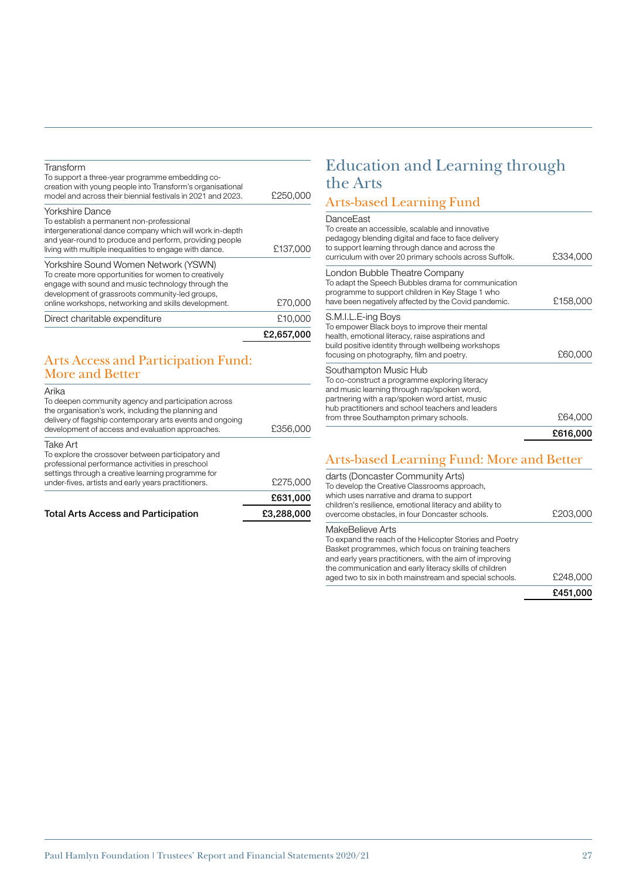| | |
|---|---|
| Transform<br>To support a three-year programme embedding co-creation with young people into Transform's organisational model and across their biennial festivals in 2021 and 2023. | £250,000 |
| Yorkshire Dance<br>To establish a permanent non-professional intergenerational dance company which will work in-depth and year-round to produce and perform, providing people living with multiple inequalities to engage with dance. | £137,000 |
| Yorkshire Sound Women Network (YSWN)<br>To create more opportunities for women to creatively engage with sound and music technology through the development of grassroots community-led groups, online workshops, networking and skills development. | £70,000 |
| Direct charitable expenditure | £10,000 |
| | **£2,657,000** |

## Arts Access and Participation Fund: More and Better

| | |
|---|---|
| Arika<br>To deepen community agency and participation across the organisation's work, including the planning and delivery of flagship contemporary arts events and ongoing development of access and evaluation approaches. | £356,000 |
| Take Art<br>To explore the crossover between participatory and professional performance activities in preschool settings through a creative learning programme for under-fives, artists and early years practitioners. | £275,000 |
| | **£631,000** |
| **Total Arts Access and Participation** | **£3,288,000** |

# Education and Learning through the Arts

## Arts-based Learning Fund

| | |
|---|---|
| DanceEast<br>To create an accessible, scalable and innovative pedagogy blending digital and face to face delivery to support learning through dance and across the curriculum with over 20 primary schools across Suffolk. | £334,000 |
| London Bubble Theatre Company<br>To adapt the Speech Bubbles drama for communication programme to support children in Key Stage 1 who have been negatively affected by the Covid pandemic. | £158,000 |
| S.M.I.L.E-ing Boys<br>To empower Black boys to improve their mental health, emotional literacy, raise aspirations and build positive identity through wellbeing workshops focusing on photography, film and poetry. | £60,000 |
| Southampton Music Hub<br>To co-construct a programme exploring literacy and music learning through rap/spoken word, partnering with a rap/spoken word artist, music hub practitioners and school teachers and leaders from three Southampton primary schools. | £64,000 |
| | **£616,000** |

## Arts-based Learning Fund: More and Better

| | |
|---|---|
| darts (Doncaster Community Arts)<br>To develop the Creative Classrooms approach, which uses narrative and drama to support children's resilience, emotional literacy and ability to overcome obstacles, in four Doncaster schools. | £203,000 |
| MakeBelieve Arts<br>To expand the reach of the Helicopter Stories and Poetry Basket programmes, which focus on training teachers and early years practitioners, with the aim of improving the communication and early literacy skills of children aged two to six in both mainstream and special schools. | £248,000 |
| | **£451,000** |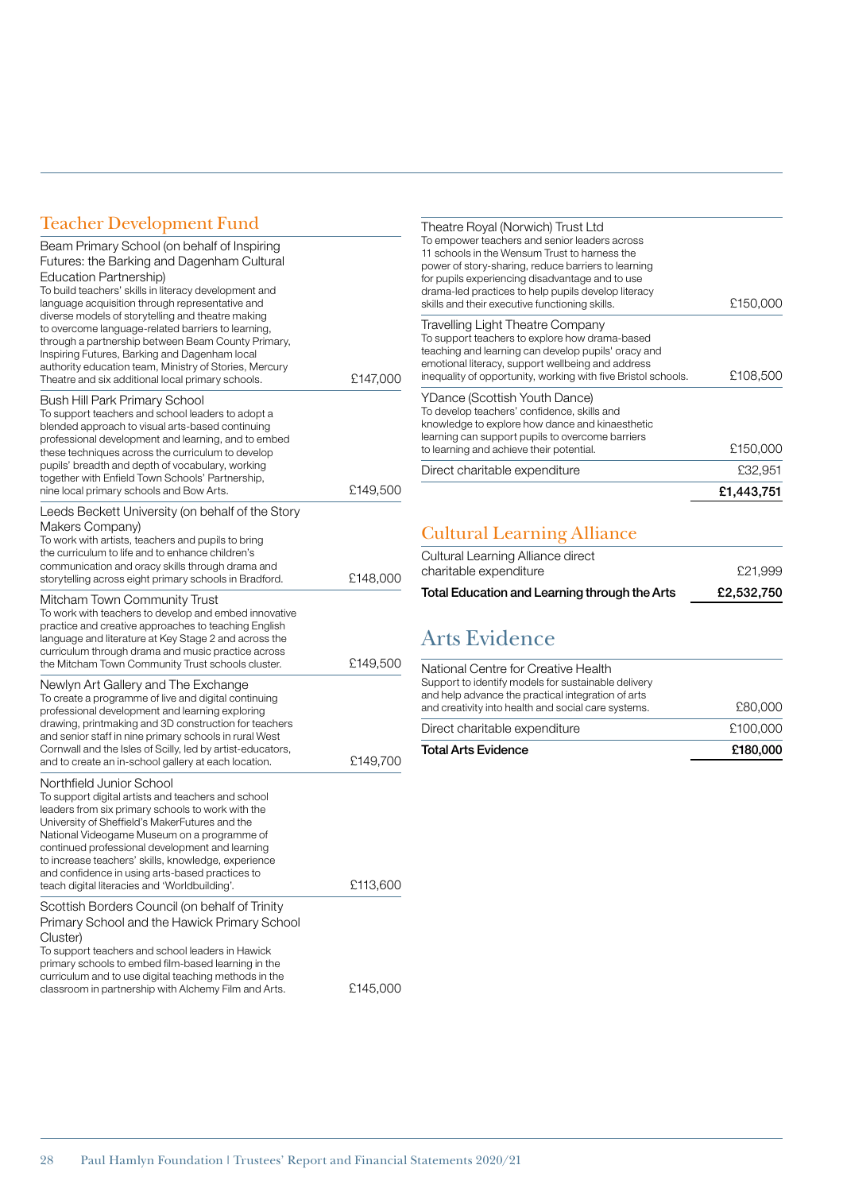## Teacher Development Fund

| | |
|---|---|
| **Beam Primary School (on behalf of Inspiring Futures: the Barking and Dagenham Cultural Education Partnership)** To build teachers' skills in literacy development and language acquisition through representative and diverse models of storytelling and theatre making to overcome language-related barriers to learning, through a partnership between Beam County Primary, Inspiring Futures, Barking and Dagenham local authority education team, Ministry of Stories, Mercury Theatre and six additional local primary schools. | £147,000 |
| **Bush Hill Park Primary School** To support teachers and school leaders to adopt a blended approach to visual arts-based continuing professional development and learning, and to embed these techniques across the curriculum to develop pupils' breadth and depth of vocabulary, working together with Enfield Town Schools' Partnership, nine local primary schools and Bow Arts. | £149,500 |
| **Leeds Beckett University (on behalf of the Story Makers Company)** To work with artists, teachers and pupils to bring the curriculum to life and to enhance children's communication and oracy skills through drama and storytelling across eight primary schools in Bradford. | £148,000 |
| **Mitcham Town Community Trust** To work with teachers to develop and embed innovative practice and creative approaches to teaching English language and literature at Key Stage 2 and across the curriculum through drama and music practice across the Mitcham Town Community Trust schools cluster. | £149,500 |
| **Newlyn Art Gallery and The Exchange** To create a programme of live and digital continuing professional development and learning exploring drawing, printmaking and 3D construction for teachers and senior staff in nine primary schools in rural West Cornwall and the Isles of Scilly, led by artist-educators, and to create an in-school gallery at each location. | £149,700 |
| **Northfield Junior School** To support digital artists and teachers and school leaders from six primary schools to work with the University of Sheffield's MakerFutures and the National Videogame Museum on a programme of continued professional development and learning to increase teachers' skills, knowledge, experience and confidence in using arts-based practices to teach digital literacies and 'Worldbuilding'. | £113,600 |
| **Scottish Borders Council (on behalf of Trinity Primary School and the Hawick Primary School Cluster)** To support teachers and school leaders in Hawick primary schools to embed film-based learning in the curriculum and to use digital teaching methods in the classroom in partnership with Alchemy Film and Arts. | £145,000 |
| **Theatre Royal (Norwich) Trust Ltd** To empower teachers and senior leaders across 11 schools in the Wensum Trust to harness the power of story-sharing, reduce barriers to learning for pupils experiencing disadvantage and to use drama-led practices to help pupils develop literacy skills and their executive functioning skills. | £150,000 |
| **Travelling Light Theatre Company** To support teachers to explore how drama-based teaching and learning can develop pupils' oracy and emotional literacy, support wellbeing and address inequality of opportunity, working with five Bristol schools. | £108,500 |
| **YDance (Scottish Youth Dance)** To develop teachers' confidence, skills and knowledge to explore how dance and kinaesthetic learning can support pupils to overcome barriers to learning and achieve their potential. | £150,000 |
| Direct charitable expenditure | £32,951 |
| | **£1,443,751** |

## Cultural Learning Alliance

| | |
|---|---|
| Cultural Learning Alliance direct charitable expenditure | £21,999 |
| **Total Education and Learning through the Arts** | **£2,532,750** |

## Arts Evidence

| | |
|---|---|
| **National Centre for Creative Health** Support to identify models for sustainable delivery and help advance the practical integration of arts and creativity into health and social care systems. | £80,000 |
| Direct charitable expenditure | £100,000 |
| **Total Arts Evidence** | **£180,000** |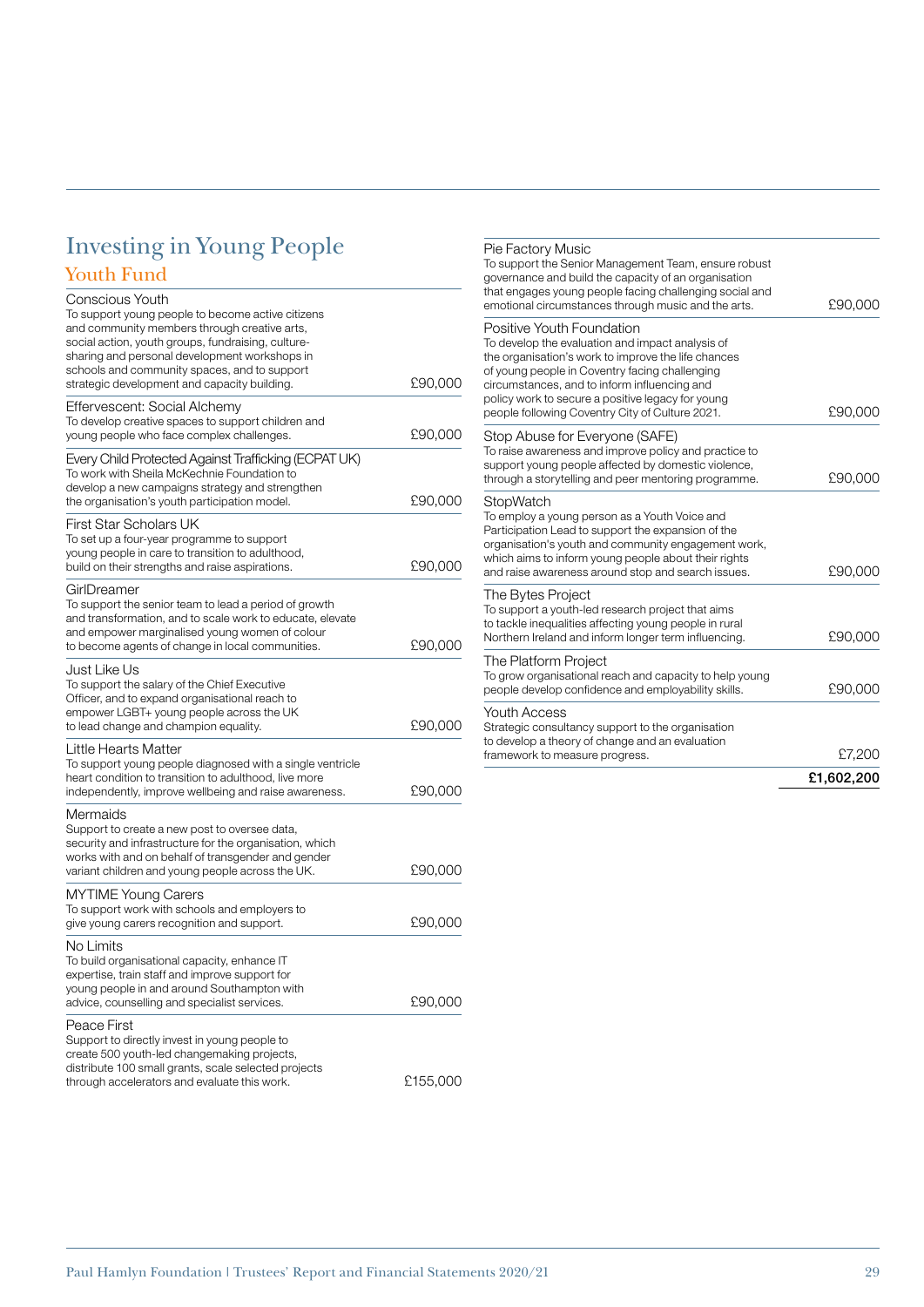# Investing in Young People

## Youth Fund

| Organisation | Amount |
|---|---|
| **Conscious Youth**<br>To support young people to become active citizens and community members through creative arts, social action, youth groups, fundraising, culture-sharing and personal development workshops in schools and community spaces, and to support strategic development and capacity building. | £90,000 |
| **Effervescent: Social Alchemy**<br>To develop creative spaces to support children and young people who face complex challenges. | £90,000 |
| **Every Child Protected Against Trafficking (ECPAT UK)**<br>To work with Sheila McKechnie Foundation to develop a new campaigns strategy and strengthen the organisation's youth participation model. | £90,000 |
| **First Star Scholars UK**<br>To set up a four-year programme to support young people in care to transition to adulthood, build on their strengths and raise aspirations. | £90,000 |
| **GirlDreamer**<br>To support the senior team to lead a period of growth and transformation, and to scale work to educate, elevate and empower marginalised young women of colour to become agents of change in local communities. | £90,000 |
| **Just Like Us**<br>To support the salary of the Chief Executive Officer, and to expand organisational reach to empower LGBT+ young people across the UK to lead change and champion equality. | £90,000 |
| **Little Hearts Matter**<br>To support young people diagnosed with a single ventricle heart condition to transition to adulthood, live more independently, improve wellbeing and raise awareness. | £90,000 |
| **Mermaids**<br>Support to create a new post to oversee data, security and infrastructure for the organisation, which works with and on behalf of transgender and gender variant children and young people across the UK. | £90,000 |
| **MYTIME Young Carers**<br>To support work with schools and employers to give young carers recognition and support. | £90,000 |
| **No Limits**<br>To build organisational capacity, enhance IT expertise, train staff and improve support for young people in and around Southampton with advice, counselling and specialist services. | £90,000 |
| **Peace First**<br>Support to directly invest in young people to create 500 youth-led changemaking projects, distribute 100 small grants, scale selected projects through accelerators and evaluate this work. | £155,000 |
| **Pie Factory Music**<br>To support the Senior Management Team, ensure robust governance and build the capacity of an organisation that engages young people facing challenging social and emotional circumstances through music and the arts. | £90,000 |
| **Positive Youth Foundation**<br>To develop the evaluation and impact analysis of the organisation's work to improve the life chances of young people in Coventry facing challenging circumstances, and to inform influencing and policy work to secure a positive legacy for young people following Coventry City of Culture 2021. | £90,000 |
| **Stop Abuse for Everyone (SAFE)**<br>To raise awareness and improve policy and practice to support young people affected by domestic violence, through a storytelling and peer mentoring programme. | £90,000 |
| **StopWatch**<br>To employ a young person as a Youth Voice and Participation Lead to support the expansion of the organisation's youth and community engagement work, which aims to inform young people about their rights and raise awareness around stop and search issues. | £90,000 |
| **The Bytes Project**<br>To support a youth-led research project that aims to tackle inequalities affecting young people in rural Northern Ireland and inform longer term influencing. | £90,000 |
| **The Platform Project**<br>To grow organisational reach and capacity to help young people develop confidence and employability skills. | £90,000 |
| **Youth Access**<br>Strategic consultancy support to the organisation to develop a theory of change and an evaluation framework to measure progress. | £7,200 |
| | **£1,602,200** |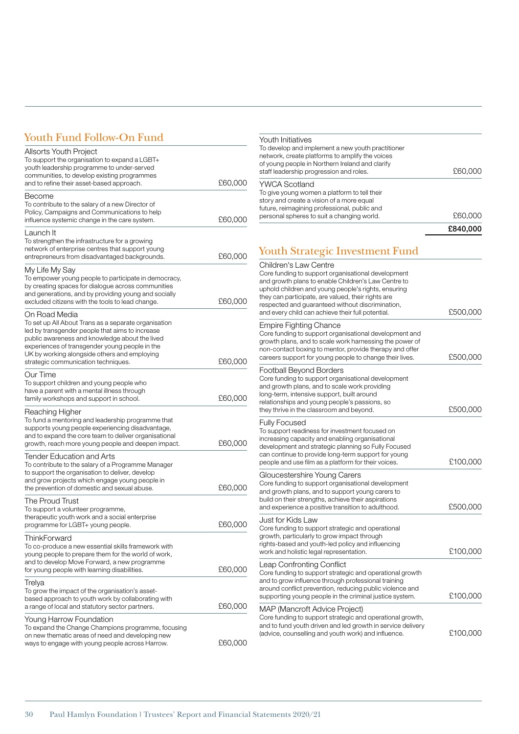## Youth Fund Follow-On Fund

| | |
|---|---|
| Allsorts Youth Project<br>To support the organisation to expand a LGBT+ youth leadership programme to under-served communities, to develop existing programmes and to refine their asset-based approach. | £60,000 |
| Become<br>To contribute to the salary of a new Director of Policy, Campaigns and Communications to help influence systemic change in the care system. | £60,000 |
| Launch It<br>To strengthen the infrastructure for a growing network of enterprise centres that support young entrepreneurs from disadvantaged backgrounds. | £60,000 |
| My Life My Say<br>To empower young people to participate in democracy, by creating spaces for dialogue across communities and generations, and by providing young and socially excluded citizens with the tools to lead change. | £60,000 |
| On Road Media<br>To set up All About Trans as a separate organisation led by transgender people that aims to increase public awareness and knowledge about the lived experiences of transgender young people in the UK by working alongside others and employing strategic communication techniques. | £60,000 |
| Our Time<br>To support children and young people who have a parent with a mental illness through family workshops and support in school. | £60,000 |
| Reaching Higher<br>To fund a mentoring and leadership programme that supports young people experiencing disadvantage, and to expand the core team to deliver organisational growth, reach more young people and deepen impact. | £60,000 |
| Tender Education and Arts<br>To contribute to the salary of a Programme Manager to support the organisation to deliver, develop and grow projects which engage young people in the prevention of domestic and sexual abuse. | £60,000 |
| The Proud Trust<br>To support a volunteer programme, therapeutic youth work and a social enterprise programme for LGBT+ young people. | £60,000 |
| ThinkForward<br>To co-produce a new essential skills framework with young people to prepare them for the world of work, and to develop Move Forward, a new programme for young people with learning disabilities. | £60,000 |
| Trelya<br>To grow the impact of the organisation's asset-based approach to youth work by collaborating with a range of local and statutory sector partners. | £60,000 |
| Young Harrow Foundation<br>To expand the Change Champions programme, focusing on new thematic areas of need and developing new ways to engage with young people across Harrow. | £60,000 |
| Youth Initiatives<br>To develop and implement a new youth practitioner network, create platforms to amplify the voices of young people in Northern Ireland and clarify staff leadership progression and roles. | £60,000 |
| YWCA Scotland<br>To give young women a platform to tell their story and create a vision of a more equal future, reimagining professional, public and personal spheres to suit a changing world. | £60,000 |
| | **£840,000** |

## Youth Strategic Investment Fund

| | |
|---|---|
| Children's Law Centre<br>Core funding to support organisational development and growth plans to enable Children's Law Centre to uphold children and young people's rights, ensuring they can participate, are valued, their rights are respected and guaranteed without discrimination, and every child can achieve their full potential. | £500,000 |
| Empire Fighting Chance<br>Core funding to support organisational development and growth plans, and to scale work harnessing the power of non-contact boxing to mentor, provide therapy and offer careers support for young people to change their lives. | £500,000 |
| Football Beyond Borders<br>Core funding to support organisational development and growth plans, and to scale work providing long-term, intensive support, built around relationships and young people's passions, so they thrive in the classroom and beyond. | £500,000 |
| Fully Focused<br>To support readiness for investment focused on increasing capacity and enabling organisational development and strategic planning so Fully Focused can continue to provide long-term support for young people and use film as a platform for their voices. | £100,000 |
| Gloucestershire Young Carers<br>Core funding to support organisational development and growth plans, and to support young carers to build on their strengths, achieve their aspirations and experience a positive transition to adulthood. | £500,000 |
| Just for Kids Law<br>Core funding to support strategic and operational growth, particularly to grow impact through rights-based and youth-led policy and influencing work and holistic legal representation. | £100,000 |
| Leap Confronting Conflict<br>Core funding to support strategic and operational growth and to grow influence through professional training around conflict prevention, reducing public violence and supporting young people in the criminal justice system. | £100,000 |
| MAP (Mancroft Advice Project)<br>Core funding to support strategic and operational growth, and to fund youth driven and led growth in service delivery (advice, counselling and youth work) and influence. | £100,000 |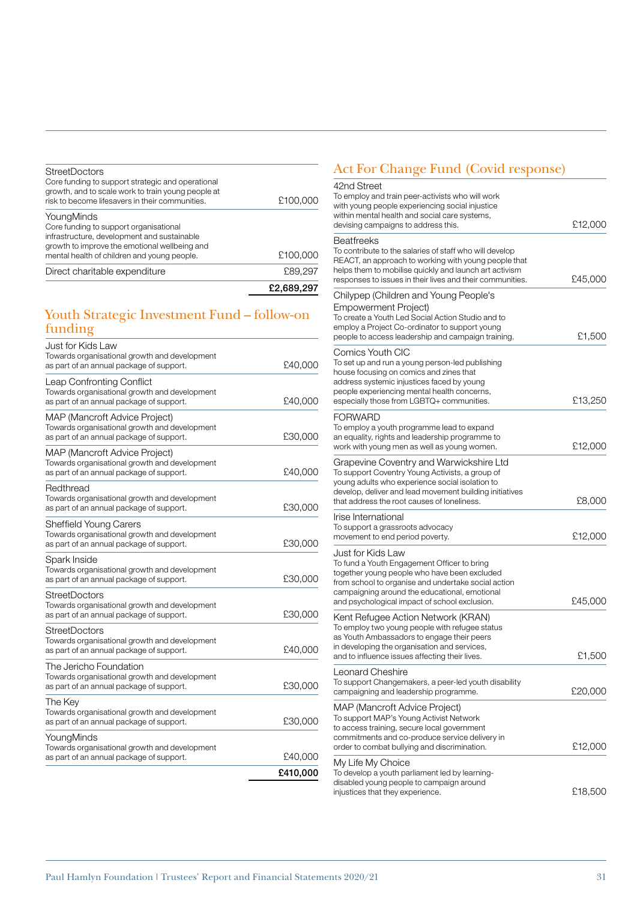| | |
|---|---|
| StreetDoctors<br>Core funding to support strategic and operational growth, and to scale work to train young people at risk to become lifesavers in their communities. | £100,000 |
| YoungMinds<br>Core funding to support organisational infrastructure, development and sustainable growth to improve the emotional wellbeing and mental health of children and young people. | £100,000 |
| Direct charitable expenditure | £89,297 |
| | **£2,689,297** |

## Youth Strategic Investment Fund – follow-on funding

| | |
|---|---|
| Just for Kids Law<br>Towards organisational growth and development as part of an annual package of support. | £40,000 |
| Leap Confronting Conflict<br>Towards organisational growth and development as part of an annual package of support. | £40,000 |
| MAP (Mancroft Advice Project)<br>Towards organisational growth and development as part of an annual package of support. | £30,000 |
| MAP (Mancroft Advice Project)<br>Towards organisational growth and development as part of an annual package of support. | £40,000 |
| Redthread<br>Towards organisational growth and development as part of an annual package of support. | £30,000 |
| Sheffield Young Carers<br>Towards organisational growth and development as part of an annual package of support. | £30,000 |
| Spark Inside<br>Towards organisational growth and development as part of an annual package of support. | £30,000 |
| StreetDoctors<br>Towards organisational growth and development as part of an annual package of support. | £30,000 |
| StreetDoctors<br>Towards organisational growth and development as part of an annual package of support. | £40,000 |
| The Jericho Foundation<br>Towards organisational growth and development as part of an annual package of support. | £30,000 |
| The Key<br>Towards organisational growth and development as part of an annual package of support. | £30,000 |
| YoungMinds<br>Towards organisational growth and development as part of an annual package of support. | £40,000 |
| | **£410,000** |

## Act For Change Fund (Covid response)

| | |
|---|---|
| 42nd Street<br>To employ and train peer-activists who will work with young people experiencing social injustice within mental health and social care systems, devising campaigns to address this. | £12,000 |
| Beatfreeks<br>To contribute to the salaries of staff who will develop REACT, an approach to working with young people that helps them to mobilise quickly and launch art activism responses to issues in their lives and their communities. | £45,000 |
| Chilypep (Children and Young People's Empowerment Project)<br>To create a Youth Led Social Action Studio and to employ a Project Co-ordinator to support young people to access leadership and campaign training. | £1,500 |
| Comics Youth CIC<br>To set up and run a young person-led publishing house focusing on comics and zines that address systemic injustices faced by young people experiencing mental health concerns, especially those from LGBTQ+ communities. | £13,250 |
| FORWARD<br>To employ a youth programme lead to expand an equality, rights and leadership programme to work with young men as well as young women. | £12,000 |
| Grapevine Coventry and Warwickshire Ltd<br>To support Coventry Young Activists, a group of young adults who experience social isolation to develop, deliver and lead movement building initiatives that address the root causes of loneliness. | £8,000 |
| Irise International<br>To support a grassroots advocacy movement to end period poverty. | £12,000 |
| Just for Kids Law<br>To fund a Youth Engagement Officer to bring together young people who have been excluded from school to organise and undertake social action campaigning around the educational, emotional and psychological impact of school exclusion. | £45,000 |
| Kent Refugee Action Network (KRAN)<br>To employ two young people with refugee status as Youth Ambassadors to engage their peers in developing the organisation and services, and to influence issues affecting their lives. | £1,500 |
| Leonard Cheshire<br>To support Changemakers, a peer-led youth disability campaigning and leadership programme. | £20,000 |
| MAP (Mancroft Advice Project)<br>To support MAP's Young Activist Network to access training, secure local government commitments and co-produce service delivery in order to combat bullying and discrimination. | £12,000 |
| My Life My Choice<br>To develop a youth parliament led by learning-disabled young people to campaign around injustices that they experience. | £18,500 |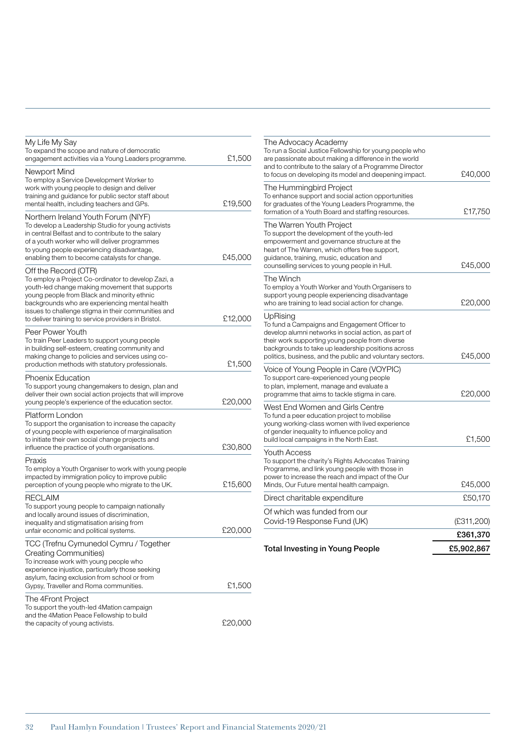| Organisation | Amount |
|---|---|
| My Life My Say<br>To expand the scope and nature of democratic engagement activities via a Young Leaders programme. | £1,500 |
| Newport Mind<br>To employ a Service Development Worker to work with young people to design and deliver training and guidance for public sector staff about mental health, including teachers and GPs. | £19,500 |
| Northern Ireland Youth Forum (NIYF)<br>To develop a Leadership Studio for young activists in central Belfast and to contribute to the salary of a youth worker who will deliver programmes to young people experiencing disadvantage, enabling them to become catalysts for change. | £45,000 |
| Off the Record (OTR)<br>To employ a Project Co-ordinator to develop Zazi, a youth-led change making movement that supports young people from Black and minority ethnic backgrounds who are experiencing mental health issues to challenge stigma in their communities and to deliver training to service providers in Bristol. | £12,000 |
| Peer Power Youth<br>To train Peer Leaders to support young people in building self-esteem, creating community and making change to policies and services using co-production methods with statutory professionals. | £1,500 |
| Phoenix Education<br>To support young changemakers to design, plan and deliver their own social action projects that will improve young people's experience of the education sector. | £20,000 |
| Platform London<br>To support the organisation to increase the capacity of young people with experience of marginalisation to initiate their own social change projects and influence the practice of youth organisations. | £30,800 |
| Praxis<br>To employ a Youth Organiser to work with young people impacted by immigration policy to improve public perception of young people who migrate to the UK. | £15,600 |
| RECLAIM<br>To support young people to campaign nationally and locally around issues of discrimination, inequality and stigmatisation arising from unfair economic and political systems. | £20,000 |
| TCC (Trefnu Cymunedol Cymru / Together Creating Communities)<br>To increase work with young people who experience injustice, particularly those seeking asylum, facing exclusion from school or from Gypsy, Traveller and Roma communities. | £1,500 |
| The 4Front Project<br>To support the youth-led 4Mation campaign and the 4Mation Peace Fellowship to build the capacity of young activists. | £20,000 |
| The Advocacy Academy<br>To run a Social Justice Fellowship for young people who are passionate about making a difference in the world and to contribute to the salary of a Programme Director to focus on developing its model and deepening impact. | £40,000 |
| The Hummingbird Project<br>To enhance support and social action opportunities for graduates of the Young Leaders Programme, the formation of a Youth Board and staffing resources. | £17,750 |
| The Warren Youth Project<br>To support the development of the youth-led empowerment and governance structure at the heart of The Warren, which offers free support, guidance, training, music, education and counselling services to young people in Hull. | £45,000 |
| The Winch<br>To employ a Youth Worker and Youth Organisers to support young people experiencing disadvantage who are training to lead social action for change. | £20,000 |
| UpRising<br>To fund a Campaigns and Engagement Officer to develop alumni networks in social action, as part of their work supporting young people from diverse backgrounds to take up leadership positions across politics, business, and the public and voluntary sectors. | £45,000 |
| Voice of Young People in Care (VOYPIC)<br>To support care-experienced young people to plan, implement, manage and evaluate a programme that aims to tackle stigma in care. | £20,000 |
| West End Women and Girls Centre<br>To fund a peer education project to mobilise young working-class women with lived experience of gender inequality to influence policy and build local campaigns in the North East. | £1,500 |
| Youth Access<br>To support the charity's Rights Advocates Training Programme, and link young people with those in power to increase the reach and impact of the Our Minds, Our Future mental health campaign. | £45,000 |
| Direct charitable expenditure | £50,170 |
| Of which was funded from our Covid-19 Response Fund (UK) | (£311,200) |
| | **£361,370** |
| **Total Investing in Young People** | **£5,902,867** |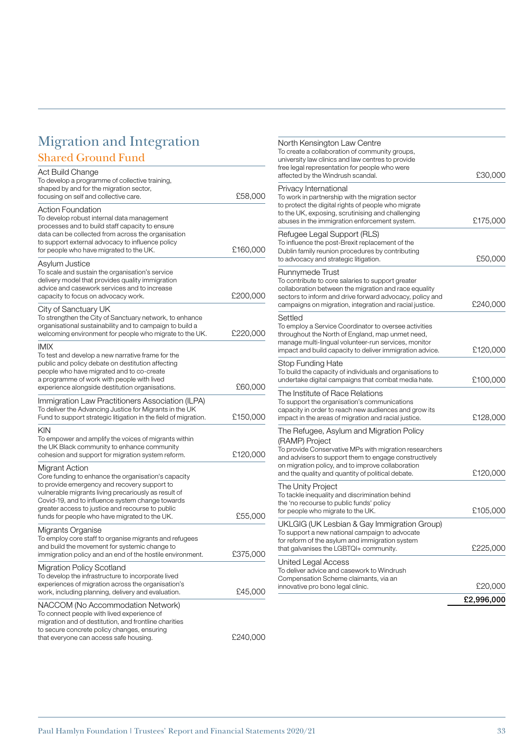# Migration and Integration

## Shared Ground Fund

| Organisation | Amount |
|---|---|
| **Act Build Change**<br>To develop a programme of collective training, shaped by and for the migration sector, focusing on self and collective care. | £58,000 |
| **Action Foundation**<br>To develop robust internal data management processes and to build staff capacity to ensure data can be collected from across the organisation to support external advocacy to influence policy for people who have migrated to the UK. | £160,000 |
| **Asylum Justice**<br>To scale and sustain the organisation's service delivery model that provides quality immigration advice and casework services and to increase capacity to focus on advocacy work. | £200,000 |
| **City of Sanctuary UK**<br>To strengthen the City of Sanctuary network, to enhance organisational sustainability and to campaign to build a welcoming environment for people who migrate to the UK. | £220,000 |
| **IMIX**<br>To test and develop a new narrative frame for the public and policy debate on destitution affecting people who have migrated and to co-create a programme of work with people with lived experience alongside destitution organisations. | £60,000 |
| **Immigration Law Practitioners Association (ILPA)**<br>To deliver the Advancing Justice for Migrants in the UK Fund to support strategic litigation in the field of migration. | £150,000 |
| **KIN**<br>To empower and amplify the voices of migrants within the UK Black community to enhance community cohesion and support for migration system reform. | £120,000 |
| **Migrant Action**<br>Core funding to enhance the organisation's capacity to provide emergency and recovery support to vulnerable migrants living precariously as result of Covid-19, and to influence system change towards greater access to justice and recourse to public funds for people who have migrated to the UK. | £55,000 |
| **Migrants Organise**<br>To employ core staff to organise migrants and refugees and build the movement for systemic change to immigration policy and an end of the hostile environment. | £375,000 |
| **Migration Policy Scotland**<br>To develop the infrastructure to incorporate lived experiences of migration across the organisation's work, including planning, delivery and evaluation. | £45,000 |
| **NACCOM (No Accommodation Network)**<br>To connect people with lived experience of migration and of destitution, and frontline charities to secure concrete policy changes, ensuring that everyone can access safe housing. | £240,000 |
| **North Kensington Law Centre**<br>To create a collaboration of community groups, university law clinics and law centres to provide free legal representation for people who were affected by the Windrush scandal. | £30,000 |
| **Privacy International**<br>To work in partnership with the migration sector to protect the digital rights of people who migrate to the UK, exposing, scrutinising and challenging abuses in the immigration enforcement system. | £175,000 |
| **Refugee Legal Support (RLS)**<br>To influence the post-Brexit replacement of the Dublin family reunion procedures by contributing to advocacy and strategic litigation. | £50,000 |
| **Runnymede Trust**<br>To contribute to core salaries to support greater collaboration between the migration and race equality sectors to inform and drive forward advocacy, policy and campaigns on migration, integration and racial justice. | £240,000 |
| **Settled**<br>To employ a Service Coordinator to oversee activities throughout the North of England, map unmet need, manage multi-lingual volunteer-run services, monitor impact and build capacity to deliver immigration advice. | £120,000 |
| **Stop Funding Hate**<br>To build the capacity of individuals and organisations to undertake digital campaigns that combat media hate. | £100,000 |
| **The Institute of Race Relations**<br>To support the organisation's communications capacity in order to reach new audiences and grow its impact in the areas of migration and racial justice. | £128,000 |
| **The Refugee, Asylum and Migration Policy (RAMP) Project**<br>To provide Conservative MPs with migration researchers and advisers to support them to engage constructively on migration policy, and to improve collaboration and the quality and quantity of political debate. | £120,000 |
| **The Unity Project**<br>To tackle inequality and discrimination behind the 'no recourse to public funds' policy for people who migrate to the UK. | £105,000 |
| **UKLGIG (UK Lesbian & Gay Immigration Group)**<br>To support a new national campaign to advocate for reform of the asylum and immigration system that galvanises the LGBTQI+ community. | £225,000 |
| **United Legal Access**<br>To deliver advice and casework to Windrush Compensation Scheme claimants, via an innovative pro bono legal clinic. | £20,000 |
| | **£2,996,000** |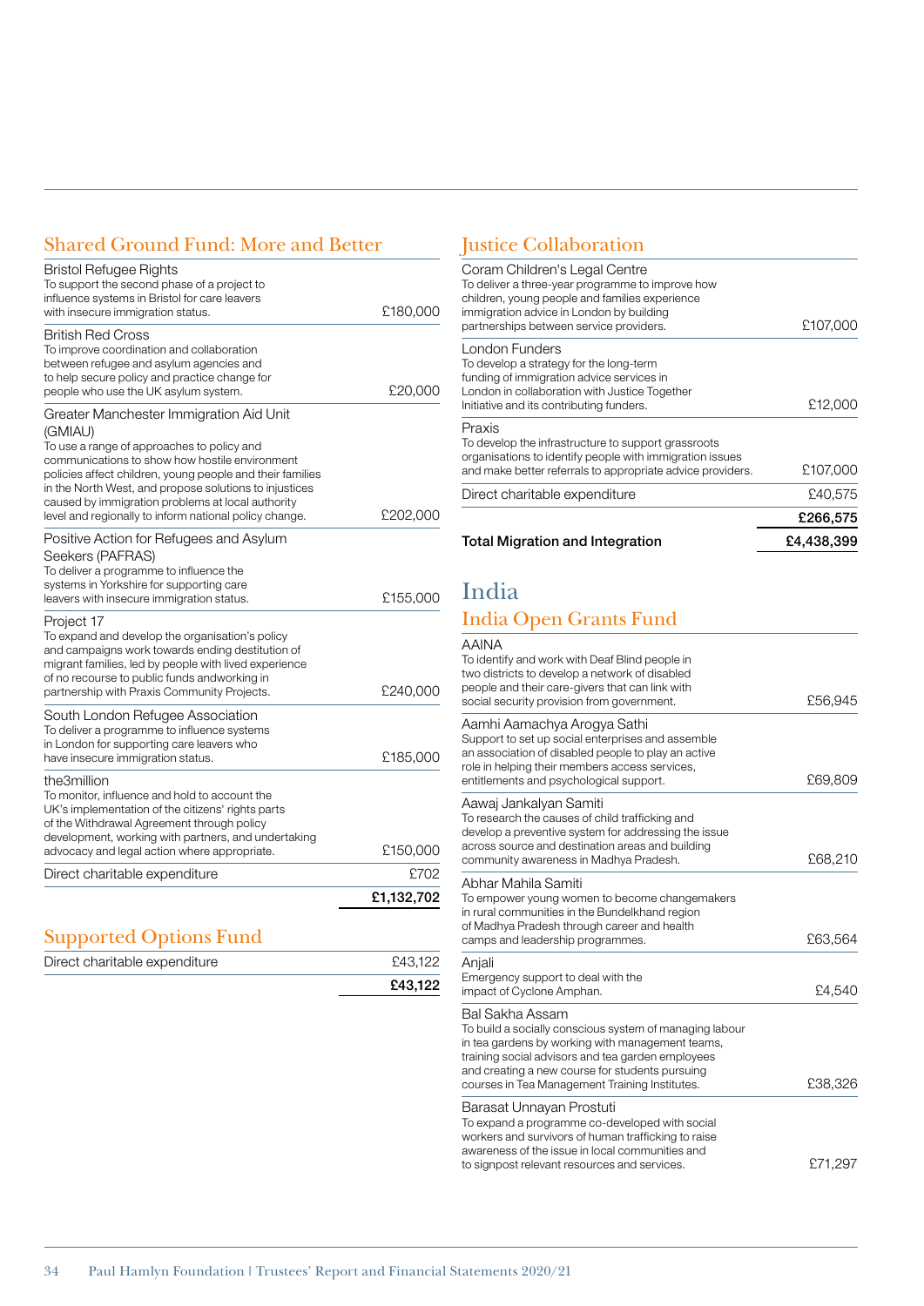## Shared Ground Fund: More and Better

| | |
|---|---|
| **Bristol Refugee Rights**<br>To support the second phase of a project to influence systems in Bristol for care leavers with insecure immigration status. | £180,000 |
| **British Red Cross**<br>To improve coordination and collaboration between refugee and asylum agencies and to help secure policy and practice change for people who use the UK asylum system. | £20,000 |
| **Greater Manchester Immigration Aid Unit (GMIAU)**<br>To use a range of approaches to policy and communications to show how hostile environment policies affect children, young people and their families in the North West, and propose solutions to injustices caused by immigration problems at local authority level and regionally to inform national policy change. | £202,000 |
| **Positive Action for Refugees and Asylum Seekers (PAFRAS)**<br>To deliver a programme to influence the systems in Yorkshire for supporting care leavers with insecure immigration status. | £155,000 |
| **Project 17**<br>To expand and develop the organisation's policy and campaigns work towards ending destitution of migrant families, led by people with lived experience of no recourse to public funds andworking in partnership with Praxis Community Projects. | £240,000 |
| **South London Refugee Association**<br>To deliver a programme to influence systems in London for supporting care leavers who have insecure immigration status. | £185,000 |
| **the3million**<br>To monitor, influence and hold to account the UK's implementation of the citizens' rights parts of the Withdrawal Agreement through policy development, working with partners, and undertaking advocacy and legal action where appropriate. | £150,000 |
| Direct charitable expenditure | £702 |
| | **£1,132,702** |

## Supported Options Fund

| | |
|---|---|
| Direct charitable expenditure | £43,122 |
| | **£43,122** |

## Justice Collaboration

| | |
|---|---|
| **Coram Children's Legal Centre**<br>To deliver a three-year programme to improve how children, young people and families experience immigration advice in London by building partnerships between service providers. | £107,000 |
| **London Funders**<br>To develop a strategy for the long-term funding of immigration advice services in London in collaboration with Justice Together Initiative and its contributing funders. | £12,000 |
| **Praxis**<br>To develop the infrastructure to support grassroots organisations to identify people with immigration issues and make better referrals to appropriate advice providers. | £107,000 |
| Direct charitable expenditure | £40,575 |
| | **£266,575** |
| **Total Migration and Integration** | **£4,438,399** |

# India

## India Open Grants Fund

| | |
|---|---|
| **AAINA**<br>To identify and work with Deaf Blind people in two districts to develop a network of disabled people and their care-givers that can link with social security provision from government. | £56,945 |
| **Aamhi Aamachya Arogya Sathi**<br>Support to set up social enterprises and assemble an association of disabled people to play an active role in helping their members access services, entitlements and psychological support. | £69,809 |
| **Aawaj Jankalyan Samiti**<br>To research the causes of child trafficking and develop a preventive system for addressing the issue across source and destination areas and building community awareness in Madhya Pradesh. | £68,210 |
| **Abhar Mahila Samiti**<br>To empower young women to become changemakers in rural communities in the Bundelkhand region of Madhya Pradesh through career and health camps and leadership programmes. | £63,564 |
| **Anjali**<br>Emergency support to deal with the impact of Cyclone Amphan. | £4,540 |
| **Bal Sakha Assam**<br>To build a socially conscious system of managing labour in tea gardens by working with management teams, training social advisors and tea garden employees and creating a new course for students pursuing courses in Tea Management Training Institutes. | £38,326 |
| **Barasat Unnayan Prostuti**<br>To expand a programme co-developed with social workers and survivors of human trafficking to raise awareness of the issue in local communities and to signpost relevant resources and services. | £71,297 |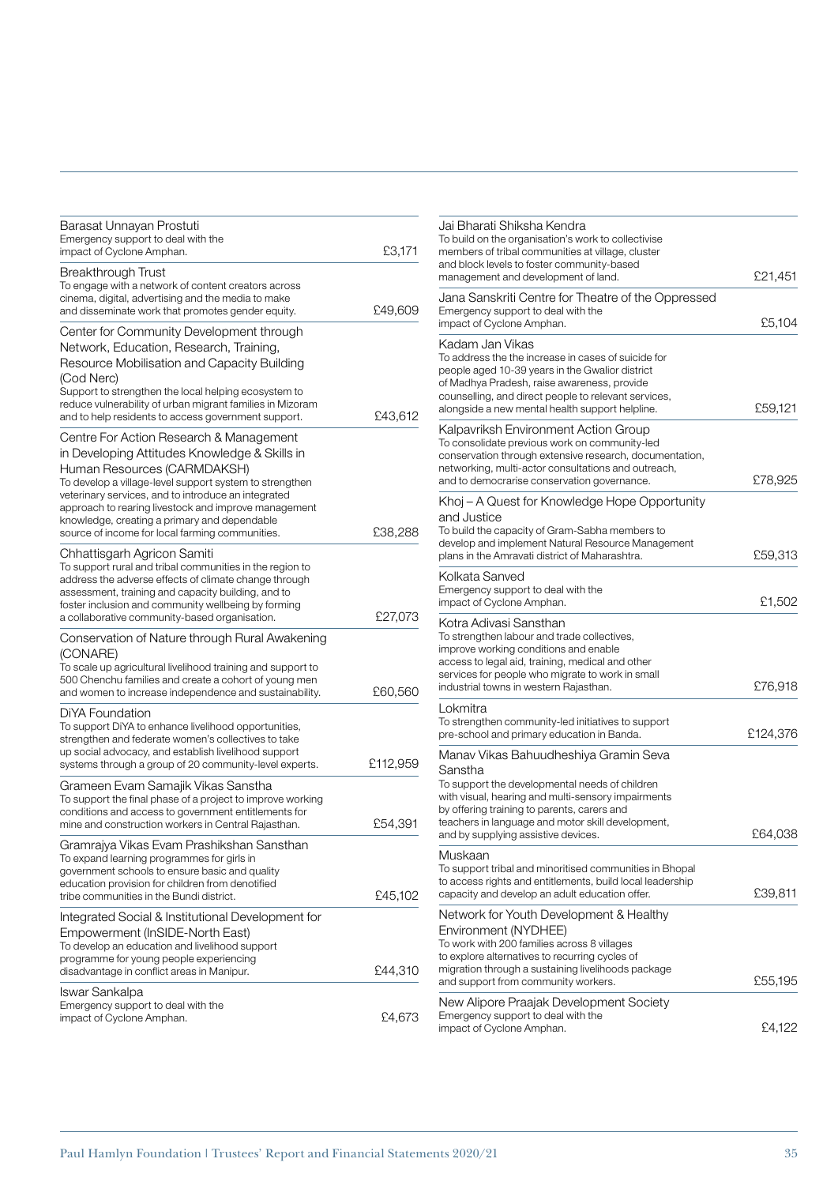| Organisation | Amount |
|---|---|
| **Barasat Unnayan Prostuti**<br>Emergency support to deal with the impact of Cyclone Amphan. | £3,171 |
| **Breakthrough Trust**<br>To engage with a network of content creators across cinema, digital, advertising and the media to make and disseminate work that promotes gender equity. | £49,609 |
| **Center for Community Development through Network, Education, Research, Training, Resource Mobilisation and Capacity Building (Cod Nerc)**<br>Support to strengthen the local helping ecosystem to reduce vulnerability of urban migrant families in Mizoram and to help residents to access government support. | £43,612 |
| **Centre For Action Research & Management in Developing Attitudes Knowledge & Skills in Human Resources (CARMDAKSH)**<br>To develop a village-level support system to strengthen veterinary services, and to introduce an integrated approach to rearing livestock and improve management knowledge, creating a primary and dependable source of income for local farming communities. | £38,288 |
| **Chhattisgarh Agricon Samiti**<br>To support rural and tribal communities in the region to address the adverse effects of climate change through assessment, training and capacity building, and to foster inclusion and community wellbeing by forming a collaborative community-based organisation. | £27,073 |
| **Conservation of Nature through Rural Awakening (CONARE)**<br>To scale up agricultural livelihood training and support to 500 Chenchu families and create a cohort of young men and women to increase independence and sustainability. | £60,560 |
| **DiYA Foundation**<br>To support DiYA to enhance livelihood opportunities, strengthen and federate women's collectives to take up social advocacy, and establish livelihood support systems through a group of 20 community-level experts. | £112,959 |
| **Grameen Evam Samajik Vikas Sanstha**<br>To support the final phase of a project to improve working conditions and access to government entitlements for mine and construction workers in Central Rajasthan. | £54,391 |
| **Gramrajya Vikas Evam Prashikshan Sansthan**<br>To expand learning programmes for girls in government schools to ensure basic and quality education provision for children from denotified tribe communities in the Bundi district. | £45,102 |
| **Integrated Social & Institutional Development for Empowerment (InSIDE-North East)**<br>To develop an education and livelihood support programme for young people experiencing disadvantage in conflict areas in Manipur. | £44,310 |
| **Iswar Sankalpa**<br>Emergency support to deal with the impact of Cyclone Amphan. | £4,673 |
| **Jai Bharati Shiksha Kendra**<br>To build on the organisation's work to collectivise members of tribal communities at village, cluster and block levels to foster community-based management and development of land. | £21,451 |
| **Jana Sanskriti Centre for Theatre of the Oppressed**<br>Emergency support to deal with the impact of Cyclone Amphan. | £5,104 |
| **Kadam Jan Vikas**<br>To address the the increase in cases of suicide for people aged 10-39 years in the Gwalior district of Madhya Pradesh, raise awareness, provide counselling, and direct people to relevant services, alongside a new mental health support helpline. | £59,121 |
| **Kalpavriksh Environment Action Group**<br>To consolidate previous work on community-led conservation through extensive research, documentation, networking, multi-actor consultations and outreach, and to democrarise conservation governance. | £78,925 |
| **Khoj – A Quest for Knowledge Hope Opportunity and Justice**<br>To build the capacity of Gram-Sabha members to develop and implement Natural Resource Management plans in the Amravati district of Maharashtra. | £59,313 |
| **Kolkata Sanved**<br>Emergency support to deal with the impact of Cyclone Amphan. | £1,502 |
| **Kotra Adivasi Sansthan**<br>To strengthen labour and trade collectives, improve working conditions and enable access to legal aid, training, medical and other services for people who migrate to work in small industrial towns in western Rajasthan. | £76,918 |
| **Lokmitra**<br>To strengthen community-led initiatives to support pre-school and primary education in Banda. | £124,376 |
| **Manav Vikas Bahuudheshiya Gramin Seva Sanstha**<br>To support the developmental needs of children with visual, hearing and multi-sensory impairments by offering training to parents, carers and teachers in language and motor skill development, and by supplying assistive devices. | £64,038 |
| **Muskaan**<br>To support tribal and minoritised communities in Bhopal to access rights and entitlements, build local leadership capacity and develop an adult education offer. | £39,811 |
| **Network for Youth Development & Healthy Environment (NYDHEE)**<br>To work with 200 families across 8 villages to explore alternatives to recurring cycles of migration through a sustaining livelihoods package and support from community workers. | £55,195 |
| **New Alipore Praajak Development Society**<br>Emergency support to deal with the impact of Cyclone Amphan. | £4,122 |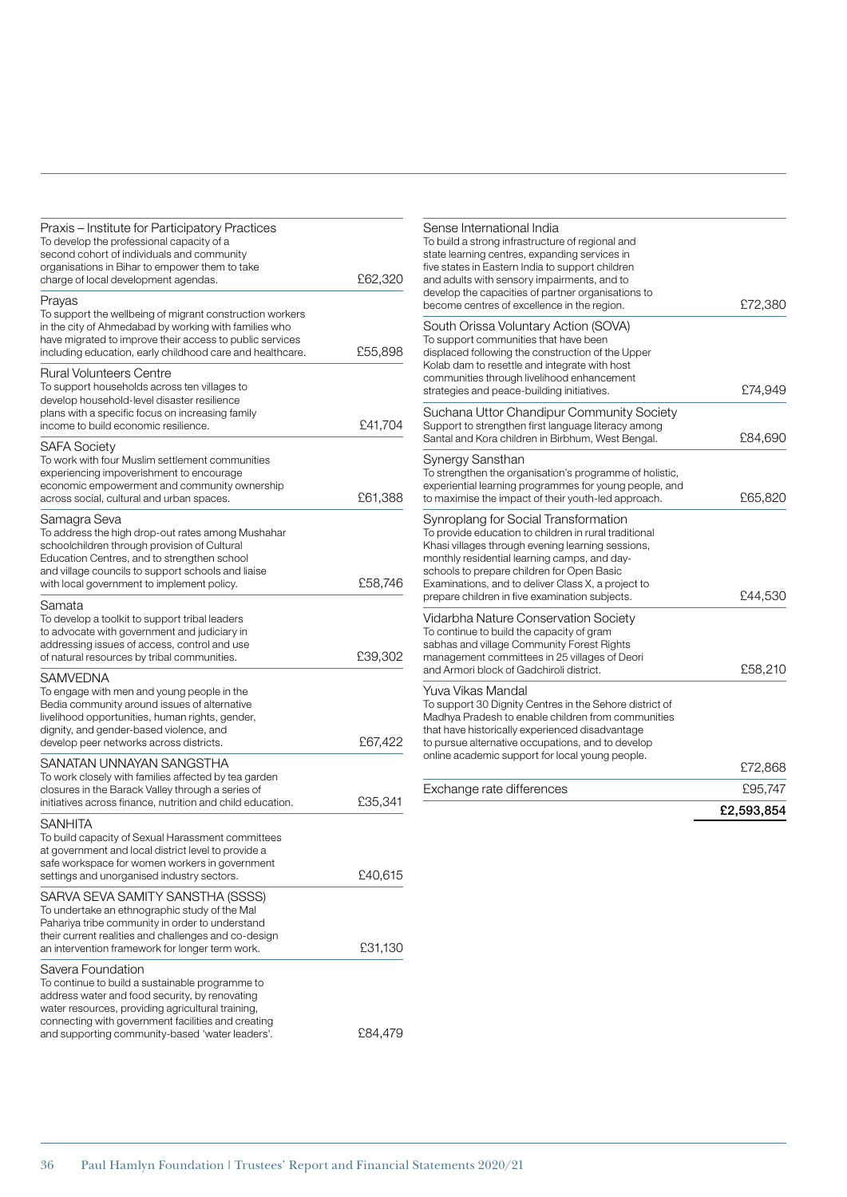| Organisation / Purpose | Amount |
|---|---|
| **Praxis – Institute for Participatory Practices**<br>To develop the professional capacity of a second cohort of individuals and community organisations in Bihar to empower them to take charge of local development agendas. | £62,320 |
| **Prayas**<br>To support the wellbeing of migrant construction workers in the city of Ahmedabad by working with families who have migrated to improve their access to public services including education, early childhood care and healthcare. | £55,898 |
| **Rural Volunteers Centre**<br>To support households across ten villages to develop household-level disaster resilience plans with a specific focus on increasing family income to build economic resilience. | £41,704 |
| **SAFA Society**<br>To work with four Muslim settlement communities experiencing impoverishment to encourage economic empowerment and community ownership across social, cultural and urban spaces. | £61,388 |
| **Samagra Seva**<br>To address the high drop-out rates among Mushahar schoolchildren through provision of Cultural Education Centres, and to strengthen school and village councils to support schools and liaise with local government to implement policy. | £58,746 |
| **Samata**<br>To develop a toolkit to support tribal leaders to advocate with government and judiciary in addressing issues of access, control and use of natural resources by tribal communities. | £39,302 |
| **SAMVEDNA**<br>To engage with men and young people in the Bedia community around issues of alternative livelihood opportunities, human rights, gender, dignity, and gender-based violence, and develop peer networks across districts. | £67,422 |
| **SANATAN UNNAYAN SANGSTHA**<br>To work closely with families affected by tea garden closures in the Barack Valley through a series of initiatives across finance, nutrition and child education. | £35,341 |
| **SANHITA**<br>To build capacity of Sexual Harassment committees at government and local district level to provide a safe workspace for women workers in government settings and unorganised industry sectors. | £40,615 |
| **SARVA SEVA SAMITY SANSTHA (SSSS)**<br>To undertake an ethnographic study of the Mal Pahariya tribe community in order to understand their current realities and challenges and co-design an intervention framework for longer term work. | £31,130 |
| **Savera Foundation**<br>To continue to build a sustainable programme to address water and food security, by renovating water resources, providing agricultural training, connecting with government facilities and creating and supporting community-based 'water leaders'. | £84,479 |
| **Sense International India**<br>To build a strong infrastructure of regional and state learning centres, expanding services in five states in Eastern India to support children and adults with sensory impairments, and to develop the capacities of partner organisations to become centres of excellence in the region. | £72,380 |
| **South Orissa Voluntary Action (SOVA)**<br>To support communities that have been displaced following the construction of the Upper Kolab dam to resettle and integrate with host communities through livelihood enhancement strategies and peace-building initiatives. | £74,949 |
| **Suchana Uttor Chandipur Community Society**<br>Support to strengthen first language literacy among Santal and Kora children in Birbhum, West Bengal. | £84,690 |
| **Synergy Sansthan**<br>To strengthen the organisation's programme of holistic, experiential learning programmes for young people, and to maximise the impact of their youth-led approach. | £65,820 |
| **Synroplang for Social Transformation**<br>To provide education to children in rural traditional Khasi villages through evening learning sessions, monthly residential learning camps, and day-schools to prepare children for Open Basic Examinations, and to deliver Class X, a project to prepare children in five examination subjects. | £44,530 |
| **Vidarbha Nature Conservation Society**<br>To continue to build the capacity of gram sabhas and village Community Forest Rights management committees in 25 villages of Deori and Armori block of Gadchiroli district. | £58,210 |
| **Yuva Vikas Mandal**<br>To support 30 Dignity Centres in the Sehore district of Madhya Pradesh to enable children from communities that have historically experienced disadvantage to pursue alternative occupations, and to develop online academic support for local young people. | £72,868 |
| Exchange rate differences | £95,747 |
| | **£2,593,854** |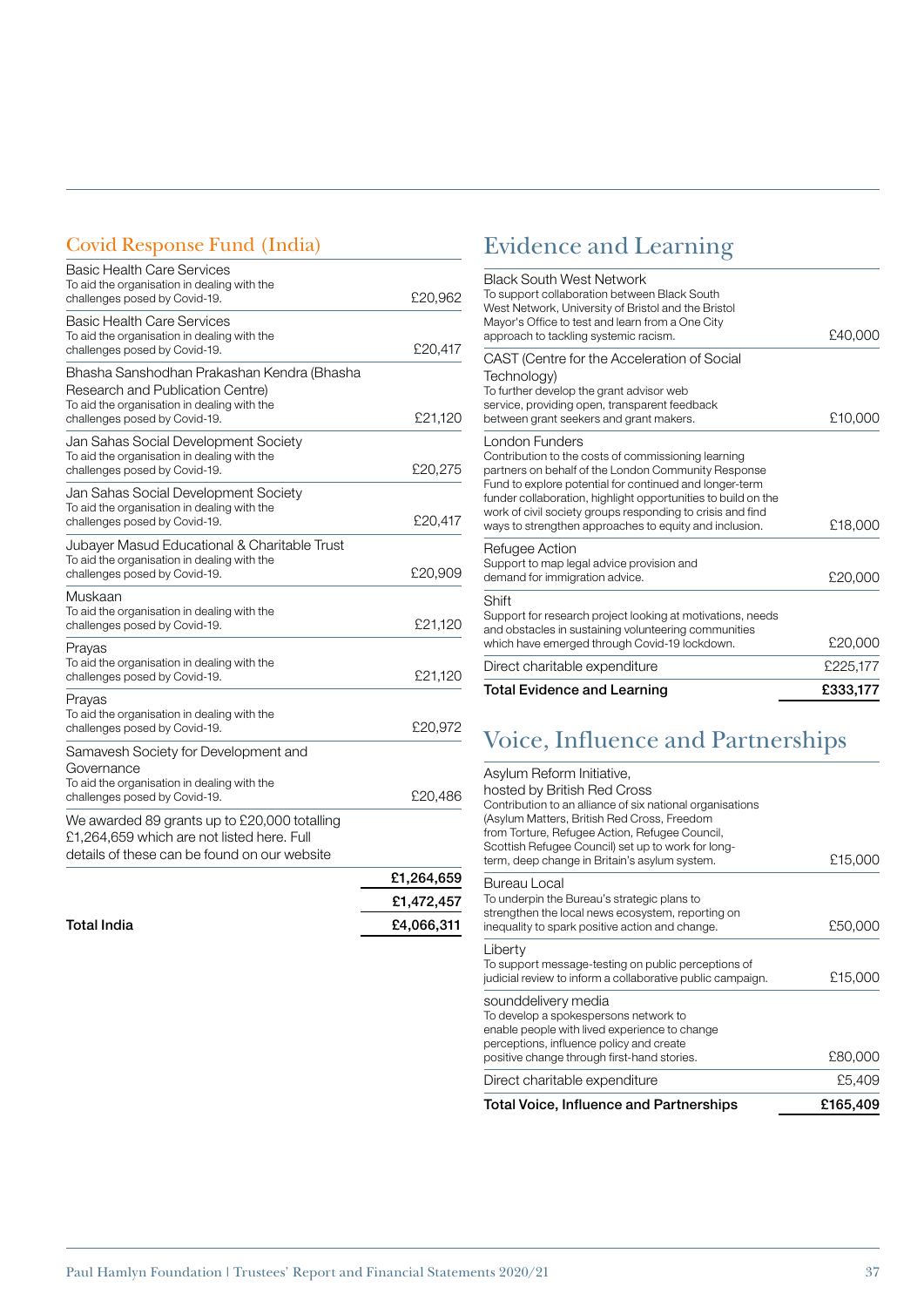## Covid Response Fund (India)

| | |
|---|---|
| Basic Health Care Services<br>To aid the organisation in dealing with the challenges posed by Covid-19. | £20,962 |
| Basic Health Care Services<br>To aid the organisation in dealing with the challenges posed by Covid-19. | £20,417 |
| Bhasha Sanshodhan Prakashan Kendra (Bhasha Research and Publication Centre)<br>To aid the organisation in dealing with the challenges posed by Covid-19. | £21,120 |
| Jan Sahas Social Development Society<br>To aid the organisation in dealing with the challenges posed by Covid-19. | £20,275 |
| Jan Sahas Social Development Society<br>To aid the organisation in dealing with the challenges posed by Covid-19. | £20,417 |
| Jubayer Masud Educational & Charitable Trust<br>To aid the organisation in dealing with the challenges posed by Covid-19. | £20,909 |
| Muskaan<br>To aid the organisation in dealing with the challenges posed by Covid-19. | £21,120 |
| Prayas<br>To aid the organisation in dealing with the challenges posed by Covid-19. | £21,120 |
| Prayas<br>To aid the organisation in dealing with the challenges posed by Covid-19. | £20,972 |
| Samavesh Society for Development and Governance<br>To aid the organisation in dealing with the challenges posed by Covid-19. | £20,486 |
| We awarded 89 grants up to £20,000 totalling £1,264,659 which are not listed here. Full details of these can be found on our website | |
| | **£1,264,659** |
| | **£1,472,457** |
| **Total India** | **£4,066,311** |

## Evidence and Learning

| | |
|---|---|
| Black South West Network<br>To support collaboration between Black South West Network, University of Bristol and the Bristol Mayor's Office to test and learn from a One City approach to tackling systemic racism. | £40,000 |
| CAST (Centre for the Acceleration of Social Technology)<br>To further develop the grant advisor web service, providing open, transparent feedback between grant seekers and grant makers. | £10,000 |
| London Funders<br>Contribution to the costs of commissioning learning partners on behalf of the London Community Response Fund to explore potential for continued and longer-term funder collaboration, highlight opportunities to build on the work of civil society groups responding to crisis and find ways to strengthen approaches to equity and inclusion. | £18,000 |
| Refugee Action<br>Support to map legal advice provision and demand for immigration advice. | £20,000 |
| Shift<br>Support for research project looking at motivations, needs and obstacles in sustaining volunteering communities which have emerged through Covid-19 lockdown. | £20,000 |
| Direct charitable expenditure | £225,177 |
| **Total Evidence and Learning** | **£333,177** |

## Voice, Influence and Partnerships

| | |
|---|---|
| Asylum Reform Initiative, hosted by British Red Cross<br>Contribution to an alliance of six national organisations (Asylum Matters, British Red Cross, Freedom from Torture, Refugee Action, Refugee Council, Scottish Refugee Council) set up to work for long-term, deep change in Britain's asylum system. | £15,000 |
| Bureau Local<br>To underpin the Bureau's strategic plans to strengthen the local news ecosystem, reporting on inequality to spark positive action and change. | £50,000 |
| Liberty<br>To support message-testing on public perceptions of judicial review to inform a collaborative public campaign. | £15,000 |
| sounddelivery media<br>To develop a spokespersons network to enable people with lived experience to change perceptions, influence policy and create positive change through first-hand stories. | £80,000 |
| Direct charitable expenditure | £5,409 |
| **Total Voice, Influence and Partnerships** | **£165,409** |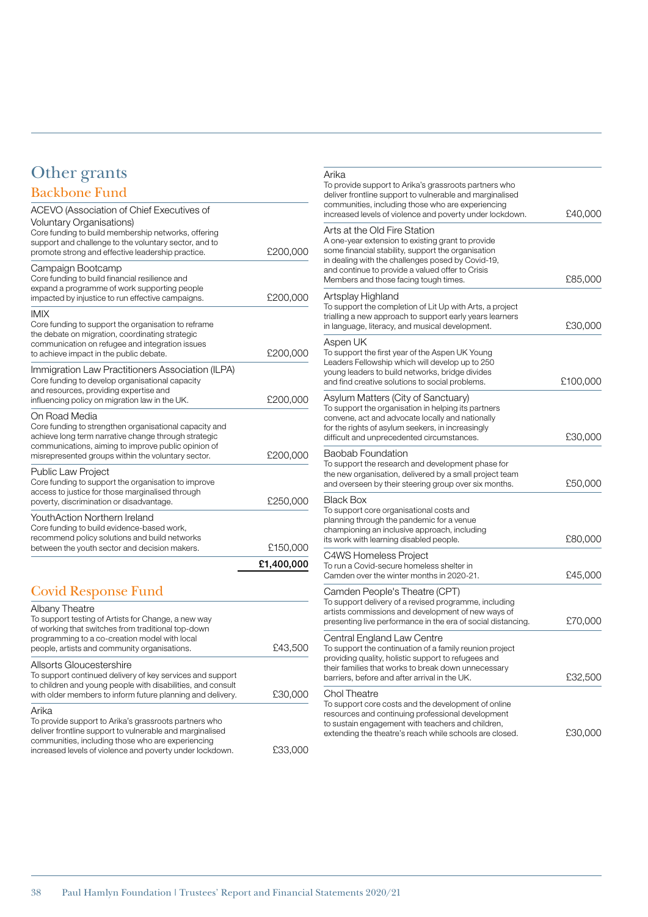# Other grants

## Backbone Fund

| Organisation | Amount |
|---|---|
| **ACEVO (Association of Chief Executives of Voluntary Organisations)**<br>Core funding to build membership networks, offering support and challenge to the voluntary sector, and to promote strong and effective leadership practice. | £200,000 |
| **Campaign Bootcamp**<br>Core funding to build financial resilience and expand a programme of work supporting people impacted by injustice to run effective campaigns. | £200,000 |
| **IMIX**<br>Core funding to support the organisation to reframe the debate on migration, coordinating strategic communication on refugee and integration issues to achieve impact in the public debate. | £200,000 |
| **Immigration Law Practitioners Association (ILPA)**<br>Core funding to develop organisational capacity and resources, providing expertise and influencing policy on migration law in the UK. | £200,000 |
| **On Road Media**<br>Core funding to strengthen organisational capacity and achieve long term narrative change through strategic communications, aiming to improve public opinion of misrepresented groups within the voluntary sector. | £200,000 |
| **Public Law Project**<br>Core funding to support the organisation to improve access to justice for those marginalised through poverty, discrimination or disadvantage. | £250,000 |
| **YouthAction Northern Ireland**<br>Core funding to build evidence-based work, recommend policy solutions and build networks between the youth sector and decision makers. | £150,000 |
| | **£1,400,000** |

## Covid Response Fund

| Organisation | Amount |
|---|---|
| **Albany Theatre**<br>To support testing of Artists for Change, a new way of working that switches from traditional top-down programming to a co-creation model with local people, artists and community organisations. | £43,500 |
| **Allsorts Gloucestershire**<br>To support continued delivery of key services and support to children and young people with disabilities, and consult with older members to inform future planning and delivery. | £30,000 |
| **Arika**<br>To provide support to Arika's grassroots partners who deliver frontline support to vulnerable and marginalised communities, including those who are experiencing increased levels of violence and poverty under lockdown. | £33,000 |
| **Arika**<br>To provide support to Arika's grassroots partners who deliver frontline support to vulnerable and marginalised communities, including those who are experiencing increased levels of violence and poverty under lockdown. | £40,000 |
| **Arts at the Old Fire Station**<br>A one-year extension to existing grant to provide some financial stability, support the organisation in dealing with the challenges posed by Covid-19, and continue to provide a valued offer to Crisis Members and those facing tough times. | £85,000 |
| **Artsplay Highland**<br>To support the completion of Lit Up with Arts, a project trialling a new approach to support early years learners in language, literacy, and musical development. | £30,000 |
| **Aspen UK**<br>To support the first year of the Aspen UK Young Leaders Fellowship which will develop up to 250 young leaders to build networks, bridge divides and find creative solutions to social problems. | £100,000 |
| **Asylum Matters (City of Sanctuary)**<br>To support the organisation in helping its partners convene, act and advocate locally and nationally for the rights of asylum seekers, in increasingly difficult and unprecedented circumstances. | £30,000 |
| **Baobab Foundation**<br>To support the research and development phase for the new organisation, delivered by a small project team and overseen by their steering group over six months. | £50,000 |
| **Black Box**<br>To support core organisational costs and planning through the pandemic for a venue championing an inclusive approach, including its work with learning disabled people. | £80,000 |
| **C4WS Homeless Project**<br>To run a Covid-secure homeless shelter in Camden over the winter months in 2020-21. | £45,000 |
| **Camden People's Theatre (CPT)**<br>To support delivery of a revised programme, including artists commissions and development of new ways of presenting live performance in the era of social distancing. | £70,000 |
| **Central England Law Centre**<br>To support the continuation of a family reunion project providing quality, holistic support to refugees and their families that works to break down unnecessary barriers, before and after arrival in the UK. | £32,500 |
| **Chol Theatre**<br>To support core costs and the development of online resources and continuing professional development to sustain engagement with teachers and children, extending the theatre's reach while schools are closed. | £30,000 |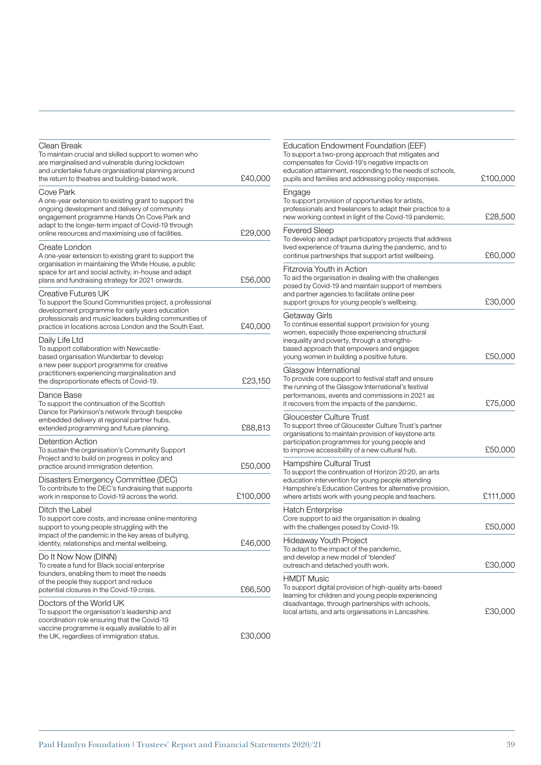| Organisation | Amount |
|---|---|
| **Clean Break**<br>To maintain crucial and skilled support to women who are marginalised and vulnerable during lockdown and undertake future organisational planning around the return to theatres and building-based work. | £40,000 |
| **Cove Park**<br>A one-year extension to existing grant to support the ongoing development and delivery of community engagement programme Hands On Cove Park and adapt to the longer-term impact of Covid-19 through online resources and maximising use of facilities. | £29,000 |
| **Create London**<br>A one-year extension to existing grant to support the organisation in maintaining the White House, a public space for art and social activity, in-house and adapt plans and fundraising strategy for 2021 onwards. | £56,000 |
| **Creative Futures UK**<br>To support the Sound Communities project, a professional development programme for early years education professionals and music leaders building communities of practice in locations across London and the South East. | £40,000 |
| **Daily Life Ltd**<br>To support collaboration with Newcastle-based organisation Wunderbar to develop a new peer support programme for creative practitioners experiencing marginalisation and the disproportionate effects of Covid-19. | £23,150 |
| **Dance Base**<br>To support the continuation of the Scottish Dance for Parkinson's network through bespoke embedded delivery at regional partner hubs, extended programming and future planning. | £88,813 |
| **Detention Action**<br>To sustain the organisation's Community Support Project and to build on progress in policy and practice around immigration detention. | £50,000 |
| **Disasters Emergency Committee (DEC)**<br>To contribute to the DEC's fundraising that supports work in response to Covid-19 across the world. | £100,000 |
| **Ditch the Label**<br>To support core costs, and increase online mentoring support to young people struggling with the impact of the pandemic in the key areas of bullying, identity, relationships and mental wellbeing. | £46,000 |
| **Do It Now Now (DINN)**<br>To create a fund for Black social enterprise founders, enabling them to meet the needs of the people they support and reduce potential closures in the Covid-19 crisis. | £66,500 |
| **Doctors of the World UK**<br>To support the organisation's leadership and coordination role ensuring that the Covid-19 vaccine programme is equally available to all in the UK, regardless of immigration status. | £30,000 |
| **Education Endowment Foundation (EEF)**<br>To support a two-prong approach that mitigates and compensates for Covid-19's negative impacts on education attainment, responding to the needs of schools, pupils and families and addressing policy responses. | £100,000 |
| **Engage**<br>To support provision of opportunities for artists, professionals and freelancers to adapt their practice to a new working context in light of the Covid-19 pandemic. | £28,500 |
| **Fevered Sleep**<br>To develop and adapt participatory projects that address lived experience of trauma during the pandemic, and to continue partnerships that support artist wellbeing. | £60,000 |
| **Fitzrovia Youth in Action**<br>To aid the organisation in dealing with the challenges posed by Covid-19 and maintain support of members and partner agencies to facilitate online peer support groups for young people's wellbeing. | £30,000 |
| **Getaway Girls**<br>To continue essential support provision for young women, especially those experiencing structural inequality and poverty, through a strengths-based approach that empowers and engages young women in building a positive future. | £50,000 |
| **Glasgow International**<br>To provide core support to festival staff and ensure the running of the Glasgow International's festival performances, events and commissions in 2021 as it recovers from the impacts of the pandemic. | £75,000 |
| **Gloucester Culture Trust**<br>To support three of Gloucester Culture Trust's partner organisations to maintain provision of keystone arts participation programmes for young people and to improve accessibility of a new cultural hub. | £50,000 |
| **Hampshire Cultural Trust**<br>To support the continuation of Horizon 20:20, an arts education intervention for young people attending Hampshire's Education Centres for alternative provision, where artists work with young people and teachers. | £111,000 |
| **Hatch Enterprise**<br>Core support to aid the organisation in dealing with the challenges posed by Covid-19. | £50,000 |
| **Hideaway Youth Project**<br>To adapt to the impact of the pandemic, and develop a new model of 'blended' outreach and detached youth work. | £30,000 |
| **HMDT Music**<br>To support digital provision of high-quality arts-based learning for children and young people experiencing disadvantage, through partnerships with schools, local artists, and arts organisations in Lancashire. | £30,000 |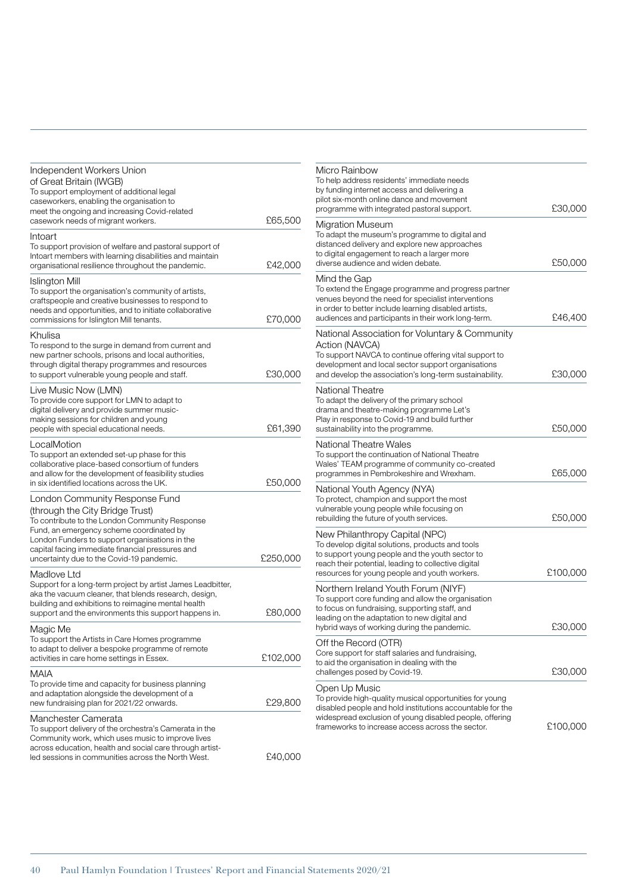| Organisation | Amount |
| --- | --- |
| Independent Workers Union of Great Britain (IWGB)<br>To support employment of additional legal caseworkers, enabling the organisation to meet the ongoing and increasing Covid-related casework needs of migrant workers. | £65,500 |
| Intoart<br>To support provision of welfare and pastoral support of Intoart members with learning disabilities and maintain organisational resilience throughout the pandemic. | £42,000 |
| Islington Mill<br>To support the organisation's community of artists, craftspeople and creative businesses to respond to needs and opportunities, and to initiate collaborative commissions for Islington Mill tenants. | £70,000 |
| Khulisa<br>To respond to the surge in demand from current and new partner schools, prisons and local authorities, through digital therapy programmes and resources to support vulnerable young people and staff. | £30,000 |
| Live Music Now (LMN)<br>To provide core support for LMN to adapt to digital delivery and provide summer music-making sessions for children and young people with special educational needs. | £61,390 |
| LocalMotion<br>To support an extended set-up phase for this collaborative place-based consortium of funders and allow for the development of feasibility studies in six identified locations across the UK. | £50,000 |
| London Community Response Fund (through the City Bridge Trust)<br>To contribute to the London Community Response Fund, an emergency scheme coordinated by London Funders to support organisations in the capital facing immediate financial pressures and uncertainty due to the Covid-19 pandemic. | £250,000 |
| Madlove Ltd<br>Support for a long-term project by artist James Leadbitter, aka the vacuum cleaner, that blends research, design, building and exhibitions to reimagine mental health support and the environments this support happens in. | £80,000 |
| Magic Me<br>To support the Artists in Care Homes programme to adapt to deliver a bespoke programme of remote activities in care home settings in Essex. | £102,000 |
| MAIA<br>To provide time and capacity for business planning and adaptation alongside the development of a new fundraising plan for 2021/22 onwards. | £29,800 |
| Manchester Camerata<br>To support delivery of the orchestra's Camerata in the Community work, which uses music to improve lives across education, health and social care through artist-led sessions in communities across the North West. | £40,000 |
| Micro Rainbow<br>To help address residents' immediate needs by funding internet access and delivering a pilot six-month online dance and movement programme with integrated pastoral support. | £30,000 |
| Migration Museum<br>To adapt the museum's programme to digital and distanced delivery and explore new approaches to digital engagement to reach a larger more diverse audience and widen debate. | £50,000 |
| Mind the Gap<br>To extend the Engage programme and progress partner venues beyond the need for specialist interventions in order to better include learning disabled artists, audiences and participants in their work long-term. | £46,400 |
| National Association for Voluntary & Community Action (NAVCA)<br>To support NAVCA to continue offering vital support to development and local sector support organisations and develop the association's long-term sustainability. | £30,000 |
| National Theatre<br>To adapt the delivery of the primary school drama and theatre-making programme Let's Play in response to Covid-19 and build further sustainability into the programme. | £50,000 |
| National Theatre Wales<br>To support the continuation of National Theatre Wales' TEAM programme of community co-created programmes in Pembrokeshire and Wrexham. | £65,000 |
| National Youth Agency (NYA)<br>To protect, champion and support the most vulnerable young people while focusing on rebuilding the future of youth services. | £50,000 |
| New Philanthropy Capital (NPC)<br>To develop digital solutions, products and tools to support young people and the youth sector to reach their potential, leading to collective digital resources for young people and youth workers. | £100,000 |
| Northern Ireland Youth Forum (NIYF)<br>To support core funding and allow the organisation to focus on fundraising, supporting staff, and leading on the adaptation to new digital and hybrid ways of working during the pandemic. | £30,000 |
| Off the Record (OTR)<br>Core support for staff salaries and fundraising, to aid the organisation in dealing with the challenges posed by Covid-19. | £30,000 |
| Open Up Music<br>To provide high-quality musical opportunities for young disabled people and hold institutions accountable for the widespread exclusion of young disabled people, offering frameworks to increase access across the sector. | £100,000 |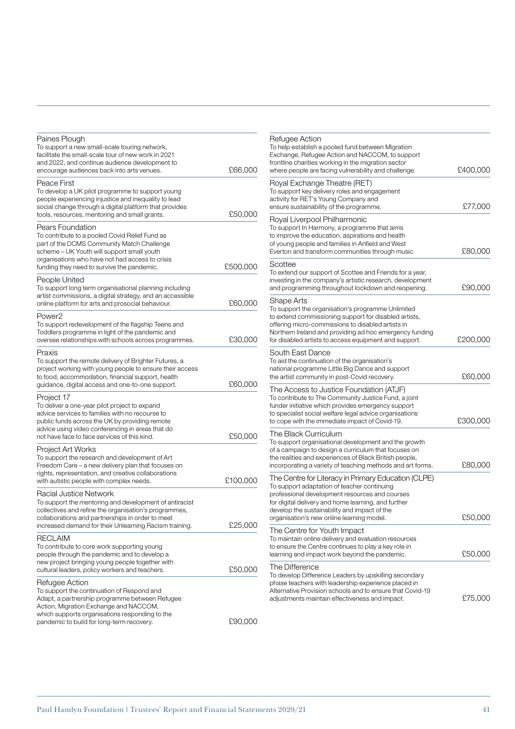| Organisation | Amount |
| --- | --- |
| **Paines Plough**<br>To support a new small-scale touring network, facilitate the small-scale tour of new work in 2021 and 2022, and continue audience development to encourage audiences back into arts venues. | £66,000 |
| **Peace First**<br>To develop a UK pilot programme to support young people experiencing injustice and inequality to lead social change through a digital platform that provides tools, resources, mentoring and small grants. | £50,000 |
| **Pears Foundation**<br>To contribute to a pooled Covid Relief Fund as part of the DCMS Community Match Challenge scheme – UK Youth will support small youth organisations who have not had access to crisis funding they need to survive the pandemic. | £500,000 |
| **People United**<br>To support long term organisational planning including artist commissions, a digital strategy, and an accessible online platform for arts and prosocial behaviour. | £60,000 |
| **Power2**<br>To support redevelopment of the flagship Teens and Toddlers programme in light of the pandemic and oversee relationships with schools across programmes. | £30,000 |
| **Praxis**<br>To support the remote delivery of Brighter Futures, a project working with young people to ensure their access to food, accommodation, financial support, health guidance, digital access and one-to-one support. | £60,000 |
| **Project 17**<br>To deliver a one-year pilot project to expand advice services to families with no recourse to public funds across the UK by providing remote advice using video conferencing in areas that do not have face to face services of this kind. | £50,000 |
| **Project Art Works**<br>To support the research and development of Art Freedom Care – a new delivery plan that focuses on rights, representation, and creative collaborations with autistic people with complex needs. | £100,000 |
| **Racial Justice Network**<br>To support the mentoring and development of antiracist collectives and refine the organisation's programmes, collaborations and partnerships in order to meet increased demand for their Unlearning Racism training. | £25,000 |
| **RECLAIM**<br>To contribute to core work supporting young people through the pandemic and to develop a new project bringing young people together with cultural leaders, policy workers and teachers. | £50,000 |
| **Refugee Action**<br>To support the continuation of Respond and Adapt, a partnership programme between Refugee Action, Migration Exchange and NACCOM, which supports organisations responding to the pandemic to build for long-term recovery. | £90,000 |
| **Refugee Action**<br>To help establish a pooled fund between Migration Exchange, Refugee Action and NACCOM, to support frontline charities working in the migration sector where people are facing vulnerability and challenge. | £400,000 |
| **Royal Exchange Theatre (RET)**<br>To support key delivery roles and engagement activity for RET's Young Company and ensure sustainability of the programme. | £77,000 |
| **Royal Liverpool Philharmonic**<br>To support In Harmony, a programme that aims to improve the education, aspirations and health of young people and families in Anfield and West Everton and transform communities through music. | £80,000 |
| **Scottee**<br>To extend our support of Scottee and Friends for a year, investing in the company's artistic research, development and programming throughout lockdown and reopening. | £90,000 |
| **Shape Arts**<br>To support the organisation's programme Unlimited to extend commissioning support for disabled artists, offering micro-commissions to disabled artists in Northern Ireland and providing ad hoc emergency funding for disabled artists to access equipment and support. | £200,000 |
| **South East Dance**<br>To aid the continuation of the organisation's national programme Little Big Dance and support the artist community in post-Covid recovery. | £60,000 |
| **The Access to Justice Foundation (ATJF)**<br>To contribute to The Community Justice Fund, a joint funder initiative which provides emergency support to specialist social welfare legal advice organisations to cope with the immediate impact of Covid-19. | £300,000 |
| **The Black Curriculum**<br>To support organisational development and the growth of a campaign to design a curriculum that focuses on the realities and experiences of Black British people, incorporating a variety of teaching methods and art forms. | £80,000 |
| **The Centre for Literacy in Primary Education (CLPE)**<br>To support adaptation of teacher continuing professional development resources and courses for digital delivery and home learning, and further develop the sustainability and impact of the organisation's new online learning model. | £50,000 |
| **The Centre for Youth Impact**<br>To maintain online delivery and evaluation resources to ensure the Centre continues to play a key role in learning and impact work beyond the pandemic. | £50,000 |
| **The Difference**<br>To develop Difference Leaders by upskilling secondary phase teachers with leadership experience placed in Alternative Provision schools and to ensure that Covid-19 adjustments maintain effectiveness and impact. | £75,000 |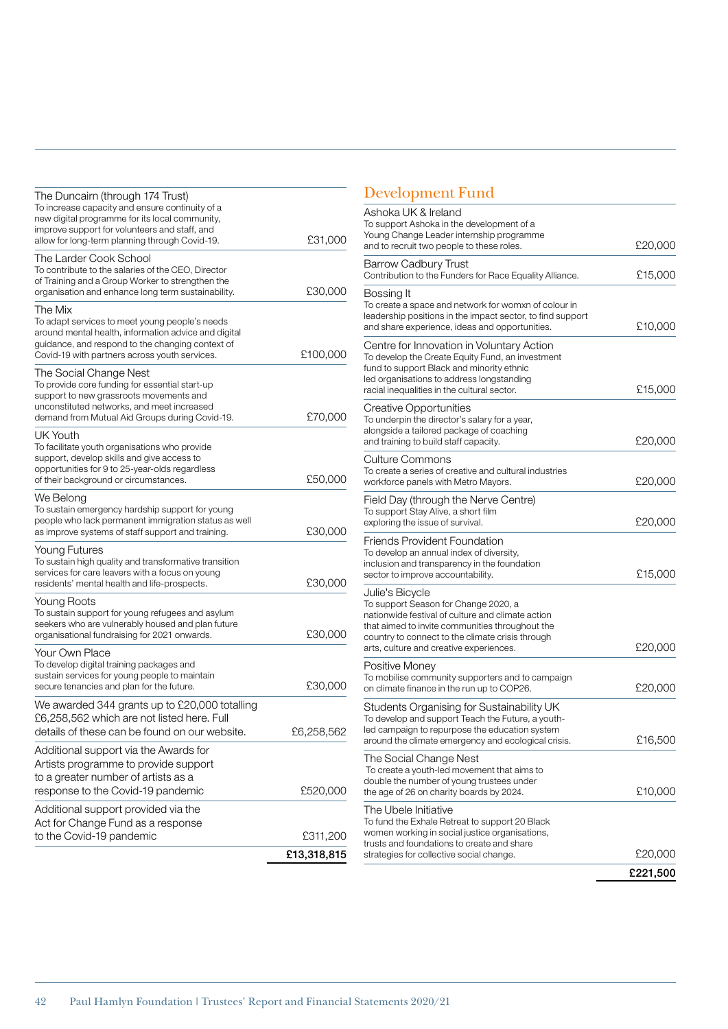| Grant | Amount |
|---|---|
| The Duncairn (through 174 Trust)<br>To increase capacity and ensure continuity of a new digital programme for its local community, improve support for volunteers and staff, and allow for long-term planning through Covid-19. | £31,000 |
| The Larder Cook School<br>To contribute to the salaries of the CEO, Director of Training and a Group Worker to strengthen the organisation and enhance long term sustainability. | £30,000 |
| The Mix<br>To adapt services to meet young people's needs around mental health, information advice and digital guidance, and respond to the changing context of Covid-19 with partners across youth services. | £100,000 |
| The Social Change Nest<br>To provide core funding for essential start-up support to new grassroots movements and unconstituted networks, and meet increased demand from Mutual Aid Groups during Covid-19. | £70,000 |
| UK Youth<br>To facilitate youth organisations who provide support, develop skills and give access to opportunities for 9 to 25-year-olds regardless of their background or circumstances. | £50,000 |
| We Belong<br>To sustain emergency hardship support for young people who lack permanent immigration status as well as improve systems of staff support and training. | £30,000 |
| Young Futures<br>To sustain high quality and transformative transition services for care leavers with a focus on young residents' mental health and life-prospects. | £30,000 |
| Young Roots<br>To sustain support for young refugees and asylum seekers who are vulnerably housed and plan future organisational fundraising for 2021 onwards. | £30,000 |
| Your Own Place<br>To develop digital training packages and sustain services for young people to maintain secure tenancies and plan for the future. | £30,000 |
| We awarded 344 grants up to £20,000 totalling £6,258,562 which are not listed here. Full details of these can be found on our website. | £6,258,562 |
| Additional support via the Awards for Artists programme to provide support to a greater number of artists as a response to the Covid-19 pandemic | £520,000 |
| Additional support provided via the Act for Change Fund as a response to the Covid-19 pandemic | £311,200 |
| | **£13,318,815** |

## Development Fund

| Grant | Amount |
|---|---|
| Ashoka UK & Ireland<br>To support Ashoka in the development of a Young Change Leader internship programme and to recruit two people to these roles. | £20,000 |
| Barrow Cadbury Trust<br>Contribution to the Funders for Race Equality Alliance. | £15,000 |
| Bossing It<br>To create a space and network for womxn of colour in leadership positions in the impact sector, to find support and share experience, ideas and opportunities. | £10,000 |
| Centre for Innovation in Voluntary Action<br>To develop the Create Equity Fund, an investment fund to support Black and minority ethnic led organisations to address longstanding racial inequalities in the cultural sector. | £15,000 |
| Creative Opportunities<br>To underpin the director's salary for a year, alongside a tailored package of coaching and training to build staff capacity. | £20,000 |
| Culture Commons<br>To create a series of creative and cultural industries workforce panels with Metro Mayors. | £20,000 |
| Field Day (through the Nerve Centre)<br>To support Stay Alive, a short film exploring the issue of survival. | £20,000 |
| Friends Provident Foundation<br>To develop an annual index of diversity, inclusion and transparency in the foundation sector to improve accountability. | £15,000 |
| Julie's Bicycle<br>To support Season for Change 2020, a nationwide festival of culture and climate action that aimed to invite communities throughout the country to connect to the climate crisis through arts, culture and creative experiences. | £20,000 |
| Positive Money<br>To mobilise community supporters and to campaign on climate finance in the run up to COP26. | £20,000 |
| Students Organising for Sustainability UK<br>To develop and support Teach the Future, a youth-led campaign to repurpose the education system around the climate emergency and ecological crisis. | £16,500 |
| The Social Change Nest<br>To create a youth-led movement that aims to double the number of young trustees under the age of 26 on charity boards by 2024. | £10,000 |
| The Ubele Initiative<br>To fund the Exhale Retreat to support 20 Black women working in social justice organisations, trusts and foundations to create and share strategies for collective social change. | £20,000 |
| | **£221,500** |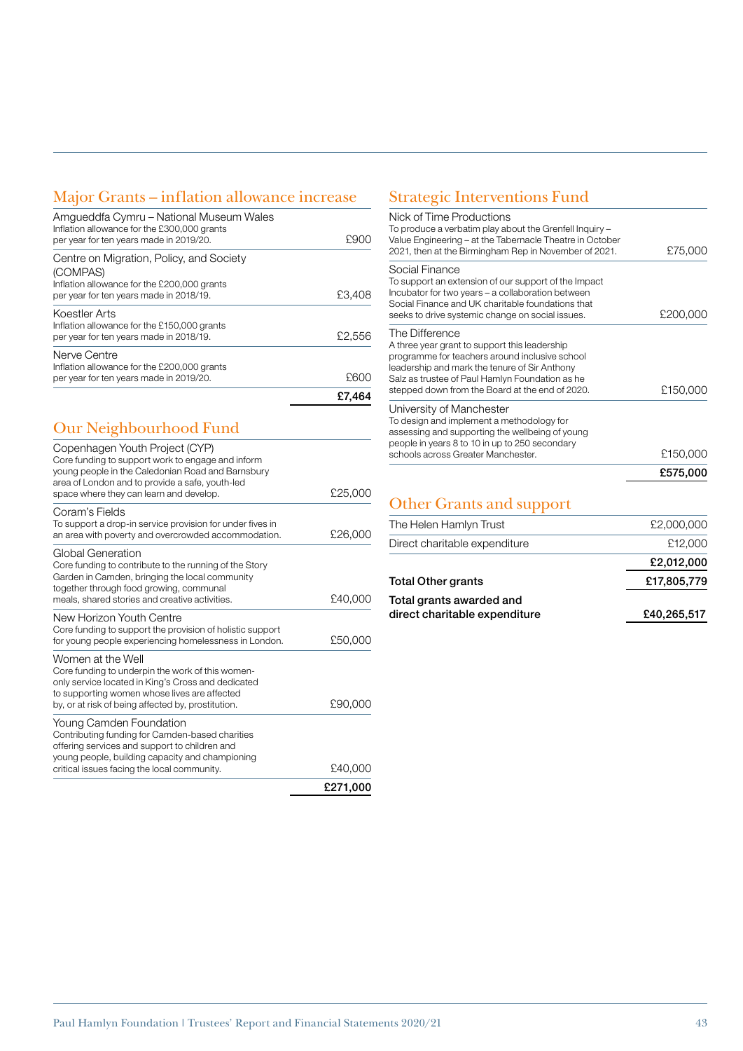## Major Grants – inflation allowance increase

| | |
|---|---|
| **Amgueddfa Cymru – National Museum Wales**<br>Inflation allowance for the £300,000 grants per year for ten years made in 2019/20. | £900 |
| **Centre on Migration, Policy, and Society (COMPAS)**<br>Inflation allowance for the £200,000 grants per year for ten years made in 2018/19. | £3,408 |
| **Koestler Arts**<br>Inflation allowance for the £150,000 grants per year for ten years made in 2018/19. | £2,556 |
| **Nerve Centre**<br>Inflation allowance for the £200,000 grants per year for ten years made in 2019/20. | £600 |
| | **£7,464** |

## Our Neighbourhood Fund

| | |
|---|---|
| **Copenhagen Youth Project (CYP)**<br>Core funding to support work to engage and inform young people in the Caledonian Road and Barnsbury area of London and to provide a safe, youth-led space where they can learn and develop. | £25,000 |
| **Coram's Fields**<br>To support a drop-in service provision for under fives in an area with poverty and overcrowded accommodation. | £26,000 |
| **Global Generation**<br>Core funding to contribute to the running of the Story Garden in Camden, bringing the local community together through food growing, communal meals, shared stories and creative activities. | £40,000 |
| **New Horizon Youth Centre**<br>Core funding to support the provision of holistic support for young people experiencing homelessness in London. | £50,000 |
| **Women at the Well**<br>Core funding to underpin the work of this women-only service located in King's Cross and dedicated to supporting women whose lives are affected by, or at risk of being affected by, prostitution. | £90,000 |
| **Young Camden Foundation**<br>Contributing funding for Camden-based charities offering services and support to children and young people, building capacity and championing critical issues facing the local community. | £40,000 |
| | **£271,000** |

## Strategic Interventions Fund

| | |
|---|---|
| **Nick of Time Productions**<br>To produce a verbatim play about the Grenfell Inquiry – Value Engineering – at the Tabernacle Theatre in October 2021, then at the Birmingham Rep in November of 2021. | £75,000 |
| **Social Finance**<br>To support an extension of our support of the Impact Incubator for two years – a collaboration between Social Finance and UK charitable foundations that seeks to drive systemic change on social issues. | £200,000 |
| **The Difference**<br>A three year grant to support this leadership programme for teachers around inclusive school leadership and mark the tenure of Sir Anthony Salz as trustee of Paul Hamlyn Foundation as he stepped down from the Board at the end of 2020. | £150,000 |
| **University of Manchester**<br>To design and implement a methodology for assessing and supporting the wellbeing of young people in years 8 to 10 in up to 250 secondary schools across Greater Manchester. | £150,000 |
| | **£575,000** |

## Other Grants and support

| | |
|---|---|
| The Helen Hamlyn Trust | £2,000,000 |
| Direct charitable expenditure | £12,000 |
| | **£2,012,000** |
| **Total Other grants** | **£17,805,779** |
| **Total grants awarded and direct charitable expenditure** | **£40,265,517** |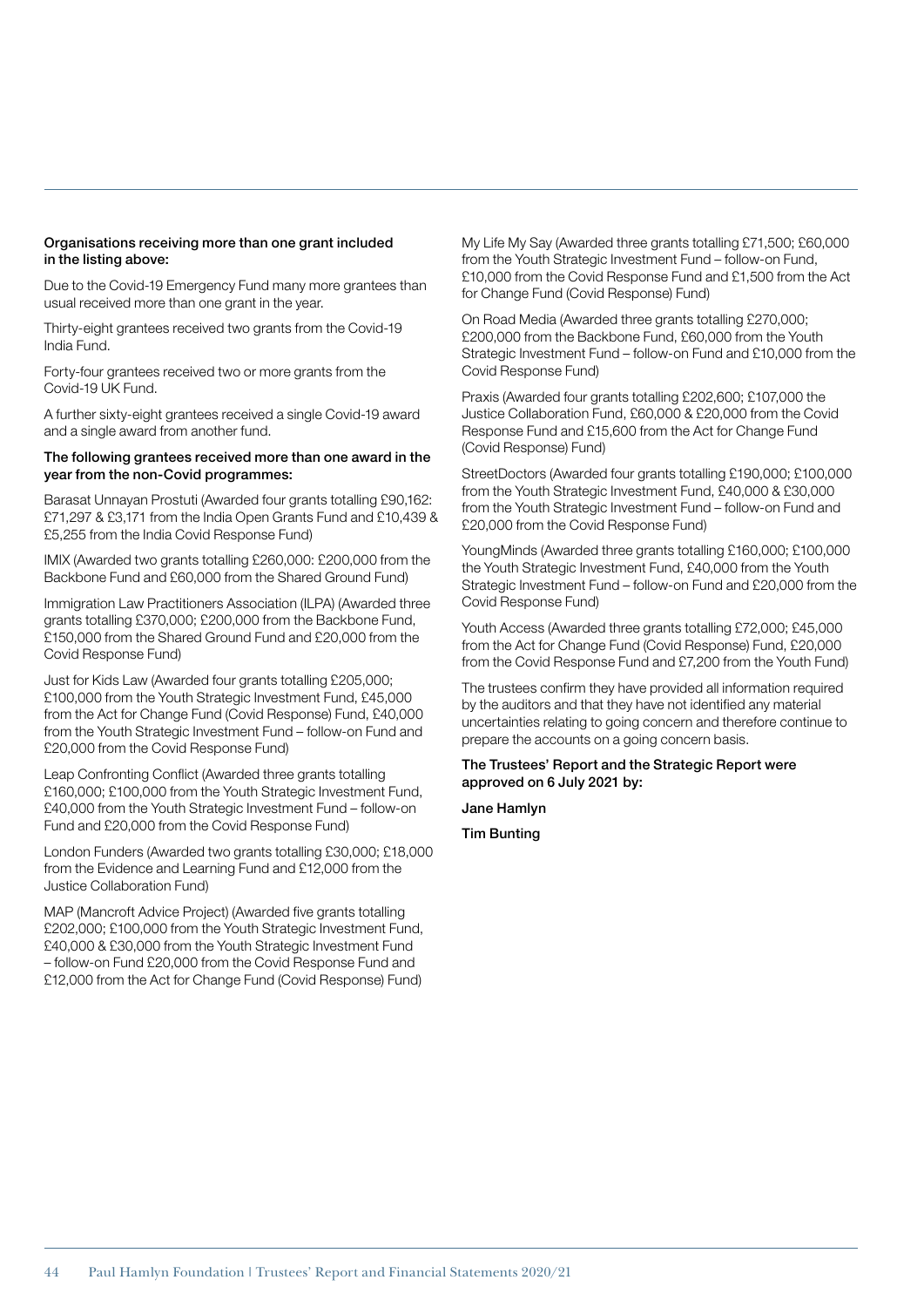**Organisations receiving more than one grant included in the listing above:**

Due to the Covid-19 Emergency Fund many more grantees than usual received more than one grant in the year.

Thirty-eight grantees received two grants from the Covid-19 India Fund.

Forty-four grantees received two or more grants from the Covid-19 UK Fund.

A further sixty-eight grantees received a single Covid-19 award and a single award from another fund.

**The following grantees received more than one award in the year from the non-Covid programmes:**

Barasat Unnayan Prostuti (Awarded four grants totalling £90,162: £71,297 & £3,171 from the India Open Grants Fund and £10,439 & £5,255 from the India Covid Response Fund)

IMIX (Awarded two grants totalling £260,000: £200,000 from the Backbone Fund and £60,000 from the Shared Ground Fund)

Immigration Law Practitioners Association (ILPA) (Awarded three grants totalling £370,000; £200,000 from the Backbone Fund, £150,000 from the Shared Ground Fund and £20,000 from the Covid Response Fund)

Just for Kids Law (Awarded four grants totalling £205,000; £100,000 from the Youth Strategic Investment Fund, £45,000 from the Act for Change Fund (Covid Response) Fund, £40,000 from the Youth Strategic Investment Fund – follow-on Fund and £20,000 from the Covid Response Fund)

Leap Confronting Conflict (Awarded three grants totalling £160,000; £100,000 from the Youth Strategic Investment Fund, £40,000 from the Youth Strategic Investment Fund – follow-on Fund and £20,000 from the Covid Response Fund)

London Funders (Awarded two grants totalling £30,000; £18,000 from the Evidence and Learning Fund and £12,000 from the Justice Collaboration Fund)

MAP (Mancroft Advice Project) (Awarded five grants totalling £202,000; £100,000 from the Youth Strategic Investment Fund, £40,000 & £30,000 from the Youth Strategic Investment Fund – follow-on Fund £20,000 from the Covid Response Fund and £12,000 from the Act for Change Fund (Covid Response) Fund)

My Life My Say (Awarded three grants totalling £71,500; £60,000 from the Youth Strategic Investment Fund – follow-on Fund, £10,000 from the Covid Response Fund and £1,500 from the Act for Change Fund (Covid Response) Fund)

On Road Media (Awarded three grants totalling £270,000; £200,000 from the Backbone Fund, £60,000 from the Youth Strategic Investment Fund – follow-on Fund and £10,000 from the Covid Response Fund)

Praxis (Awarded four grants totalling £202,600; £107,000 the Justice Collaboration Fund, £60,000 & £20,000 from the Covid Response Fund and £15,600 from the Act for Change Fund (Covid Response) Fund)

StreetDoctors (Awarded four grants totalling £190,000; £100,000 from the Youth Strategic Investment Fund, £40,000 & £30,000 from the Youth Strategic Investment Fund – follow-on Fund and £20,000 from the Covid Response Fund)

YoungMinds (Awarded three grants totalling £160,000; £100,000 the Youth Strategic Investment Fund, £40,000 from the Youth Strategic Investment Fund – follow-on Fund and £20,000 from the Covid Response Fund)

Youth Access (Awarded three grants totalling £72,000; £45,000 from the Act for Change Fund (Covid Response) Fund, £20,000 from the Covid Response Fund and £7,200 from the Youth Fund)

The trustees confirm they have provided all information required by the auditors and that they have not identified any material uncertainties relating to going concern and therefore continue to prepare the accounts on a going concern basis.

**The Trustees' Report and the Strategic Report were approved on 6 July 2021 by:**

**Jane Hamlyn**

**Tim Bunting**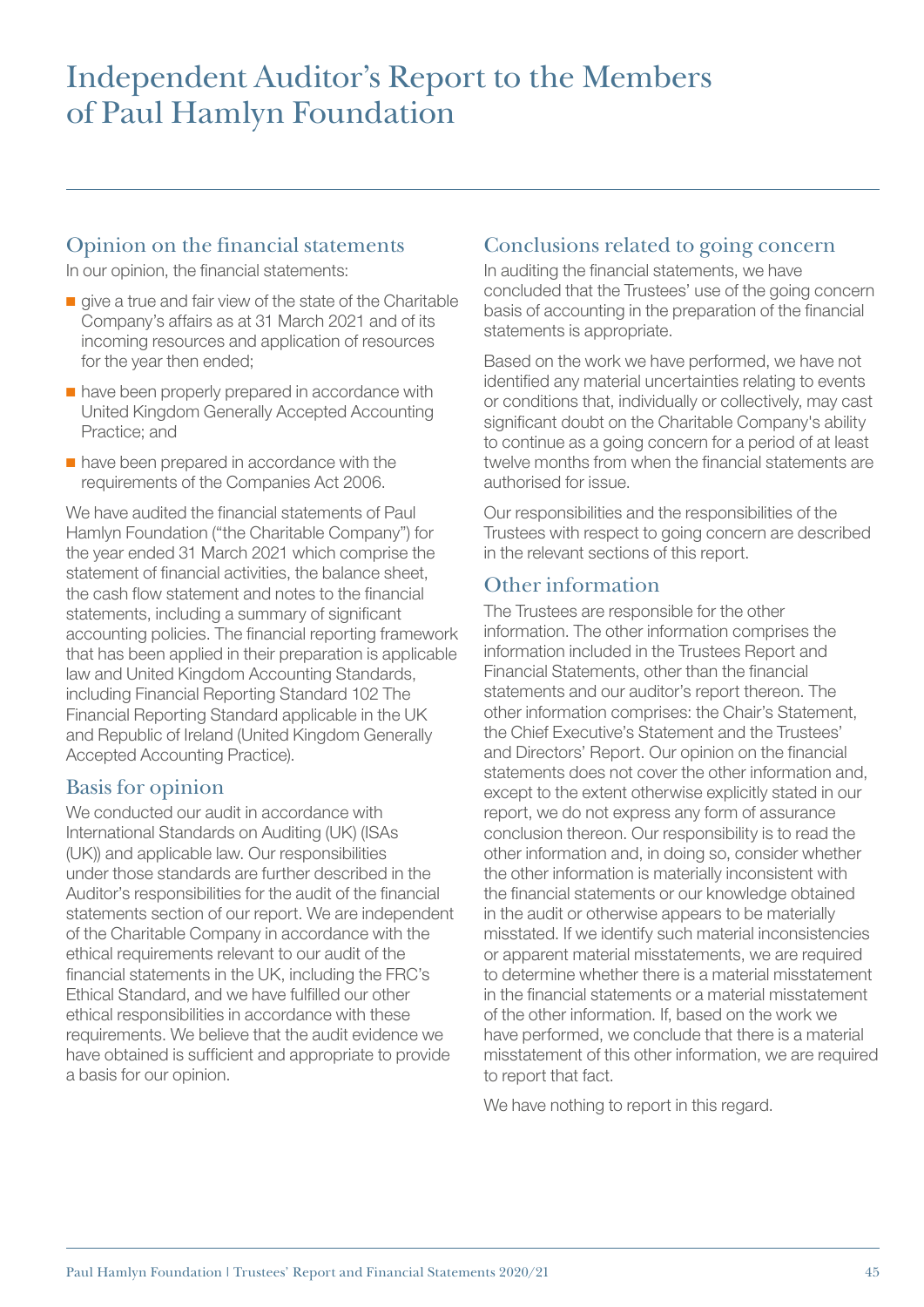# Independent Auditor's Report to the Members of Paul Hamlyn Foundation

## Opinion on the financial statements

In our opinion, the financial statements:

- give a true and fair view of the state of the Charitable Company's affairs as at 31 March 2021 and of its incoming resources and application of resources for the year then ended;
- have been properly prepared in accordance with United Kingdom Generally Accepted Accounting Practice; and
- have been prepared in accordance with the requirements of the Companies Act 2006.

We have audited the financial statements of Paul Hamlyn Foundation ("the Charitable Company") for the year ended 31 March 2021 which comprise the statement of financial activities, the balance sheet, the cash flow statement and notes to the financial statements, including a summary of significant accounting policies. The financial reporting framework that has been applied in their preparation is applicable law and United Kingdom Accounting Standards, including Financial Reporting Standard 102 The Financial Reporting Standard applicable in the UK and Republic of Ireland (United Kingdom Generally Accepted Accounting Practice).

## Basis for opinion

We conducted our audit in accordance with International Standards on Auditing (UK) (ISAs (UK)) and applicable law. Our responsibilities under those standards are further described in the Auditor's responsibilities for the audit of the financial statements section of our report. We are independent of the Charitable Company in accordance with the ethical requirements relevant to our audit of the financial statements in the UK, including the FRC's Ethical Standard, and we have fulfilled our other ethical responsibilities in accordance with these requirements. We believe that the audit evidence we have obtained is sufficient and appropriate to provide a basis for our opinion.

## Conclusions related to going concern

In auditing the financial statements, we have concluded that the Trustees' use of the going concern basis of accounting in the preparation of the financial statements is appropriate.

Based on the work we have performed, we have not identified any material uncertainties relating to events or conditions that, individually or collectively, may cast significant doubt on the Charitable Company's ability to continue as a going concern for a period of at least twelve months from when the financial statements are authorised for issue.

Our responsibilities and the responsibilities of the Trustees with respect to going concern are described in the relevant sections of this report.

## Other information

The Trustees are responsible for the other information. The other information comprises the information included in the Trustees Report and Financial Statements, other than the financial statements and our auditor's report thereon. The other information comprises: the Chair's Statement, the Chief Executive's Statement and the Trustees' and Directors' Report. Our opinion on the financial statements does not cover the other information and, except to the extent otherwise explicitly stated in our report, we do not express any form of assurance conclusion thereon. Our responsibility is to read the other information and, in doing so, consider whether the other information is materially inconsistent with the financial statements or our knowledge obtained in the audit or otherwise appears to be materially misstated. If we identify such material inconsistencies or apparent material misstatements, we are required to determine whether there is a material misstatement in the financial statements or a material misstatement of the other information. If, based on the work we have performed, we conclude that there is a material misstatement of this other information, we are required to report that fact.

We have nothing to report in this regard.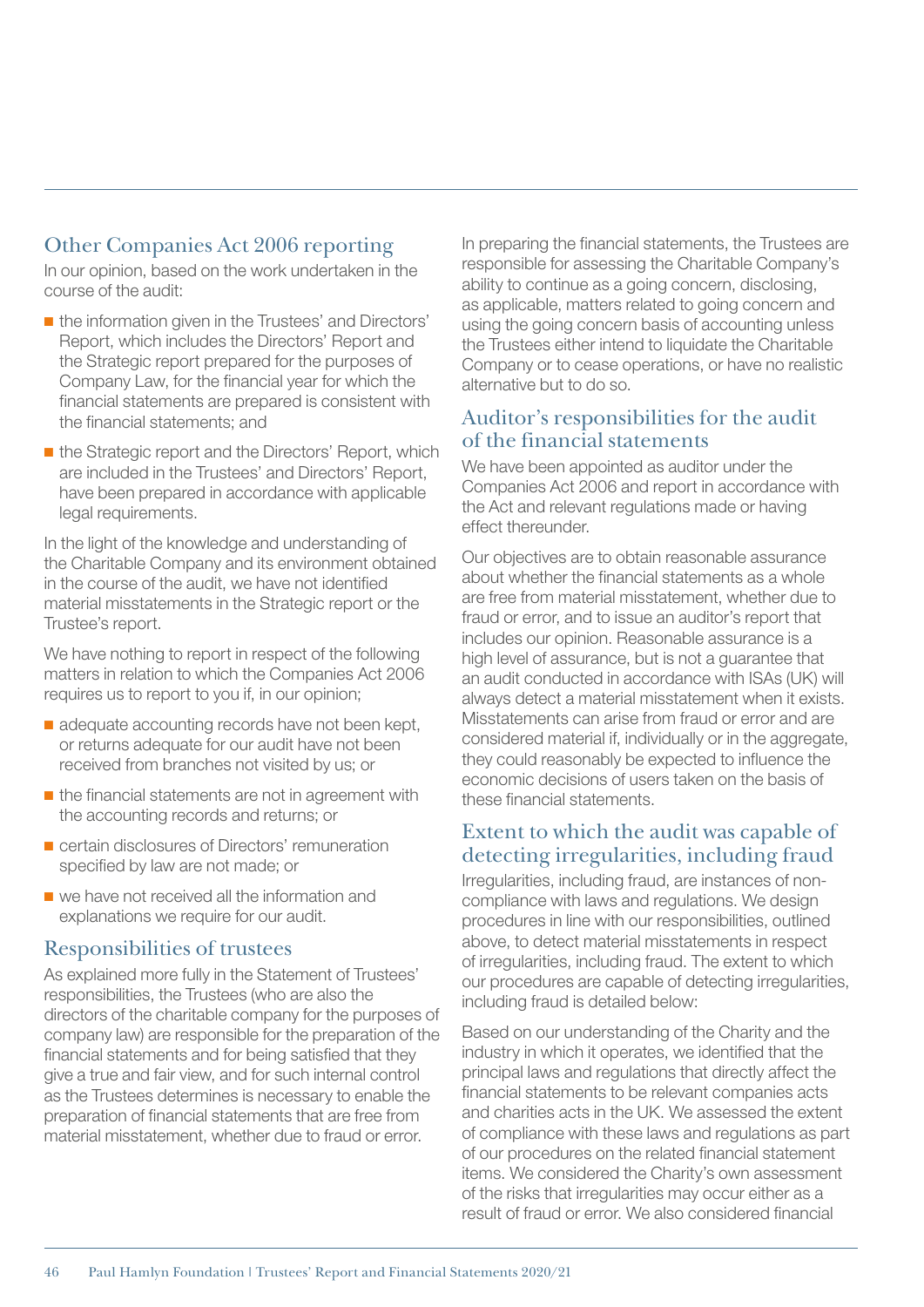## Other Companies Act 2006 reporting

In our opinion, based on the work undertaken in the course of the audit:

- the information given in the Trustees' and Directors' Report, which includes the Directors' Report and the Strategic report prepared for the purposes of Company Law, for the financial year for which the financial statements are prepared is consistent with the financial statements; and
- the Strategic report and the Directors' Report, which are included in the Trustees' and Directors' Report, have been prepared in accordance with applicable legal requirements.

In the light of the knowledge and understanding of the Charitable Company and its environment obtained in the course of the audit, we have not identified material misstatements in the Strategic report or the Trustee's report.

We have nothing to report in respect of the following matters in relation to which the Companies Act 2006 requires us to report to you if, in our opinion;

- adequate accounting records have not been kept, or returns adequate for our audit have not been received from branches not visited by us; or
- the financial statements are not in agreement with the accounting records and returns; or
- certain disclosures of Directors' remuneration specified by law are not made; or
- we have not received all the information and explanations we require for our audit.

## Responsibilities of trustees

As explained more fully in the Statement of Trustees' responsibilities, the Trustees (who are also the directors of the charitable company for the purposes of company law) are responsible for the preparation of the financial statements and for being satisfied that they give a true and fair view, and for such internal control as the Trustees determines is necessary to enable the preparation of financial statements that are free from material misstatement, whether due to fraud or error.

In preparing the financial statements, the Trustees are responsible for assessing the Charitable Company's ability to continue as a going concern, disclosing, as applicable, matters related to going concern and using the going concern basis of accounting unless the Trustees either intend to liquidate the Charitable Company or to cease operations, or have no realistic alternative but to do so.

## Auditor's responsibilities for the audit of the financial statements

We have been appointed as auditor under the Companies Act 2006 and report in accordance with the Act and relevant regulations made or having effect thereunder.

Our objectives are to obtain reasonable assurance about whether the financial statements as a whole are free from material misstatement, whether due to fraud or error, and to issue an auditor's report that includes our opinion. Reasonable assurance is a high level of assurance, but is not a guarantee that an audit conducted in accordance with ISAs (UK) will always detect a material misstatement when it exists. Misstatements can arise from fraud or error and are considered material if, individually or in the aggregate, they could reasonably be expected to influence the economic decisions of users taken on the basis of these financial statements.

## Extent to which the audit was capable of detecting irregularities, including fraud

Irregularities, including fraud, are instances of non-compliance with laws and regulations. We design procedures in line with our responsibilities, outlined above, to detect material misstatements in respect of irregularities, including fraud. The extent to which our procedures are capable of detecting irregularities, including fraud is detailed below:

Based on our understanding of the Charity and the industry in which it operates, we identified that the principal laws and regulations that directly affect the financial statements to be relevant companies acts and charities acts in the UK. We assessed the extent of compliance with these laws and regulations as part of our procedures on the related financial statement items. We considered the Charity's own assessment of the risks that irregularities may occur either as a result of fraud or error. We also considered financial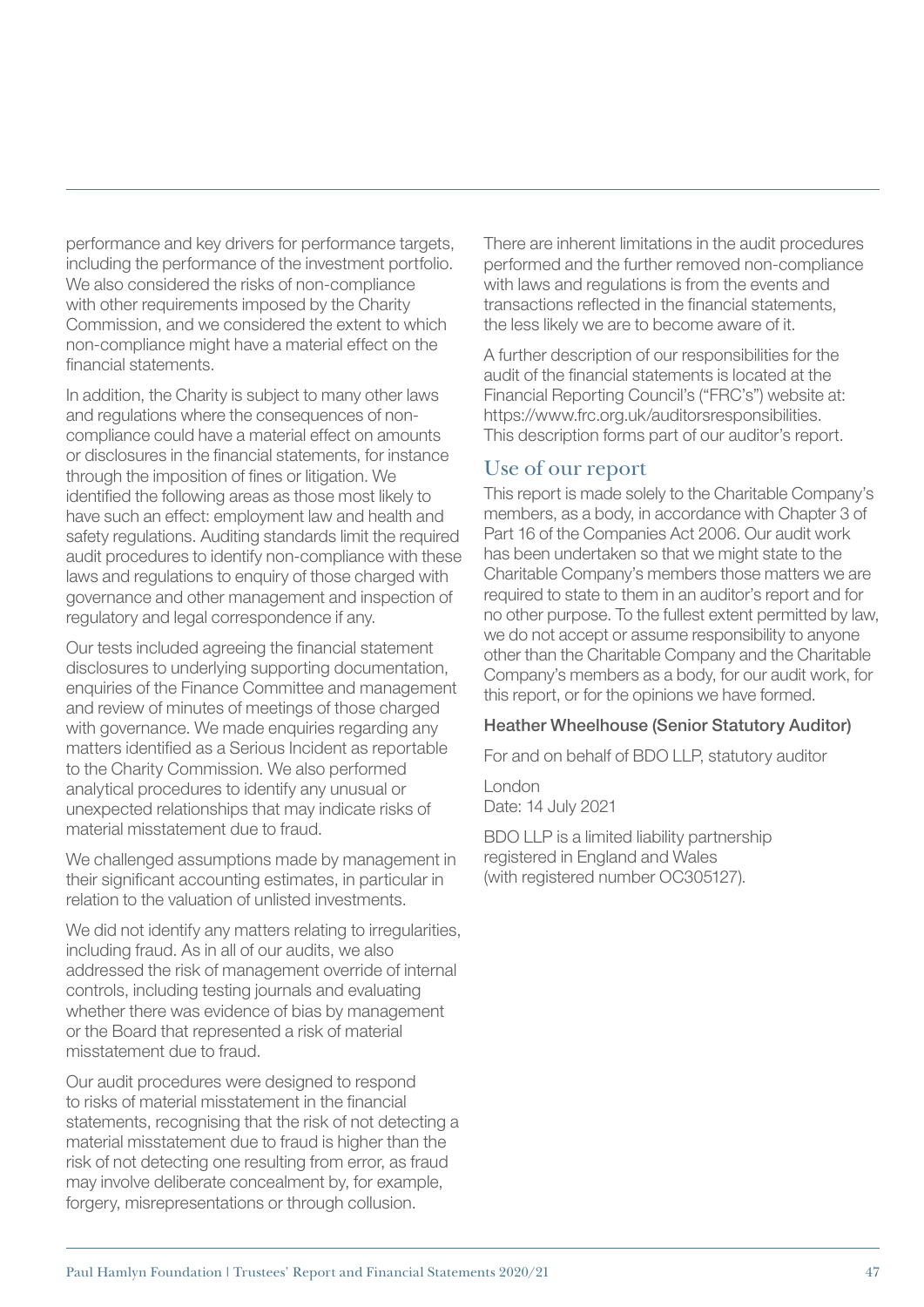performance and key drivers for performance targets, including the performance of the investment portfolio. We also considered the risks of non-compliance with other requirements imposed by the Charity Commission, and we considered the extent to which non-compliance might have a material effect on the financial statements.

In addition, the Charity is subject to many other laws and regulations where the consequences of non-compliance could have a material effect on amounts or disclosures in the financial statements, for instance through the imposition of fines or litigation. We identified the following areas as those most likely to have such an effect: employment law and health and safety regulations. Auditing standards limit the required audit procedures to identify non-compliance with these laws and regulations to enquiry of those charged with governance and other management and inspection of regulatory and legal correspondence if any.

Our tests included agreeing the financial statement disclosures to underlying supporting documentation, enquiries of the Finance Committee and management and review of minutes of meetings of those charged with governance. We made enquiries regarding any matters identified as a Serious Incident as reportable to the Charity Commission. We also performed analytical procedures to identify any unusual or unexpected relationships that may indicate risks of material misstatement due to fraud.

We challenged assumptions made by management in their significant accounting estimates, in particular in relation to the valuation of unlisted investments.

We did not identify any matters relating to irregularities, including fraud. As in all of our audits, we also addressed the risk of management override of internal controls, including testing journals and evaluating whether there was evidence of bias by management or the Board that represented a risk of material misstatement due to fraud.

Our audit procedures were designed to respond to risks of material misstatement in the financial statements, recognising that the risk of not detecting a material misstatement due to fraud is higher than the risk of not detecting one resulting from error, as fraud may involve deliberate concealment by, for example, forgery, misrepresentations or through collusion.

There are inherent limitations in the audit procedures performed and the further removed non-compliance with laws and regulations is from the events and transactions reflected in the financial statements, the less likely we are to become aware of it.

A further description of our responsibilities for the audit of the financial statements is located at the Financial Reporting Council's ("FRC's") website at: https://www.frc.org.uk/auditorsresponsibilities. This description forms part of our auditor's report.

## Use of our report

This report is made solely to the Charitable Company's members, as a body, in accordance with Chapter 3 of Part 16 of the Companies Act 2006. Our audit work has been undertaken so that we might state to the Charitable Company's members those matters we are required to state to them in an auditor's report and for no other purpose. To the fullest extent permitted by law, we do not accept or assume responsibility to anyone other than the Charitable Company and the Charitable Company's members as a body, for our audit work, for this report, or for the opinions we have formed.

**Heather Wheelhouse (Senior Statutory Auditor)**

For and on behalf of BDO LLP, statutory auditor

London
Date: 14 July 2021

BDO LLP is a limited liability partnership registered in England and Wales (with registered number OC305127).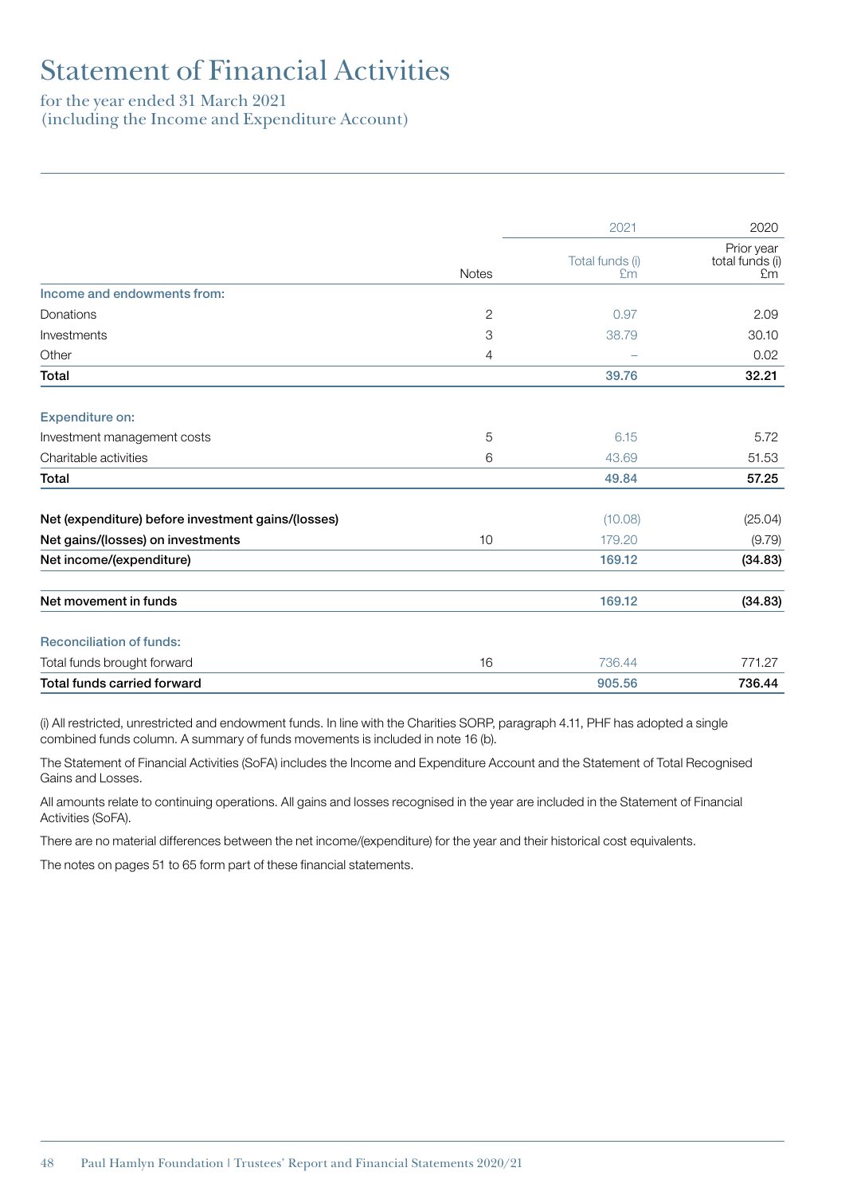# Statement of Financial Activities

for the year ended 31 March 2021
(including the Income and Expenditure Account)

| | Notes | 2021<br>Total funds (i)<br>£m | 2020<br>Prior year total funds (i)<br>£m |
|---|---|---|---|
| **Income and endowments from:** | | | |
| Donations | 2 | 0.97 | 2.09 |
| Investments | 3 | 38.79 | 30.10 |
| Other | 4 | – | 0.02 |
| **Total** | | **39.76** | **32.21** |
| **Expenditure on:** | | | |
| Investment management costs | 5 | 6.15 | 5.72 |
| Charitable activities | 6 | 43.69 | 51.53 |
| **Total** | | **49.84** | **57.25** |
| **Net (expenditure) before investment gains/(losses)** | | (10.08) | (25.04) |
| **Net gains/(losses) on investments** | 10 | 179.20 | (9.79) |
| **Net income/(expenditure)** | | **169.12** | **(34.83)** |
| **Net movement in funds** | | **169.12** | **(34.83)** |
| **Reconciliation of funds:** | | | |
| Total funds brought forward | 16 | 736.44 | 771.27 |
| **Total funds carried forward** | | **905.56** | **736.44** |

(i) All restricted, unrestricted and endowment funds. In line with the Charities SORP, paragraph 4.11, PHF has adopted a single combined funds column. A summary of funds movements is included in note 16 (b).

The Statement of Financial Activities (SoFA) includes the Income and Expenditure Account and the Statement of Total Recognised Gains and Losses.

All amounts relate to continuing operations. All gains and losses recognised in the year are included in the Statement of Financial Activities (SoFA).

There are no material differences between the net income/(expenditure) for the year and their historical cost equivalents.

The notes on pages 51 to 65 form part of these financial statements.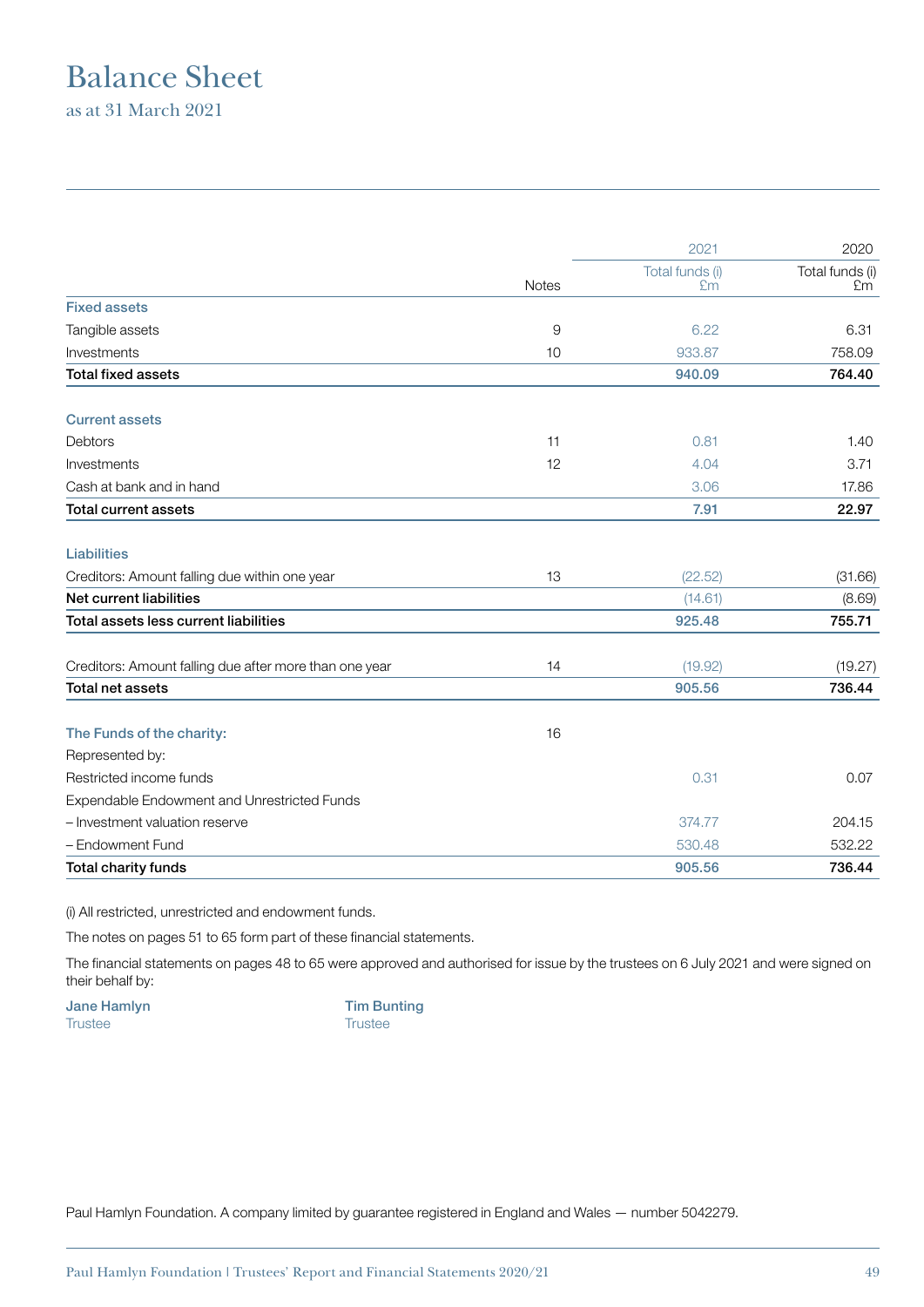# Balance Sheet

as at 31 March 2021

| | Notes | 2021 Total funds (i) £m | 2020 Total funds (i) £m |
|---|---|---|---|
| **Fixed assets** | | | |
| Tangible assets | 9 | 6.22 | 6.31 |
| Investments | 10 | 933.87 | 758.09 |
| **Total fixed assets** | | **940.09** | **764.40** |
| **Current assets** | | | |
| Debtors | 11 | 0.81 | 1.40 |
| Investments | 12 | 4.04 | 3.71 |
| Cash at bank and in hand | | 3.06 | 17.86 |
| **Total current assets** | | **7.91** | **22.97** |
| **Liabilities** | | | |
| Creditors: Amount falling due within one year | 13 | (22.52) | (31.66) |
| **Net current liabilities** | | (14.61) | (8.69) |
| **Total assets less current liabilities** | | **925.48** | **755.71** |
| Creditors: Amount falling due after more than one year | 14 | (19.92) | (19.27) |
| **Total net assets** | | **905.56** | **736.44** |
| **The Funds of the charity:** | 16 | | |
| Represented by: | | | |
| Restricted income funds | | 0.31 | 0.07 |
| Expendable Endowment and Unrestricted Funds | | | |
| – Investment valuation reserve | | 374.77 | 204.15 |
| – Endowment Fund | | 530.48 | 532.22 |
| **Total charity funds** | | **905.56** | **736.44** |

(i) All restricted, unrestricted and endowment funds.

The notes on pages 51 to 65 form part of these financial statements.

The financial statements on pages 48 to 65 were approved and authorised for issue by the trustees on 6 July 2021 and were signed on their behalf by:

**Jane Hamlyn**
Trustee

**Tim Bunting**
Trustee

Paul Hamlyn Foundation. A company limited by guarantee registered in England and Wales — number 5042279.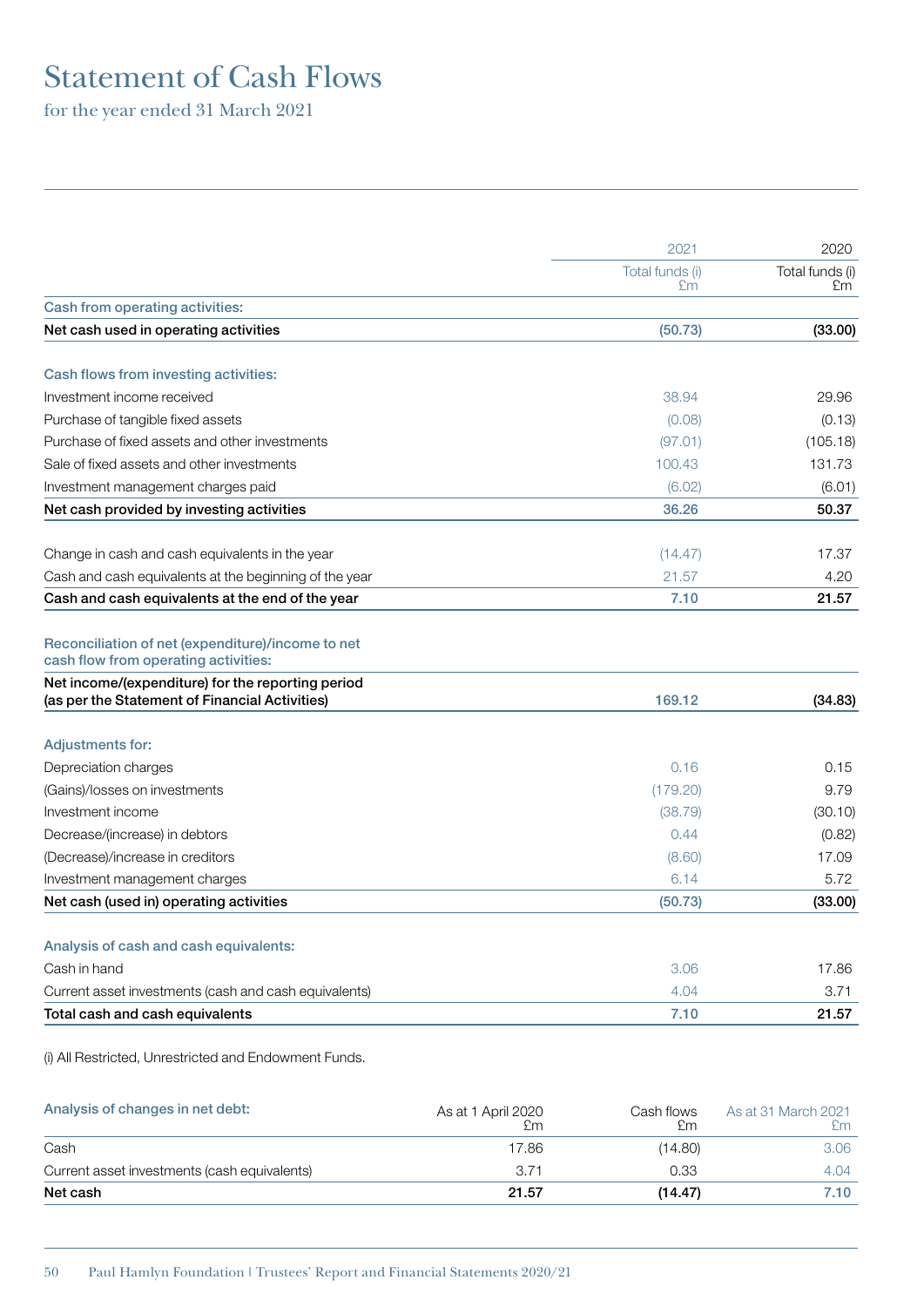# Statement of Cash Flows

for the year ended 31 March 2021

| | 2021<br>Total funds (i)<br>£m | 2020<br>Total funds (i)<br>£m |
|---|---|---|
| **Cash from operating activities:** | | |
| **Net cash used in operating activities** | **(50.73)** | **(33.00)** |
| | | |
| **Cash flows from investing activities:** | | |
| Investment income received | 38.94 | 29.96 |
| Purchase of tangible fixed assets | (0.08) | (0.13) |
| Purchase of fixed assets and other investments | (97.01) | (105.18) |
| Sale of fixed assets and other investments | 100.43 | 131.73 |
| Investment management charges paid | (6.02) | (6.01) |
| **Net cash provided by investing activities** | **36.26** | **50.37** |
| | | |
| Change in cash and cash equivalents in the year | (14.47) | 17.37 |
| Cash and cash equivalents at the beginning of the year | 21.57 | 4.20 |
| **Cash and cash equivalents at the end of the year** | **7.10** | **21.57** |
| | | |
| **Reconciliation of net (expenditure)/income to net cash flow from operating activities:** | | |
| **Net income/(expenditure) for the reporting period (as per the Statement of Financial Activities)** | **169.12** | **(34.83)** |
| | | |
| **Adjustments for:** | | |
| Depreciation charges | 0.16 | 0.15 |
| (Gains)/losses on investments | (179.20) | 9.79 |
| Investment income | (38.79) | (30.10) |
| Decrease/(increase) in debtors | 0.44 | (0.82) |
| (Decrease)/increase in creditors | (8.60) | 17.09 |
| Investment management charges | 6.14 | 5.72 |
| **Net cash (used in) operating activities** | **(50.73)** | **(33.00)** |
| | | |
| **Analysis of cash and cash equivalents:** | | |
| Cash in hand | 3.06 | 17.86 |
| Current asset investments (cash and cash equivalents) | 4.04 | 3.71 |
| **Total cash and cash equivalents** | **7.10** | **21.57** |

(i) All Restricted, Unrestricted and Endowment Funds.

| Analysis of changes in net debt: | As at 1 April 2020<br>£m | Cash flows<br>£m | As at 31 March 2021<br>£m |
|---|---|---|---|
| Cash | 17.86 | (14.80) | 3.06 |
| Current asset investments (cash equivalents) | 3.71 | 0.33 | 4.04 |
| **Net cash** | **21.57** | **(14.47)** | **7.10** |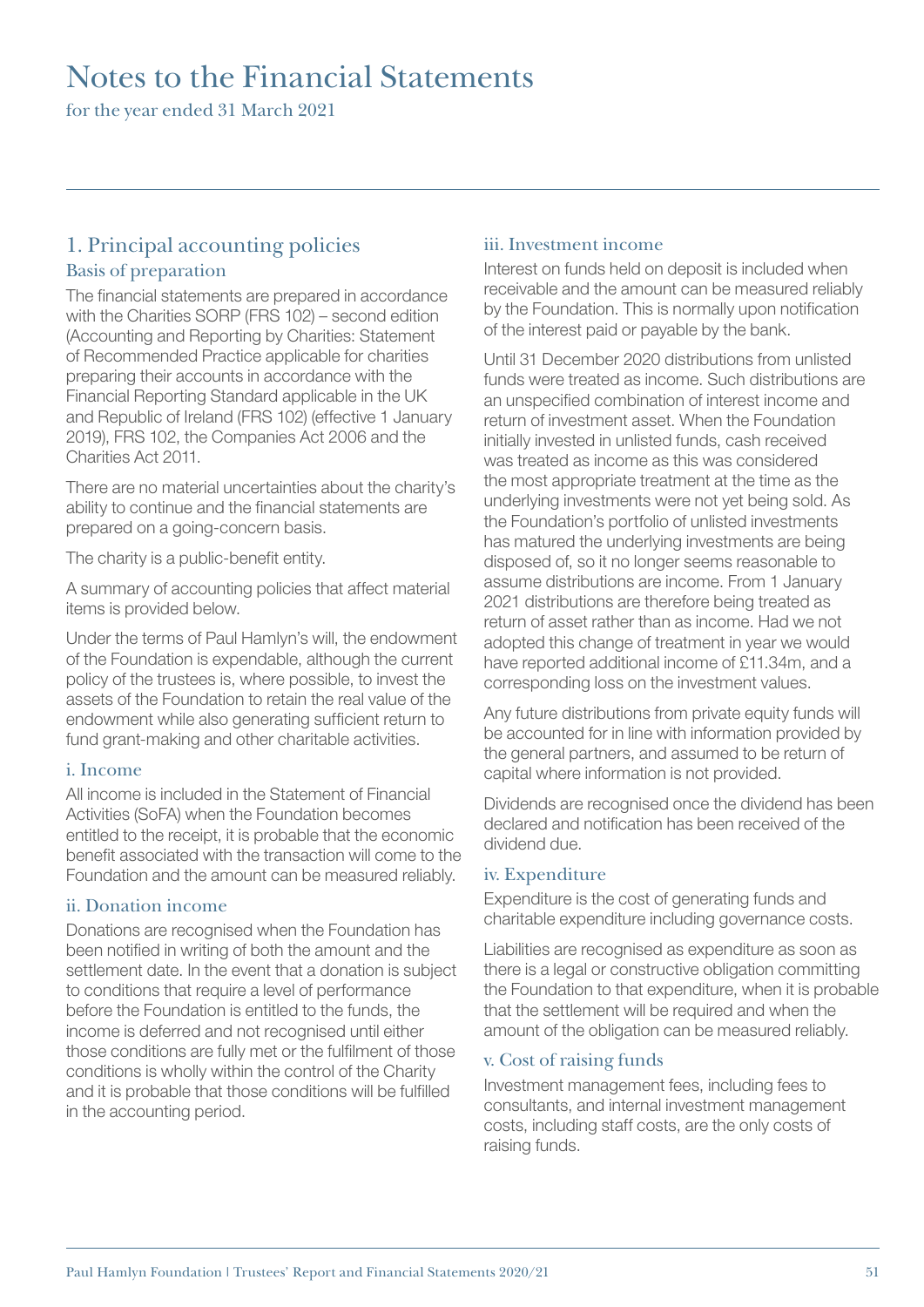# Notes to the Financial Statements

for the year ended 31 March 2021

## 1. Principal accounting policies

### Basis of preparation

The financial statements are prepared in accordance with the Charities SORP (FRS 102) – second edition (Accounting and Reporting by Charities: Statement of Recommended Practice applicable for charities preparing their accounts in accordance with the Financial Reporting Standard applicable in the UK and Republic of Ireland (FRS 102) (effective 1 January 2019), FRS 102, the Companies Act 2006 and the Charities Act 2011.

There are no material uncertainties about the charity's ability to continue and the financial statements are prepared on a going-concern basis.

The charity is a public-benefit entity.

A summary of accounting policies that affect material items is provided below.

Under the terms of Paul Hamlyn's will, the endowment of the Foundation is expendable, although the current policy of the trustees is, where possible, to invest the assets of the Foundation to retain the real value of the endowment while also generating sufficient return to fund grant-making and other charitable activities.

### i. Income

All income is included in the Statement of Financial Activities (SoFA) when the Foundation becomes entitled to the receipt, it is probable that the economic benefit associated with the transaction will come to the Foundation and the amount can be measured reliably.

### ii. Donation income

Donations are recognised when the Foundation has been notified in writing of both the amount and the settlement date. In the event that a donation is subject to conditions that require a level of performance before the Foundation is entitled to the funds, the income is deferred and not recognised until either those conditions are fully met or the fulfilment of those conditions is wholly within the control of the Charity and it is probable that those conditions will be fulfilled in the accounting period.

### iii. Investment income

Interest on funds held on deposit is included when receivable and the amount can be measured reliably by the Foundation. This is normally upon notification of the interest paid or payable by the bank.

Until 31 December 2020 distributions from unlisted funds were treated as income. Such distributions are an unspecified combination of interest income and return of investment asset. When the Foundation initially invested in unlisted funds, cash received was treated as income as this was considered the most appropriate treatment at the time as the underlying investments were not yet being sold. As the Foundation's portfolio of unlisted investments has matured the underlying investments are being disposed of, so it no longer seems reasonable to assume distributions are income. From 1 January 2021 distributions are therefore being treated as return of asset rather than as income. Had we not adopted this change of treatment in year we would have reported additional income of £11.34m, and a corresponding loss on the investment values.

Any future distributions from private equity funds will be accounted for in line with information provided by the general partners, and assumed to be return of capital where information is not provided.

Dividends are recognised once the dividend has been declared and notification has been received of the dividend due.

### iv. Expenditure

Expenditure is the cost of generating funds and charitable expenditure including governance costs.

Liabilities are recognised as expenditure as soon as there is a legal or constructive obligation committing the Foundation to that expenditure, when it is probable that the settlement will be required and when the amount of the obligation can be measured reliably.

### v. Cost of raising funds

Investment management fees, including fees to consultants, and internal investment management costs, including staff costs, are the only costs of raising funds.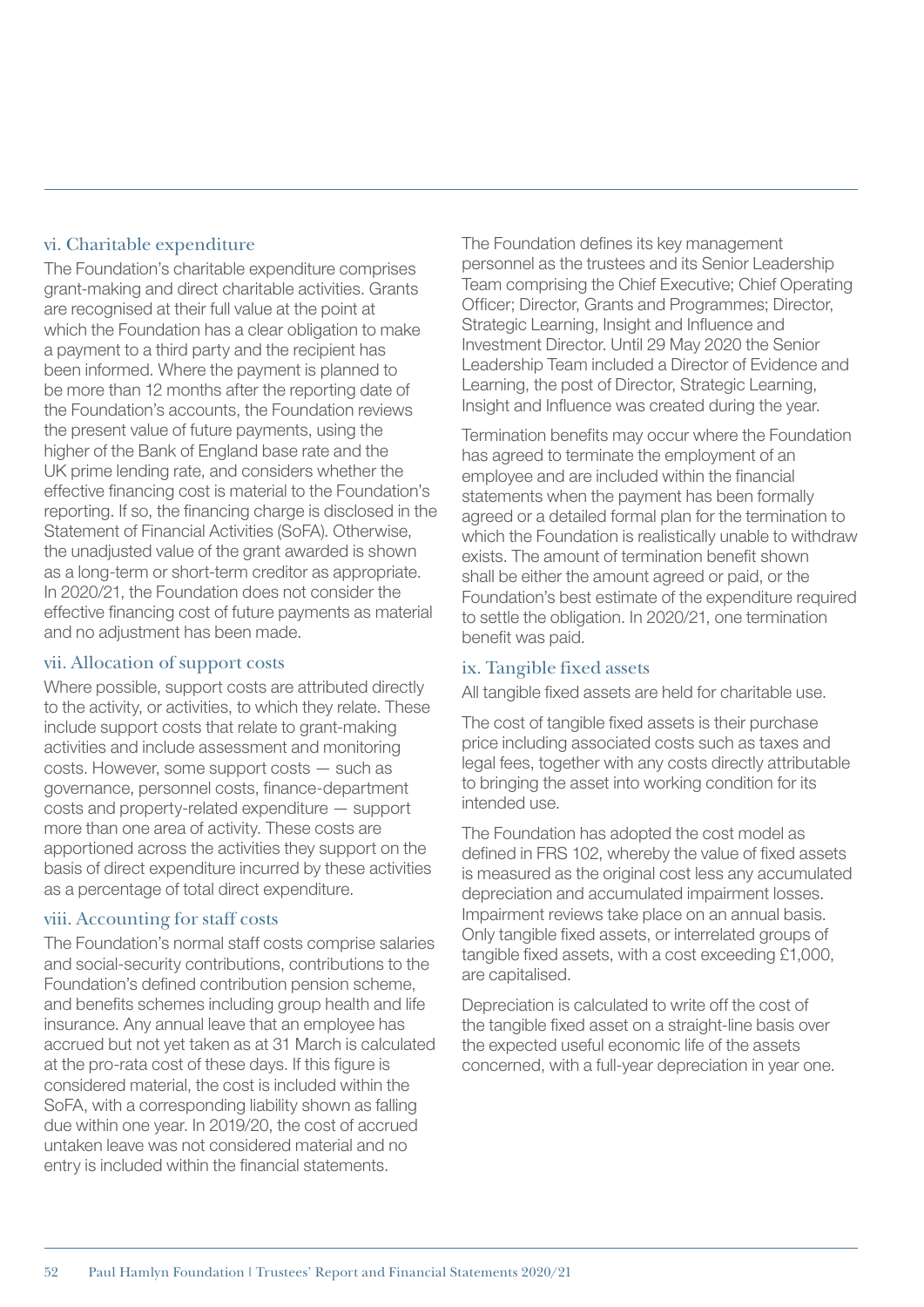### vi. Charitable expenditure

The Foundation's charitable expenditure comprises grant-making and direct charitable activities. Grants are recognised at their full value at the point at which the Foundation has a clear obligation to make a payment to a third party and the recipient has been informed. Where the payment is planned to be more than 12 months after the reporting date of the Foundation's accounts, the Foundation reviews the present value of future payments, using the higher of the Bank of England base rate and the UK prime lending rate, and considers whether the effective financing cost is material to the Foundation's reporting. If so, the financing charge is disclosed in the Statement of Financial Activities (SoFA). Otherwise, the unadjusted value of the grant awarded is shown as a long-term or short-term creditor as appropriate. In 2020/21, the Foundation does not consider the effective financing cost of future payments as material and no adjustment has been made.

### vii. Allocation of support costs

Where possible, support costs are attributed directly to the activity, or activities, to which they relate. These include support costs that relate to grant-making activities and include assessment and monitoring costs. However, some support costs — such as governance, personnel costs, finance-department costs and property-related expenditure — support more than one area of activity. These costs are apportioned across the activities they support on the basis of direct expenditure incurred by these activities as a percentage of total direct expenditure.

### viii. Accounting for staff costs

The Foundation's normal staff costs comprise salaries and social-security contributions, contributions to the Foundation's defined contribution pension scheme, and benefits schemes including group health and life insurance. Any annual leave that an employee has accrued but not yet taken as at 31 March is calculated at the pro-rata cost of these days. If this figure is considered material, the cost is included within the SoFA, with a corresponding liability shown as falling due within one year. In 2019/20, the cost of accrued untaken leave was not considered material and no entry is included within the financial statements.

The Foundation defines its key management personnel as the trustees and its Senior Leadership Team comprising the Chief Executive; Chief Operating Officer; Director, Grants and Programmes; Director, Strategic Learning, Insight and Influence and Investment Director. Until 29 May 2020 the Senior Leadership Team included a Director of Evidence and Learning, the post of Director, Strategic Learning, Insight and Influence was created during the year.

Termination benefits may occur where the Foundation has agreed to terminate the employment of an employee and are included within the financial statements when the payment has been formally agreed or a detailed formal plan for the termination to which the Foundation is realistically unable to withdraw exists. The amount of termination benefit shown shall be either the amount agreed or paid, or the Foundation's best estimate of the expenditure required to settle the obligation. In 2020/21, one termination benefit was paid.

### ix. Tangible fixed assets

All tangible fixed assets are held for charitable use.

The cost of tangible fixed assets is their purchase price including associated costs such as taxes and legal fees, together with any costs directly attributable to bringing the asset into working condition for its intended use.

The Foundation has adopted the cost model as defined in FRS 102, whereby the value of fixed assets is measured as the original cost less any accumulated depreciation and accumulated impairment losses. Impairment reviews take place on an annual basis. Only tangible fixed assets, or interrelated groups of tangible fixed assets, with a cost exceeding £1,000, are capitalised.

Depreciation is calculated to write off the cost of the tangible fixed asset on a straight-line basis over the expected useful economic life of the assets concerned, with a full-year depreciation in year one.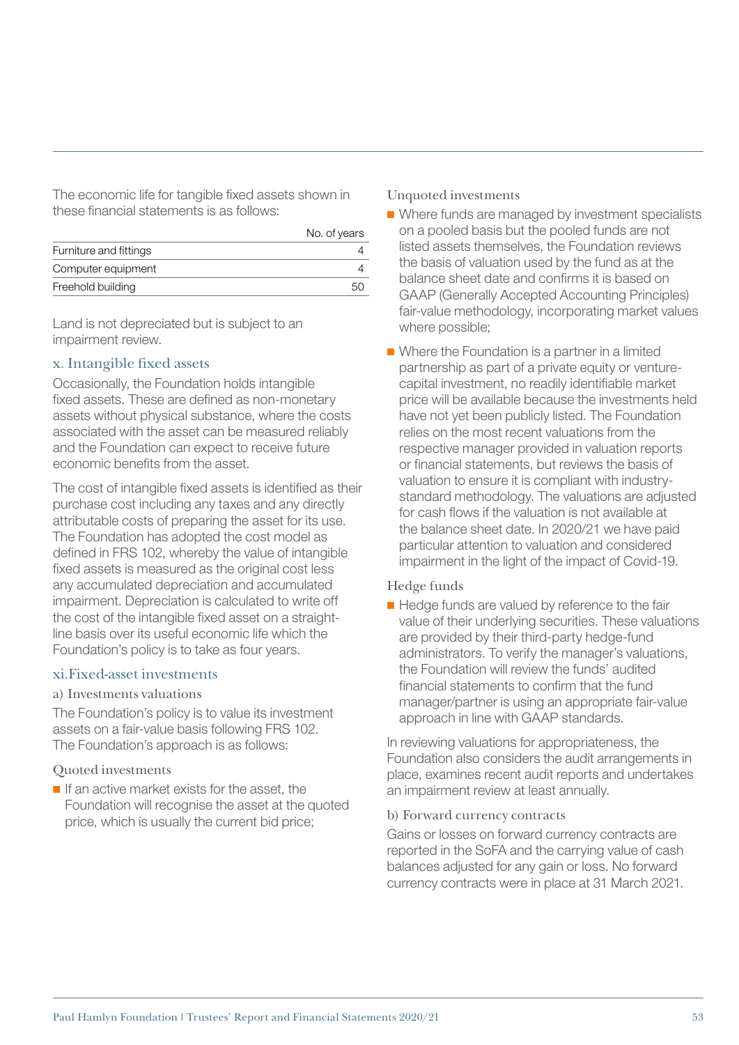The economic life for tangible fixed assets shown in these financial statements is as follows:

| | No. of years |
|---|---|
| Furniture and fittings | 4 |
| Computer equipment | 4 |
| Freehold building | 50 |

Land is not depreciated but is subject to an impairment review.

### x. Intangible fixed assets

Occasionally, the Foundation holds intangible fixed assets. These are defined as non-monetary assets without physical substance, where the costs associated with the asset can be measured reliably and the Foundation can expect to receive future economic benefits from the asset.

The cost of intangible fixed assets is identified as their purchase cost including any taxes and any directly attributable costs of preparing the asset for its use. The Foundation has adopted the cost model as defined in FRS 102, whereby the value of intangible fixed assets is measured as the original cost less any accumulated depreciation and accumulated impairment. Depreciation is calculated to write off the cost of the intangible fixed asset on a straight-line basis over its useful economic life which the Foundation's policy is to take as four years.

### xi. Fixed-asset investments

#### a) Investments valuations

The Foundation's policy is to value its investment assets on a fair-value basis following FRS 102. The Foundation's approach is as follows:

#### Quoted investments

- If an active market exists for the asset, the Foundation will recognise the asset at the quoted price, which is usually the current bid price;

#### Unquoted investments

- Where funds are managed by investment specialists on a pooled basis but the pooled funds are not listed assets themselves, the Foundation reviews the basis of valuation used by the fund as at the balance sheet date and confirms it is based on GAAP (Generally Accepted Accounting Principles) fair-value methodology, incorporating market values where possible;
- Where the Foundation is a partner in a limited partnership as part of a private equity or venture-capital investment, no readily identifiable market price will be available because the investments held have not yet been publicly listed. The Foundation relies on the most recent valuations from the respective manager provided in valuation reports or financial statements, but reviews the basis of valuation to ensure it is compliant with industry-standard methodology. The valuations are adjusted for cash flows if the valuation is not available at the balance sheet date. In 2020/21 we have paid particular attention to valuation and considered impairment in the light of the impact of Covid-19.

#### Hedge funds

- Hedge funds are valued by reference to the fair value of their underlying securities. These valuations are provided by their third-party hedge-fund administrators. To verify the manager's valuations, the Foundation will review the funds' audited financial statements to confirm that the fund manager/partner is using an appropriate fair-value approach in line with GAAP standards.

In reviewing valuations for appropriateness, the Foundation also considers the audit arrangements in place, examines recent audit reports and undertakes an impairment review at least annually.

#### b) Forward currency contracts

Gains or losses on forward currency contracts are reported in the SoFA and the carrying value of cash balances adjusted for any gain or loss. No forward currency contracts were in place at 31 March 2021.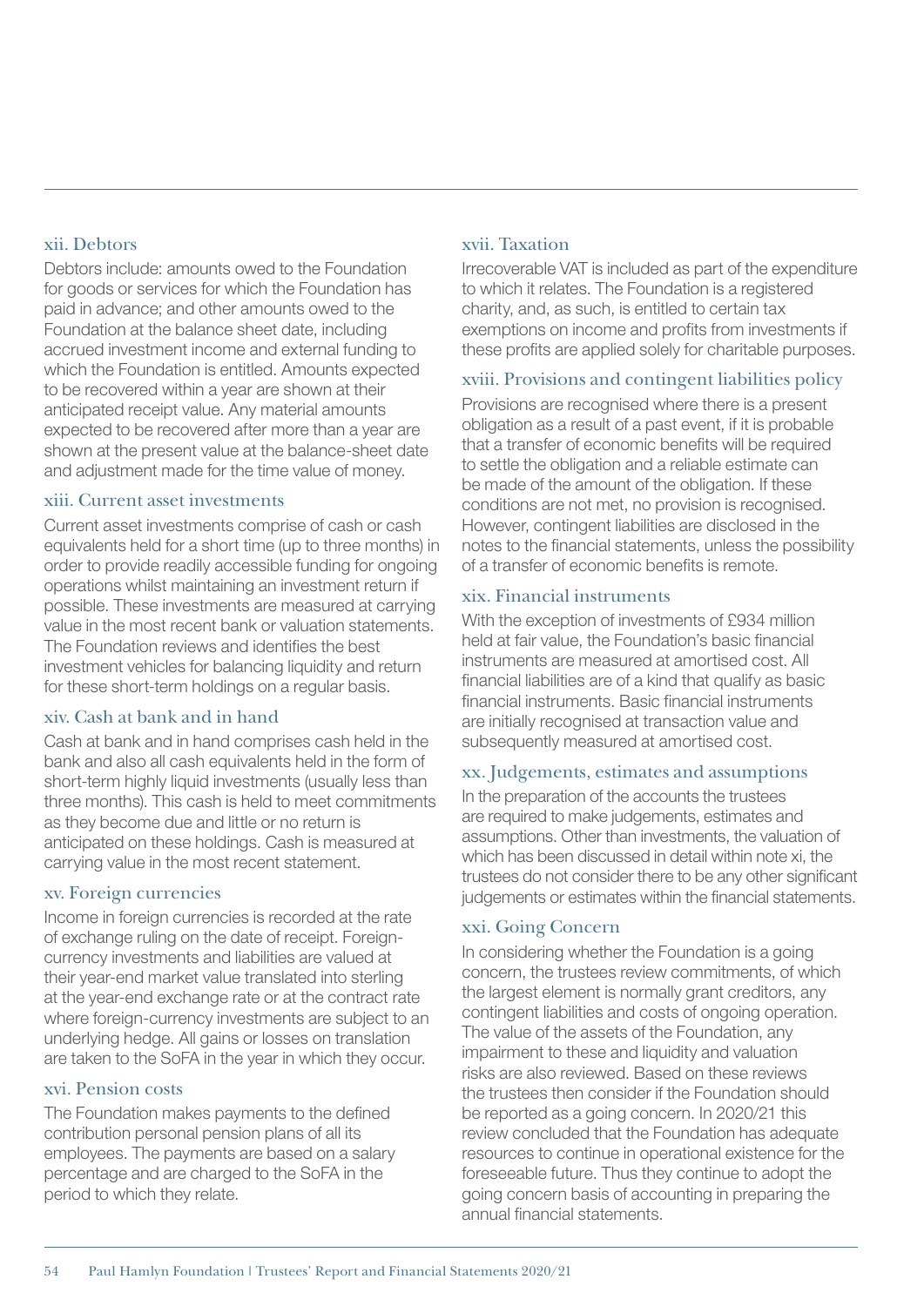### xii. Debtors

Debtors include: amounts owed to the Foundation for goods or services for which the Foundation has paid in advance; and other amounts owed to the Foundation at the balance sheet date, including accrued investment income and external funding to which the Foundation is entitled. Amounts expected to be recovered within a year are shown at their anticipated receipt value. Any material amounts expected to be recovered after more than a year are shown at the present value at the balance-sheet date and adjustment made for the time value of money.

### xiii. Current asset investments

Current asset investments comprise of cash or cash equivalents held for a short time (up to three months) in order to provide readily accessible funding for ongoing operations whilst maintaining an investment return if possible. These investments are measured at carrying value in the most recent bank or valuation statements. The Foundation reviews and identifies the best investment vehicles for balancing liquidity and return for these short-term holdings on a regular basis.

### xiv. Cash at bank and in hand

Cash at bank and in hand comprises cash held in the bank and also all cash equivalents held in the form of short-term highly liquid investments (usually less than three months). This cash is held to meet commitments as they become due and little or no return is anticipated on these holdings. Cash is measured at carrying value in the most recent statement.

### xv. Foreign currencies

Income in foreign currencies is recorded at the rate of exchange ruling on the date of receipt. Foreign-currency investments and liabilities are valued at their year-end market value translated into sterling at the year-end exchange rate or at the contract rate where foreign-currency investments are subject to an underlying hedge. All gains or losses on translation are taken to the SoFA in the year in which they occur.

### xvi. Pension costs

The Foundation makes payments to the defined contribution personal pension plans of all its employees. The payments are based on a salary percentage and are charged to the SoFA in the period to which they relate.

### xvii. Taxation

Irrecoverable VAT is included as part of the expenditure to which it relates. The Foundation is a registered charity, and, as such, is entitled to certain tax exemptions on income and profits from investments if these profits are applied solely for charitable purposes.

### xviii. Provisions and contingent liabilities policy

Provisions are recognised where there is a present obligation as a result of a past event, if it is probable that a transfer of economic benefits will be required to settle the obligation and a reliable estimate can be made of the amount of the obligation. If these conditions are not met, no provision is recognised. However, contingent liabilities are disclosed in the notes to the financial statements, unless the possibility of a transfer of economic benefits is remote.

### xix. Financial instruments

With the exception of investments of £934 million held at fair value, the Foundation's basic financial instruments are measured at amortised cost. All financial liabilities are of a kind that qualify as basic financial instruments. Basic financial instruments are initially recognised at transaction value and subsequently measured at amortised cost.

### xx. Judgements, estimates and assumptions

In the preparation of the accounts the trustees are required to make judgements, estimates and assumptions. Other than investments, the valuation of which has been discussed in detail within note xi, the trustees do not consider there to be any other significant judgements or estimates within the financial statements.

### xxi. Going Concern

In considering whether the Foundation is a going concern, the trustees review commitments, of which the largest element is normally grant creditors, any contingent liabilities and costs of ongoing operation. The value of the assets of the Foundation, any impairment to these and liquidity and valuation risks are also reviewed. Based on these reviews the trustees then consider if the Foundation should be reported as a going concern. In 2020/21 this review concluded that the Foundation has adequate resources to continue in operational existence for the foreseeable future. Thus they continue to adopt the going concern basis of accounting in preparing the annual financial statements.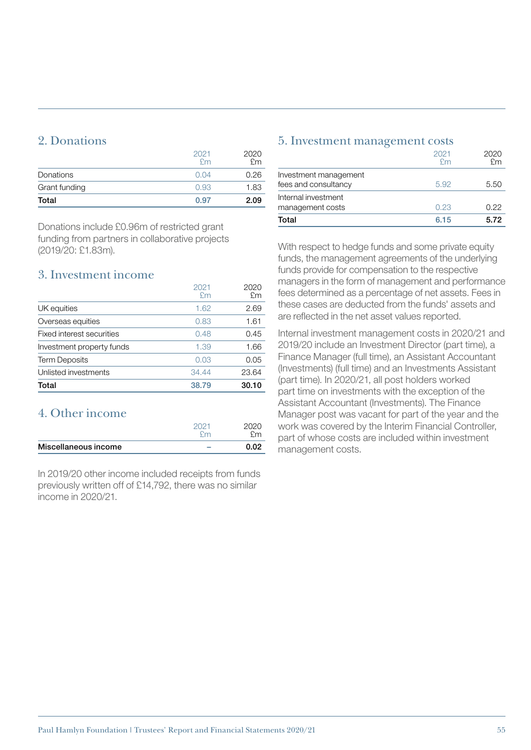## 2. Donations

| | 2021 £m | 2020 £m |
|---|---|---|
| Donations | 0.04 | 0.26 |
| Grant funding | 0.93 | 1.83 |
| **Total** | **0.97** | **2.09** |

Donations include £0.96m of restricted grant funding from partners in collaborative projects (2019/20: £1.83m).

## 3. Investment income

| | 2021 £m | 2020 £m |
|---|---|---|
| UK equities | 1.62 | 2.69 |
| Overseas equities | 0.83 | 1.61 |
| Fixed interest securities | 0.48 | 0.45 |
| Investment property funds | 1.39 | 1.66 |
| Term Deposits | 0.03 | 0.05 |
| Unlisted investments | 34.44 | 23.64 |
| **Total** | **38.79** | **30.10** |

## 4. Other income

| | 2021 £m | 2020 £m |
|---|---|---|
| **Miscellaneous income** | **–** | **0.02** |

In 2019/20 other income included receipts from funds previously written off of £14,792, there was no similar income in 2020/21.

## 5. Investment management costs

| | 2021 £m | 2020 £m |
|---|---|---|
| Investment management fees and consultancy | 5.92 | 5.50 |
| Internal investment management costs | 0.23 | 0.22 |
| **Total** | **6.15** | **5.72** |

With respect to hedge funds and some private equity funds, the management agreements of the underlying funds provide for compensation to the respective managers in the form of management and performance fees determined as a percentage of net assets. Fees in these cases are deducted from the funds' assets and are reflected in the net asset values reported.

Internal investment management costs in 2020/21 and 2019/20 include an Investment Director (part time), a Finance Manager (full time), an Assistant Accountant (Investments) (full time) and an Investments Assistant (part time). In 2020/21, all post holders worked part time on investments with the exception of the Assistant Accountant (Investments). The Finance Manager post was vacant for part of the year and the work was covered by the Interim Financial Controller, part of whose costs are included within investment management costs.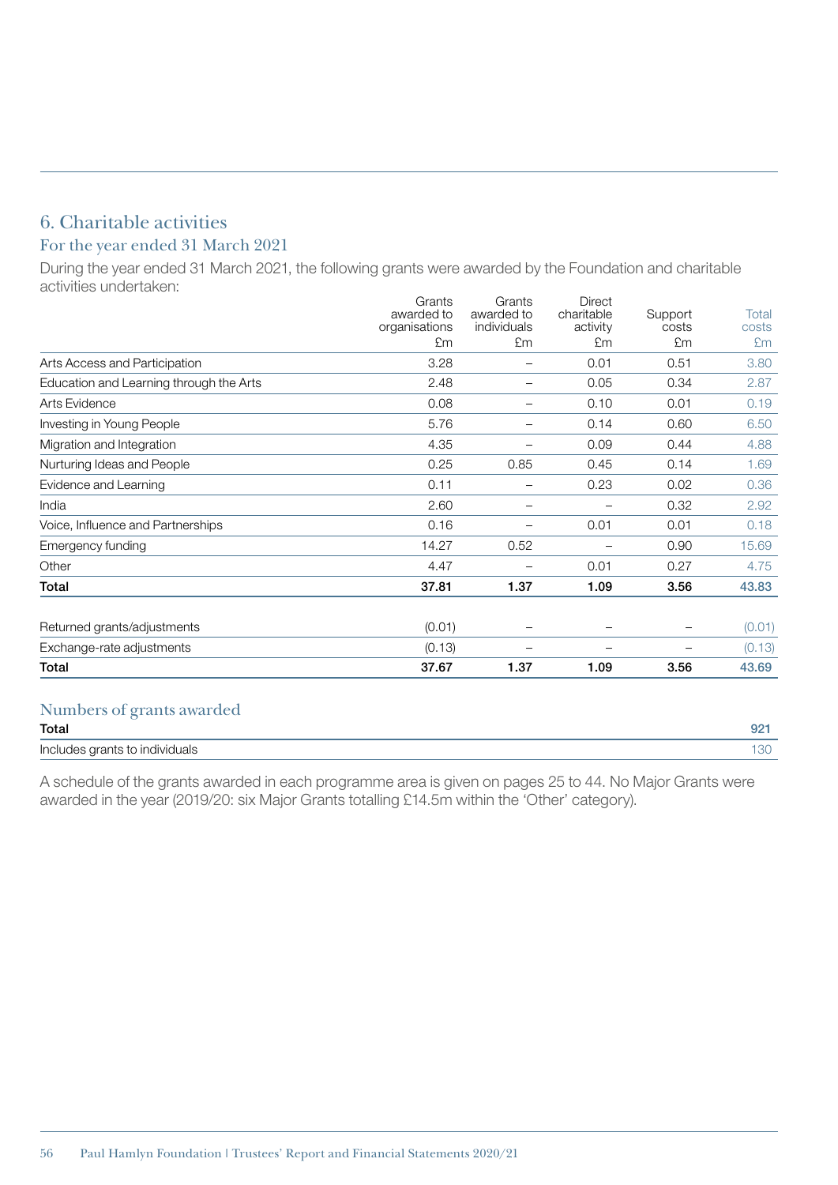## 6. Charitable activities

### For the year ended 31 March 2021

During the year ended 31 March 2021, the following grants were awarded by the Foundation and charitable activities undertaken:

| | Grants awarded to organisations £m | Grants awarded to individuals £m | Direct charitable activity £m | Support costs £m | Total costs £m |
|---|---|---|---|---|---|
| Arts Access and Participation | 3.28 | – | 0.01 | 0.51 | 3.80 |
| Education and Learning through the Arts | 2.48 | – | 0.05 | 0.34 | 2.87 |
| Arts Evidence | 0.08 | – | 0.10 | 0.01 | 0.19 |
| Investing in Young People | 5.76 | – | 0.14 | 0.60 | 6.50 |
| Migration and Integration | 4.35 | – | 0.09 | 0.44 | 4.88 |
| Nurturing Ideas and People | 0.25 | 0.85 | 0.45 | 0.14 | 1.69 |
| Evidence and Learning | 0.11 | – | 0.23 | 0.02 | 0.36 |
| India | 2.60 | – | – | 0.32 | 2.92 |
| Voice, Influence and Partnerships | 0.16 | – | 0.01 | 0.01 | 0.18 |
| Emergency funding | 14.27 | 0.52 | – | 0.90 | 15.69 |
| Other | 4.47 | – | 0.01 | 0.27 | 4.75 |
| **Total** | **37.81** | **1.37** | **1.09** | **3.56** | **43.83** |
| | | | | | |
| Returned grants/adjustments | (0.01) | – | – | – | (0.01) |
| Exchange-rate adjustments | (0.13) | – | – | – | (0.13) |
| **Total** | **37.67** | **1.37** | **1.09** | **3.56** | **43.69** |

### Numbers of grants awarded

| | |
|---|---|
| **Total** | **921** |
| Includes grants to individuals | 130 |

A schedule of the grants awarded in each programme area is given on pages 25 to 44. No Major Grants were awarded in the year (2019/20: six Major Grants totalling £14.5m within the 'Other' category).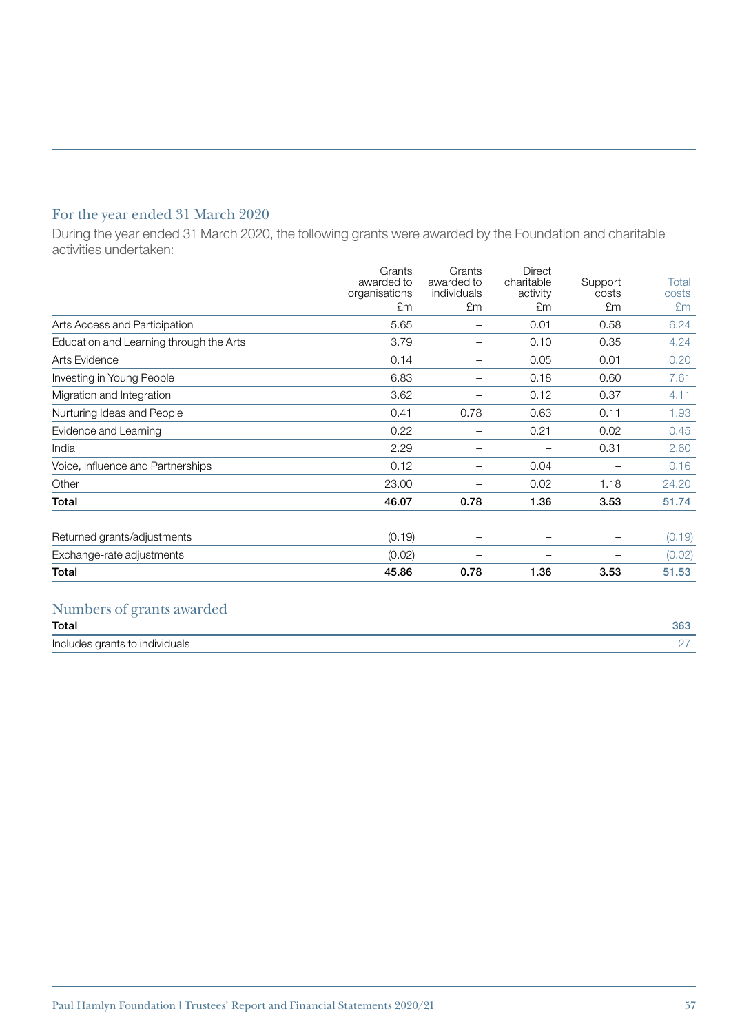## For the year ended 31 March 2020

During the year ended 31 March 2020, the following grants were awarded by the Foundation and charitable activities undertaken:

| | Grants awarded to organisations £m | Grants awarded to individuals £m | Direct charitable activity £m | Support costs £m | Total costs £m |
|---|---|---|---|---|---|
| Arts Access and Participation | 5.65 | – | 0.01 | 0.58 | 6.24 |
| Education and Learning through the Arts | 3.79 | – | 0.10 | 0.35 | 4.24 |
| Arts Evidence | 0.14 | – | 0.05 | 0.01 | 0.20 |
| Investing in Young People | 6.83 | – | 0.18 | 0.60 | 7.61 |
| Migration and Integration | 3.62 | – | 0.12 | 0.37 | 4.11 |
| Nurturing Ideas and People | 0.41 | 0.78 | 0.63 | 0.11 | 1.93 |
| Evidence and Learning | 0.22 | – | 0.21 | 0.02 | 0.45 |
| India | 2.29 | – | – | 0.31 | 2.60 |
| Voice, Influence and Partnerships | 0.12 | – | 0.04 | – | 0.16 |
| Other | 23.00 | – | 0.02 | 1.18 | 24.20 |
| **Total** | **46.07** | **0.78** | **1.36** | **3.53** | **51.74** |
| Returned grants/adjustments | (0.19) | – | – | – | (0.19) |
| Exchange-rate adjustments | (0.02) | – | – | – | (0.02) |
| **Total** | **45.86** | **0.78** | **1.36** | **3.53** | **51.53** |

## Numbers of grants awarded

| | |
|---|---|
| **Total** | **363** |
| Includes grants to individuals | 27 |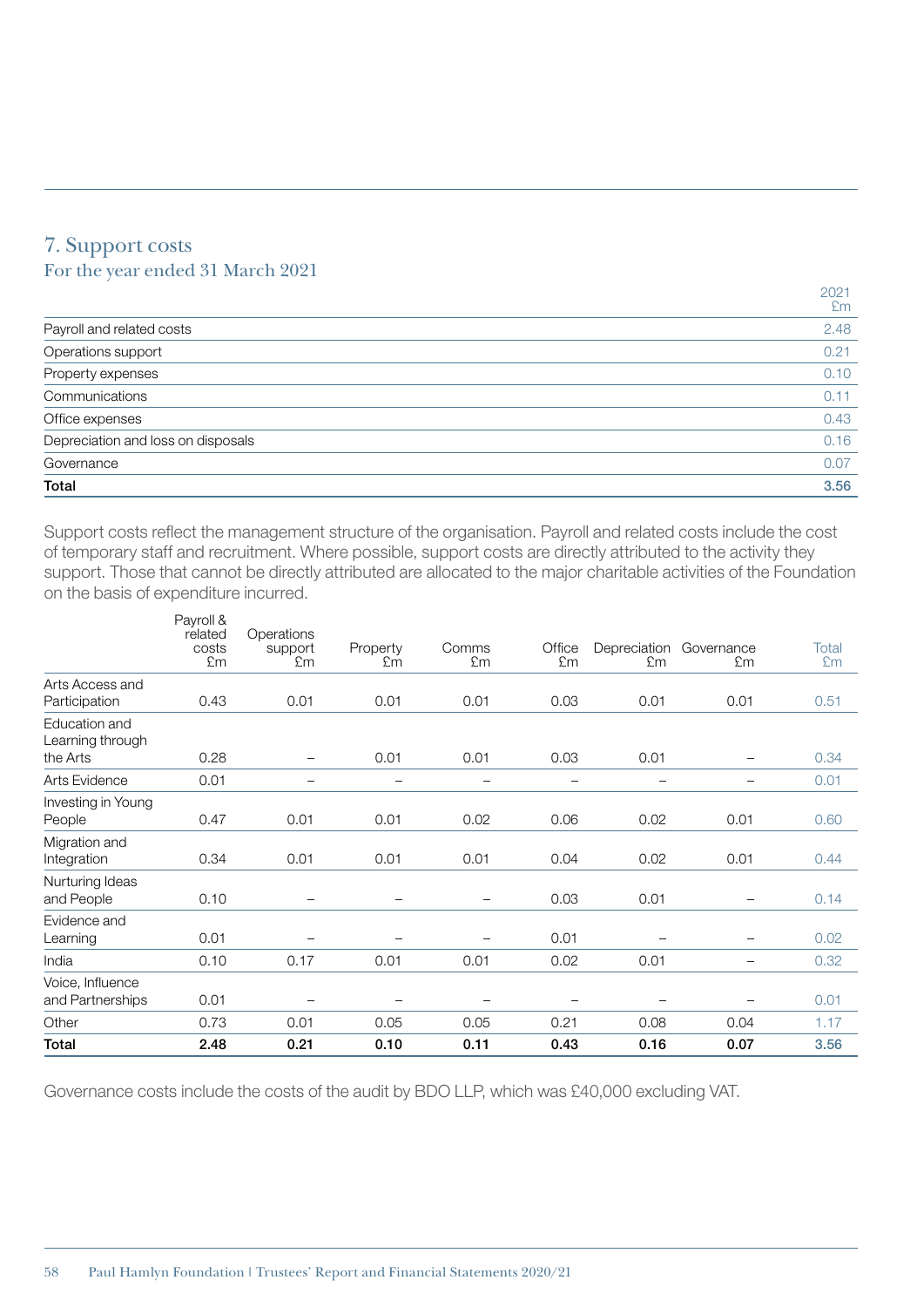## 7. Support costs

### For the year ended 31 March 2021

| | 2021 £m |
|---|---|
| Payroll and related costs | 2.48 |
| Operations support | 0.21 |
| Property expenses | 0.10 |
| Communications | 0.11 |
| Office expenses | 0.43 |
| Depreciation and loss on disposals | 0.16 |
| Governance | 0.07 |
| **Total** | **3.56** |

Support costs reflect the management structure of the organisation. Payroll and related costs include the cost of temporary staff and recruitment. Where possible, support costs are directly attributed to the activity they support. Those that cannot be directly attributed are allocated to the major charitable activities of the Foundation on the basis of expenditure incurred.

| | Payroll & related costs £m | Operations support £m | Property £m | Comms £m | Office £m | Depreciation £m | Governance £m | Total £m |
|---|---|---|---|---|---|---|---|---|
| Arts Access and Participation | 0.43 | 0.01 | 0.01 | 0.01 | 0.03 | 0.01 | 0.01 | 0.51 |
| Education and Learning through the Arts | 0.28 | – | 0.01 | 0.01 | 0.03 | 0.01 | – | 0.34 |
| Arts Evidence | 0.01 | – | – | – | – | – | – | 0.01 |
| Investing in Young People | 0.47 | 0.01 | 0.01 | 0.02 | 0.06 | 0.02 | 0.01 | 0.60 |
| Migration and Integration | 0.34 | 0.01 | 0.01 | 0.01 | 0.04 | 0.02 | 0.01 | 0.44 |
| Nurturing Ideas and People | 0.10 | – | – | – | 0.03 | 0.01 | – | 0.14 |
| Evidence and Learning | 0.01 | – | – | – | 0.01 | – | – | 0.02 |
| India | 0.10 | 0.17 | 0.01 | 0.01 | 0.02 | 0.01 | – | 0.32 |
| Voice, Influence and Partnerships | 0.01 | – | – | – | – | – | – | 0.01 |
| Other | 0.73 | 0.01 | 0.05 | 0.05 | 0.21 | 0.08 | 0.04 | 1.17 |
| **Total** | **2.48** | **0.21** | **0.10** | **0.11** | **0.43** | **0.16** | **0.07** | **3.56** |

Governance costs include the costs of the audit by BDO LLP, which was £40,000 excluding VAT.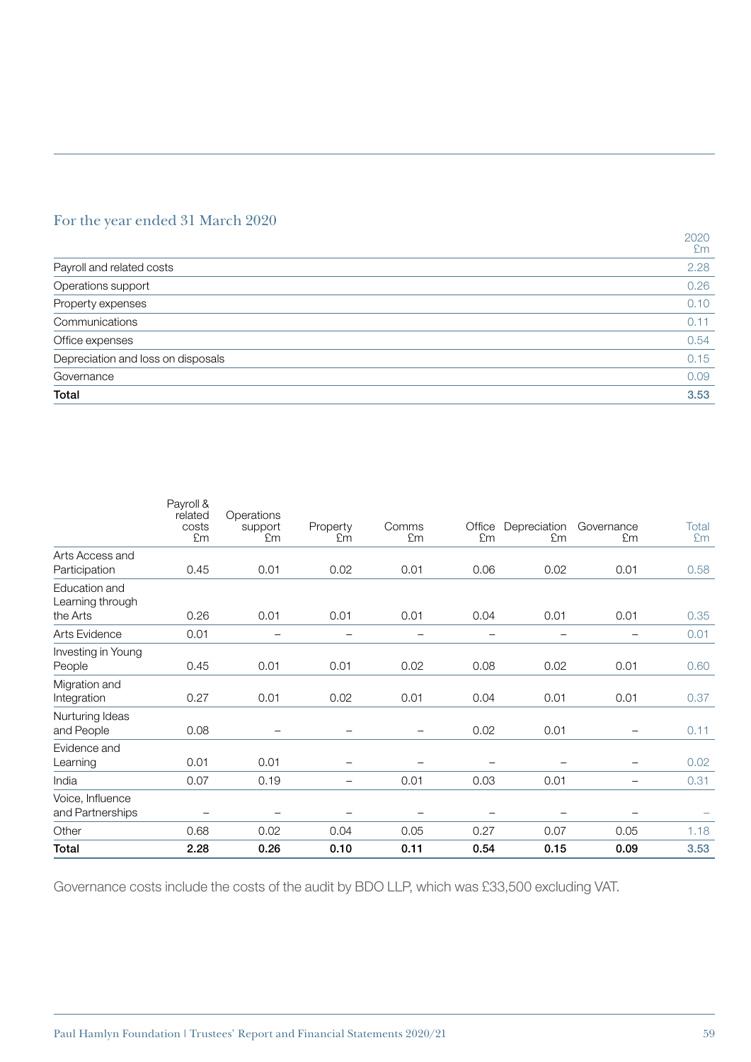## For the year ended 31 March 2020

| | 2020 £m |
|---|---|
| Payroll and related costs | 2.28 |
| Operations support | 0.26 |
| Property expenses | 0.10 |
| Communications | 0.11 |
| Office expenses | 0.54 |
| Depreciation and loss on disposals | 0.15 |
| Governance | 0.09 |
| **Total** | **3.53** |

| | Payroll & related costs £m | Operations support £m | Property £m | Comms £m | Office £m | Depreciation £m | Governance £m | Total £m |
|---|---|---|---|---|---|---|---|---|
| Arts Access and Participation | 0.45 | 0.01 | 0.02 | 0.01 | 0.06 | 0.02 | 0.01 | 0.58 |
| Education and Learning through the Arts | 0.26 | 0.01 | 0.01 | 0.01 | 0.04 | 0.01 | 0.01 | 0.35 |
| Arts Evidence | 0.01 | – | – | – | – | – | – | 0.01 |
| Investing in Young People | 0.45 | 0.01 | 0.01 | 0.02 | 0.08 | 0.02 | 0.01 | 0.60 |
| Migration and Integration | 0.27 | 0.01 | 0.02 | 0.01 | 0.04 | 0.01 | 0.01 | 0.37 |
| Nurturing Ideas and People | 0.08 | – | – | – | 0.02 | 0.01 | – | 0.11 |
| Evidence and Learning | 0.01 | 0.01 | – | – | – | – | – | 0.02 |
| India | 0.07 | 0.19 | – | 0.01 | 0.03 | 0.01 | – | 0.31 |
| Voice, Influence and Partnerships | – | – | – | – | – | – | – | – |
| Other | 0.68 | 0.02 | 0.04 | 0.05 | 0.27 | 0.07 | 0.05 | 1.18 |
| **Total** | **2.28** | **0.26** | **0.10** | **0.11** | **0.54** | **0.15** | **0.09** | **3.53** |

Governance costs include the costs of the audit by BDO LLP, which was £33,500 excluding VAT.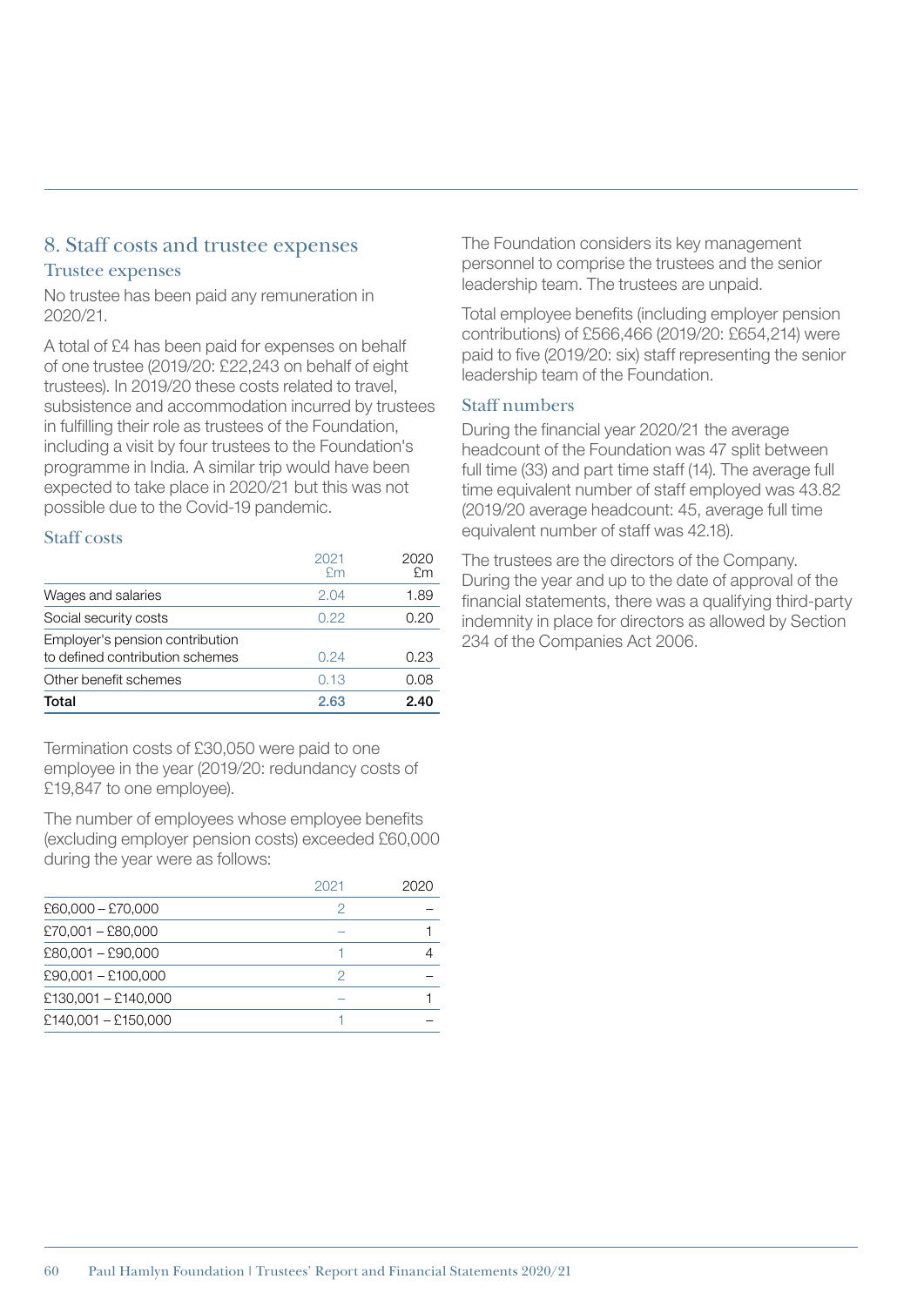## 8. Staff costs and trustee expenses

### Trustee expenses

No trustee has been paid any remuneration in 2020/21.

A total of £4 has been paid for expenses on behalf of one trustee (2019/20: £22,243 on behalf of eight trustees). In 2019/20 these costs related to travel, subsistence and accommodation incurred by trustees in fulfilling their role as trustees of the Foundation, including a visit by four trustees to the Foundation's programme in India. A similar trip would have been expected to take place in 2020/21 but this was not possible due to the Covid-19 pandemic.

### Staff costs

| | 2021 £m | 2020 £m |
|---|---|---|
| Wages and salaries | 2.04 | 1.89 |
| Social security costs | 0.22 | 0.20 |
| Employer's pension contribution to defined contribution schemes | 0.24 | 0.23 |
| Other benefit schemes | 0.13 | 0.08 |
| **Total** | **2.63** | **2.40** |

Termination costs of £30,050 were paid to one employee in the year (2019/20: redundancy costs of £19,847 to one employee).

The number of employees whose employee benefits (excluding employer pension costs) exceeded £60,000 during the year were as follows:

| | 2021 | 2020 |
|---|---|---|
| £60,000 – £70,000 | 2 | – |
| £70,001 – £80,000 | – | 1 |
| £80,001 – £90,000 | 1 | 4 |
| £90,001 – £100,000 | 2 | – |
| £130,001 – £140,000 | – | 1 |
| £140,001 – £150,000 | 1 | – |

The Foundation considers its key management personnel to comprise the trustees and the senior leadership team. The trustees are unpaid.

Total employee benefits (including employer pension contributions) of £566,466 (2019/20: £654,214) were paid to five (2019/20: six) staff representing the senior leadership team of the Foundation.

### Staff numbers

During the financial year 2020/21 the average headcount of the Foundation was 47 split between full time (33) and part time staff (14). The average full time equivalent number of staff employed was 43.82 (2019/20 average headcount: 45, average full time equivalent number of staff was 42.18).

The trustees are the directors of the Company. During the year and up to the date of approval of the financial statements, there was a qualifying third-party indemnity in place for directors as allowed by Section 234 of the Companies Act 2006.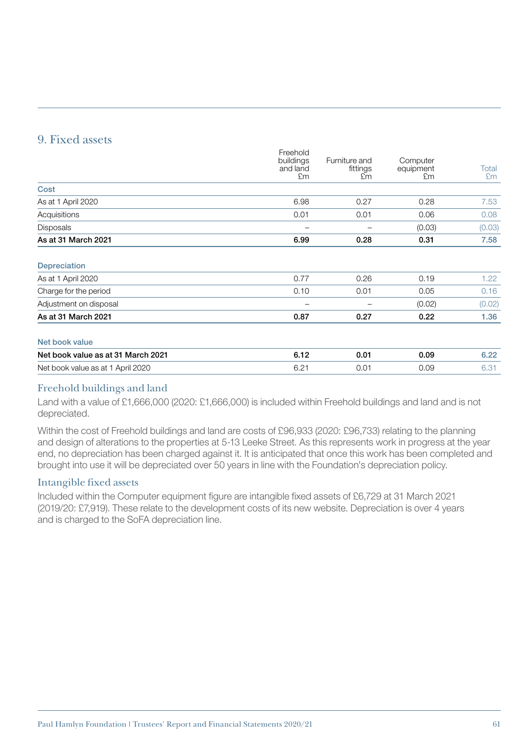## 9. Fixed assets

| | Freehold buildings and land £m | Furniture and fittings £m | Computer equipment £m | Total £m |
|---|---|---|---|---|
| **Cost** | | | | |
| As at 1 April 2020 | 6.98 | 0.27 | 0.28 | 7.53 |
| Acquisitions | 0.01 | 0.01 | 0.06 | 0.08 |
| Disposals | – | – | (0.03) | (0.03) |
| **As at 31 March 2021** | **6.99** | **0.28** | **0.31** | **7.58** |
| **Depreciation** | | | | |
| As at 1 April 2020 | 0.77 | 0.26 | 0.19 | 1.22 |
| Charge for the period | 0.10 | 0.01 | 0.05 | 0.16 |
| Adjustment on disposal | – | – | (0.02) | (0.02) |
| **As at 31 March 2021** | **0.87** | **0.27** | **0.22** | **1.36** |
| **Net book value** | | | | |
| **Net book value as at 31 March 2021** | **6.12** | **0.01** | **0.09** | **6.22** |
| Net book value as at 1 April 2020 | 6.21 | 0.01 | 0.09 | 6.31 |

### Freehold buildings and land

Land with a value of £1,666,000 (2020: £1,666,000) is included within Freehold buildings and land and is not depreciated.

Within the cost of Freehold buildings and land are costs of £96,933 (2020: £96,733) relating to the planning and design of alterations to the properties at 5-13 Leeke Street. As this represents work in progress at the year end, no depreciation has been charged against it. It is anticipated that once this work has been completed and brought into use it will be depreciated over 50 years in line with the Foundation's depreciation policy.

### Intangible fixed assets

Included within the Computer equipment figure are intangible fixed assets of £6,729 at 31 March 2021 (2019/20: £7,919). These relate to the development costs of its new website. Depreciation is over 4 years and is charged to the SoFA depreciation line.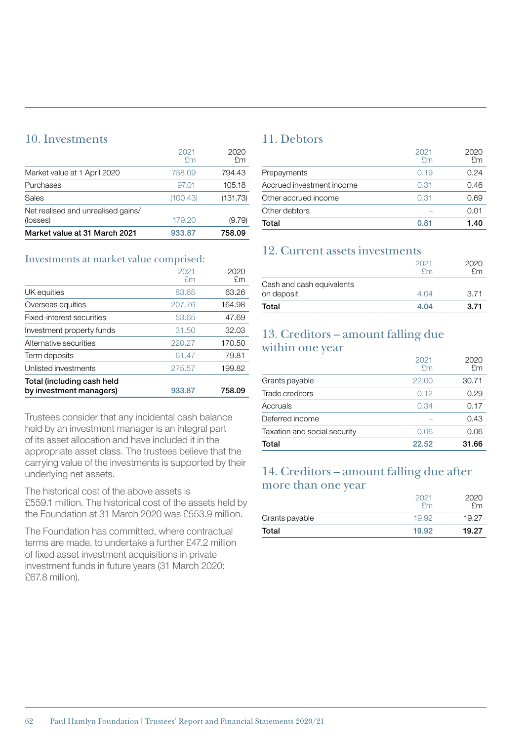## 10. Investments

| | 2021 £m | 2020 £m |
|---|---|---|
| Market value at 1 April 2020 | 758.09 | 794.43 |
| Purchases | 97.01 | 105.18 |
| Sales | (100.43) | (131.73) |
| Net realised and unrealised gains/(losses) | 179.20 | (9.79) |
| **Market value at 31 March 2021** | **933.87** | **758.09** |

### Investments at market value comprised:

| | 2021 £m | 2020 £m |
|---|---|---|
| UK equities | 83.65 | 63.26 |
| Overseas equities | 207.76 | 164.98 |
| Fixed-interest securities | 53.65 | 47.69 |
| Investment property funds | 31.50 | 32.03 |
| Alternative securities | 220.27 | 170.50 |
| Term deposits | 61.47 | 79.81 |
| Unlisted investments | 275.57 | 199.82 |
| **Total (including cash held by investment managers)** | **933.87** | **758.09** |

Trustees consider that any incidental cash balance held by an investment manager is an integral part of its asset allocation and have included it in the appropriate asset class. The trustees believe that the carrying value of the investments is supported by their underlying net assets.

The historical cost of the above assets is £559.1 million. The historical cost of the assets held by the Foundation at 31 March 2020 was £553.9 million.

The Foundation has committed, where contractual terms are made, to undertake a further £47.2 million of fixed asset investment acquisitions in private investment funds in future years (31 March 2020: £67.8 million).

## 11. Debtors

| | 2021 £m | 2020 £m |
|---|---|---|
| Prepayments | 0.19 | 0.24 |
| Accrued investment income | 0.31 | 0.46 |
| Other accrued income | 0.31 | 0.69 |
| Other debtors | – | 0.01 |
| **Total** | **0.81** | **1.40** |

## 12. Current assets investments

| | 2021 £m | 2020 £m |
|---|---|---|
| Cash and cash equivalents on deposit | 4.04 | 3.71 |
| **Total** | **4.04** | **3.71** |

## 13. Creditors – amount falling due within one year

| | 2021 £m | 2020 £m |
|---|---|---|
| Grants payable | 22.00 | 30.71 |
| Trade creditors | 0.12 | 0.29 |
| Accruals | 0.34 | 0.17 |
| Deferred income | – | 0.43 |
| Taxation and social security | 0.06 | 0.06 |
| **Total** | **22.52** | **31.66** |

## 14. Creditors – amount falling due after more than one year

| | 2021 £m | 2020 £m |
|---|---|---|
| Grants payable | 19.92 | 19.27 |
| **Total** | **19.92** | **19.27** |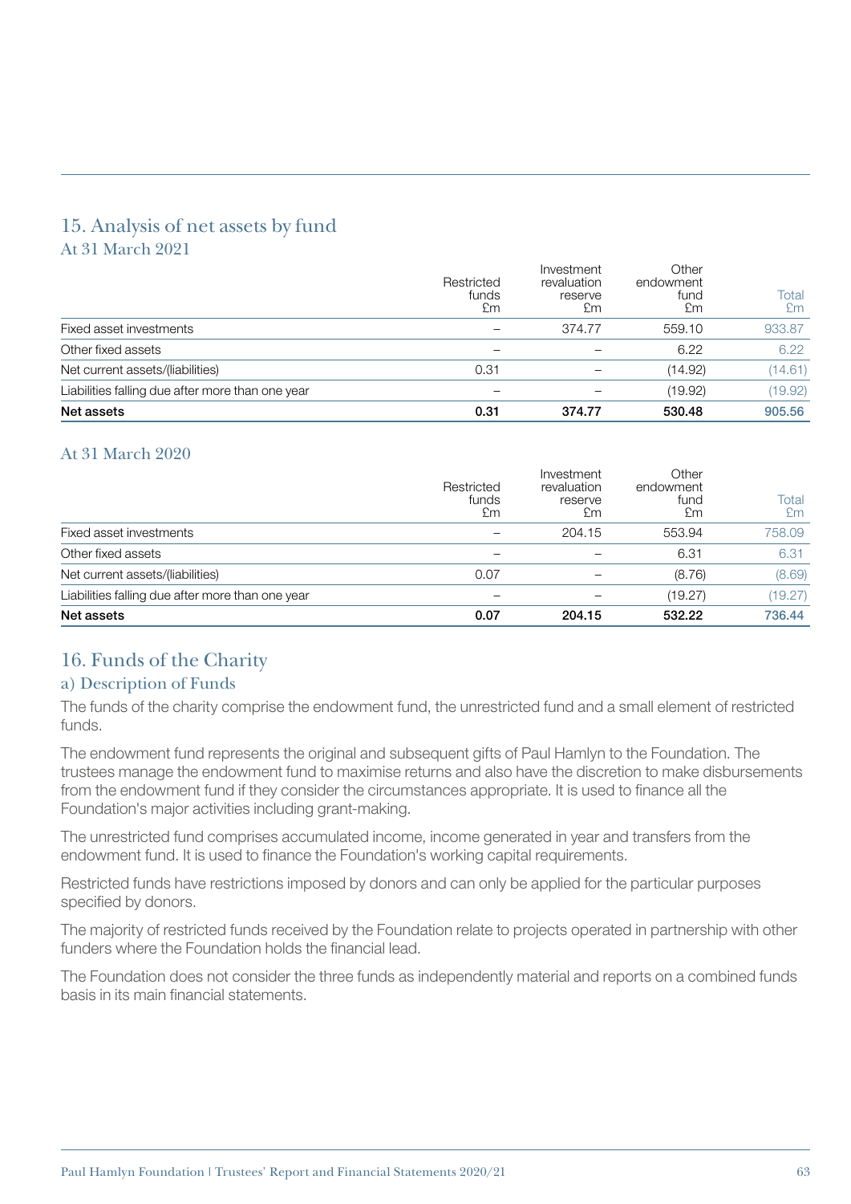## 15. Analysis of net assets by fund

### At 31 March 2021

| | Restricted funds £m | Investment revaluation reserve £m | Other endowment fund £m | Total £m |
|---|---|---|---|---|
| Fixed asset investments | – | 374.77 | 559.10 | 933.87 |
| Other fixed assets | – | – | 6.22 | 6.22 |
| Net current assets/(liabilities) | 0.31 | – | (14.92) | (14.61) |
| Liabilities falling due after more than one year | – | – | (19.92) | (19.92) |
| **Net assets** | **0.31** | **374.77** | **530.48** | **905.56** |

### At 31 March 2020

| | Restricted funds £m | Investment revaluation reserve £m | Other endowment fund £m | Total £m |
|---|---|---|---|---|
| Fixed asset investments | – | 204.15 | 553.94 | 758.09 |
| Other fixed assets | – | – | 6.31 | 6.31 |
| Net current assets/(liabilities) | 0.07 | – | (8.76) | (8.69) |
| Liabilities falling due after more than one year | – | – | (19.27) | (19.27) |
| **Net assets** | **0.07** | **204.15** | **532.22** | **736.44** |

## 16. Funds of the Charity

### a) Description of Funds

The funds of the charity comprise the endowment fund, the unrestricted fund and a small element of restricted funds.

The endowment fund represents the original and subsequent gifts of Paul Hamlyn to the Foundation. The trustees manage the endowment fund to maximise returns and also have the discretion to make disbursements from the endowment fund if they consider the circumstances appropriate. It is used to finance all the Foundation's major activities including grant-making.

The unrestricted fund comprises accumulated income, income generated in year and transfers from the endowment fund. It is used to finance the Foundation's working capital requirements.

Restricted funds have restrictions imposed by donors and can only be applied for the particular purposes specified by donors.

The majority of restricted funds received by the Foundation relate to projects operated in partnership with other funders where the Foundation holds the financial lead.

The Foundation does not consider the three funds as independently material and reports on a combined funds basis in its main financial statements.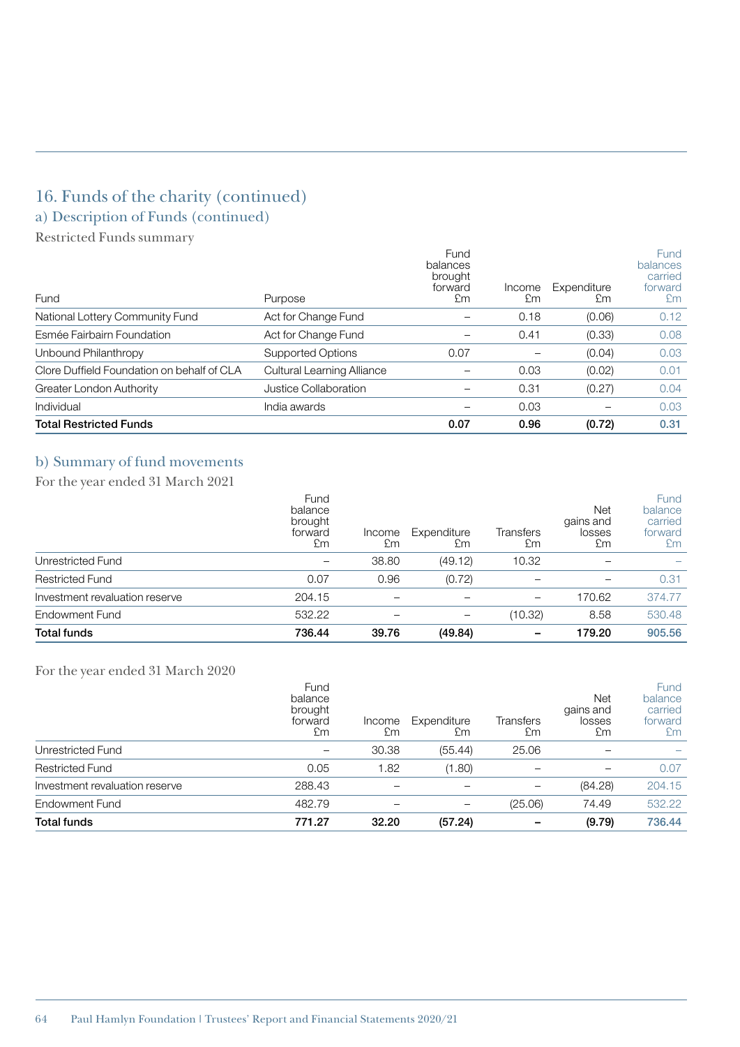# 16. Funds of the charity (continued)

## a) Description of Funds (continued)

Restricted Funds summary

| Fund | Purpose | Fund balances brought forward £m | Income £m | Expenditure £m | Fund balances carried forward £m |
|---|---|---|---|---|---|
| National Lottery Community Fund | Act for Change Fund | – | 0.18 | (0.06) | 0.12 |
| Esmée Fairbairn Foundation | Act for Change Fund | – | 0.41 | (0.33) | 0.08 |
| Unbound Philanthropy | Supported Options | 0.07 | – | (0.04) | 0.03 |
| Clore Duffield Foundation on behalf of CLA | Cultural Learning Alliance | – | 0.03 | (0.02) | 0.01 |
| Greater London Authority | Justice Collaboration | – | 0.31 | (0.27) | 0.04 |
| Individual | India awards | – | 0.03 | – | 0.03 |
| **Total Restricted Funds** | | **0.07** | **0.96** | **(0.72)** | **0.31** |

## b) Summary of fund movements

For the year ended 31 March 2021

| | Fund balance brought forward £m | Income £m | Expenditure £m | Transfers £m | Net gains and losses £m | Fund balance carried forward £m |
|---|---|---|---|---|---|---|
| Unrestricted Fund | – | 38.80 | (49.12) | 10.32 | – | – |
| Restricted Fund | 0.07 | 0.96 | (0.72) | – | – | 0.31 |
| Investment revaluation reserve | 204.15 | – | – | – | 170.62 | 374.77 |
| Endowment Fund | 532.22 | – | – | (10.32) | 8.58 | 530.48 |
| **Total funds** | **736.44** | **39.76** | **(49.84)** | **–** | **179.20** | **905.56** |

For the year ended 31 March 2020

| | Fund balance brought forward £m | Income £m | Expenditure £m | Transfers £m | Net gains and losses £m | Fund balance carried forward £m |
|---|---|---|---|---|---|---|
| Unrestricted Fund | – | 30.38 | (55.44) | 25.06 | – | – |
| Restricted Fund | 0.05 | 1.82 | (1.80) | – | – | 0.07 |
| Investment revaluation reserve | 288.43 | – | – | – | (84.28) | 204.15 |
| Endowment Fund | 482.79 | – | – | (25.06) | 74.49 | 532.22 |
| **Total funds** | **771.27** | **32.20** | **(57.24)** | **–** | **(9.79)** | **736.44** |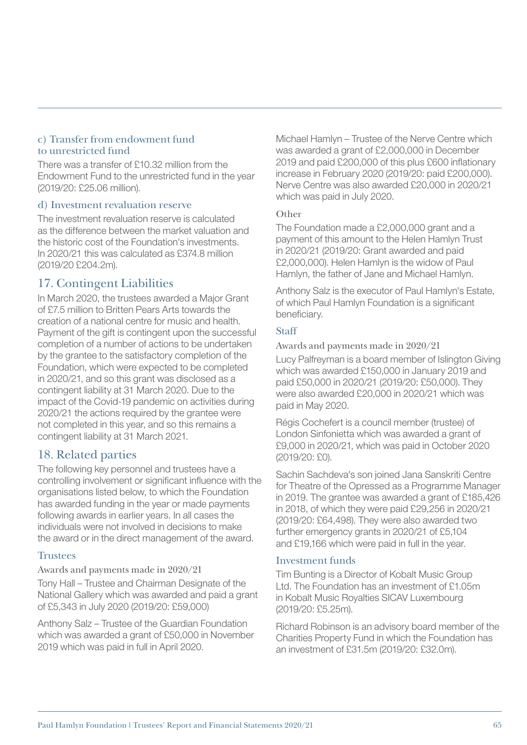### c) Transfer from endowment fund to unrestricted fund

There was a transfer of £10.32 million from the Endowment Fund to the unrestricted fund in the year (2019/20: £25.06 million).

### d) Investment revaluation reserve

The investment revaluation reserve is calculated as the difference between the market valuation and the historic cost of the Foundation's investments. In 2020/21 this was calculated as £374.8 million (2019/20 £204.2m).

## 17. Contingent Liabilities

In March 2020, the trustees awarded a Major Grant of £7.5 million to Britten Pears Arts towards the creation of a national centre for music and health. Payment of the gift is contingent upon the successful completion of a number of actions to be undertaken by the grantee to the satisfactory completion of the Foundation, which were expected to be completed in 2020/21, and so this grant was disclosed as a contingent liability at 31 March 2020. Due to the impact of the Covid-19 pandemic on activities during 2020/21 the actions required by the grantee were not completed in this year, and so this remains a contingent liability at 31 March 2021.

## 18. Related parties

The following key personnel and trustees have a controlling involvement or significant influence with the organisations listed below, to which the Foundation has awarded funding in the year or made payments following awards in earlier years. In all cases the individuals were not involved in decisions to make the award or in the direct management of the award.

### Trustees

#### Awards and payments made in 2020/21

Tony Hall – Trustee and Chairman Designate of the National Gallery which was awarded and paid a grant of £5,343 in July 2020 (2019/20: £59,000)

Anthony Salz – Trustee of the Guardian Foundation which was awarded a grant of £50,000 in November 2019 which was paid in full in April 2020.

Michael Hamlyn – Trustee of the Nerve Centre which was awarded a grant of £2,000,000 in December 2019 and paid £200,000 of this plus £600 inflationary increase in February 2020 (2019/20: paid £200,000). Nerve Centre was also awarded £20,000 in 2020/21 which was paid in July 2020.

#### Other

The Foundation made a £2,000,000 grant and a payment of this amount to the Helen Hamlyn Trust in 2020/21 (2019/20: Grant awarded and paid £2,000,000). Helen Hamlyn is the widow of Paul Hamlyn, the father of Jane and Michael Hamlyn.

Anthony Salz is the executor of Paul Hamlyn's Estate, of which Paul Hamlyn Foundation is a significant beneficiary.

### Staff

#### Awards and payments made in 2020/21

Lucy Palfreyman is a board member of Islington Giving which was awarded £150,000 in January 2019 and paid £50,000 in 2020/21 (2019/20: £50,000). They were also awarded £20,000 in 2020/21 which was paid in May 2020.

Régis Cochefert is a council member (trustee) of London Sinfonietta which was awarded a grant of £9,000 in 2020/21, which was paid in October 2020 (2019/20: £0).

Sachin Sachdeva's son joined Jana Sanskriti Centre for Theatre of the Opressed as a Programme Manager in 2019. The grantee was awarded a grant of £185,426 in 2018, of which they were paid £29,256 in 2020/21 (2019/20: £64,498). They were also awarded two further emergency grants in 2020/21 of £5,104 and £19,166 which were paid in full in the year.

### Investment funds

Tim Bunting is a Director of Kobalt Music Group Ltd. The Foundation has an investment of £1.05m in Kobalt Music Royalties SICAV Luxembourg (2019/20: £5.25m).

Richard Robinson is an advisory board member of the Charities Property Fund in which the Foundation has an investment of £31.5m (2019/20: £32.0m).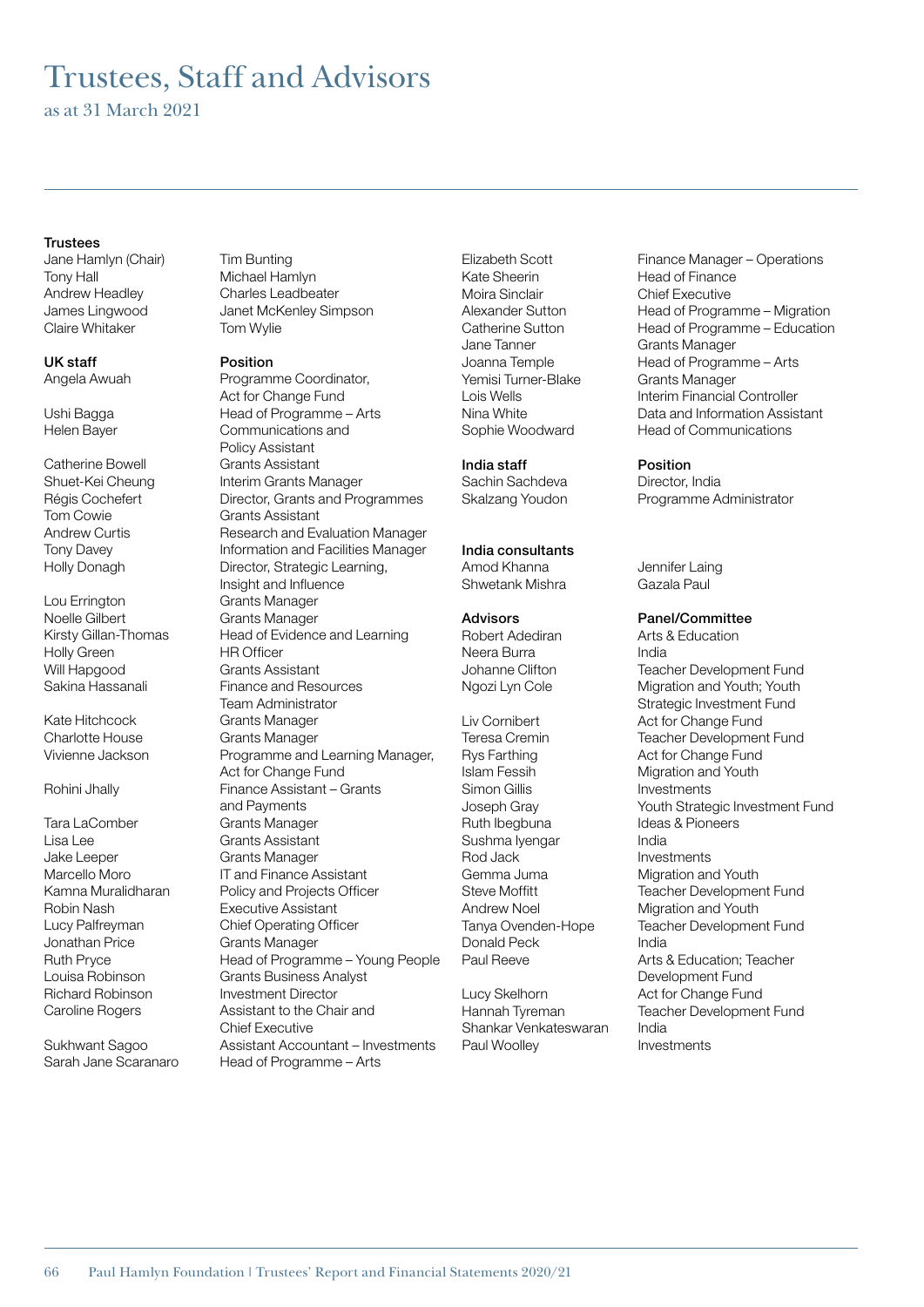# Trustees, Staff and Advisors

as at 31 March 2021

**Trustees**

Jane Hamlyn (Chair)
Tony Hall
Andrew Headley
James Lingwood
Claire Whitaker
Tim Bunting
Michael Hamlyn
Charles Leadbeater
Janet McKenley Simpson
Tom Wylie

**UK staff**

| Name | Position |
|---|---|
| Angela Awuah | Programme Coordinator, Act for Change Fund |
| Ushi Bagga | Head of Programme – Arts |
| Helen Bayer | Communications and Policy Assistant |
| Catherine Bowell | Grants Assistant |
| Shuet-Kei Cheung | Interim Grants Manager |
| Régis Cochefert | Director, Grants and Programmes |
| Tom Cowie | Grants Assistant |
| Andrew Curtis | Research and Evaluation Manager |
| Tony Davey | Information and Facilities Manager |
| Holly Donagh | Director, Strategic Learning, Insight and Influence |
| Lou Errington | Grants Manager |
| Noelle Gilbert | Grants Manager |
| Kirsty Gillan-Thomas | Head of Evidence and Learning |
| Holly Green | HR Officer |
| Will Hapgood | Grants Assistant |
| Sakina Hassanali | Finance and Resources Team Administrator |
| Kate Hitchcock | Grants Manager |
| Charlotte House | Grants Manager |
| Vivienne Jackson | Programme and Learning Manager, Act for Change Fund |
| Rohini Jhally | Finance Assistant – Grants and Payments |
| Tara LaComber | Grants Manager |
| Lisa Lee | Grants Assistant |
| Jake Leeper | Grants Manager |
| Marcello Moro | IT and Finance Assistant |
| Kamna Muralidharan | Policy and Projects Officer |
| Robin Nash | Executive Assistant |
| Lucy Palfreyman | Chief Operating Officer |
| Jonathan Price | Grants Manager |
| Ruth Pryce | Head of Programme – Young People |
| Louisa Robinson | Grants Business Analyst |
| Richard Robinson | Investment Director |
| Caroline Rogers | Assistant to the Chair and Chief Executive |
| Sukhwant Sagoo | Assistant Accountant – Investments |
| Sarah Jane Scaranaro | Head of Programme – Arts |
| Elizabeth Scott | Finance Manager – Operations |
| Kate Sheerin | Head of Finance |
| Moira Sinclair | Chief Executive |
| Alexander Sutton | Head of Programme – Migration |
| Catherine Sutton | Head of Programme – Education |
| Jane Tanner | Grants Manager |
| Joanna Temple | Head of Programme – Arts |
| Yemisi Turner-Blake | Grants Manager |
| Lois Wells | Interim Financial Controller |
| Nina White | Data and Information Assistant |
| Sophie Woodward | Head of Communications |

**India staff**

| Name | Position |
|---|---|
| Sachin Sachdeva | Director, India |
| Skalzang Youdon | Programme Administrator |

**India consultants**

Amod Khanna
Shwetank Mishra
Jennifer Laing
Gazala Paul

**Advisors**

| Name | Panel/Committee |
|---|---|
| Robert Adediran | Arts & Education |
| Neera Burra | India |
| Johanne Clifton | Teacher Development Fund |
| Ngozi Lyn Cole | Migration and Youth; Youth Strategic Investment Fund |
| Liv Cornibert | Act for Change Fund |
| Teresa Cremin | Teacher Development Fund |
| Rys Farthing | Act for Change Fund |
| Islam Fessih | Migration and Youth |
| Simon Gillis | Investments |
| Joseph Gray | Youth Strategic Investment Fund |
| Ruth Ibegbuna | Ideas & Pioneers |
| Sushma Iyengar | India |
| Rod Jack | Investments |
| Gemma Juma | Migration and Youth |
| Steve Moffitt | Teacher Development Fund |
| Andrew Noel | Migration and Youth |
| Tanya Ovenden-Hope | Teacher Development Fund |
| Donald Peck | India |
| Paul Reeve | Arts & Education; Teacher Development Fund |
| Lucy Skelhorn | Act for Change Fund |
| Hannah Tyreman | Teacher Development Fund |
| Shankar Venkateswaran | India |
| Paul Woolley | Investments |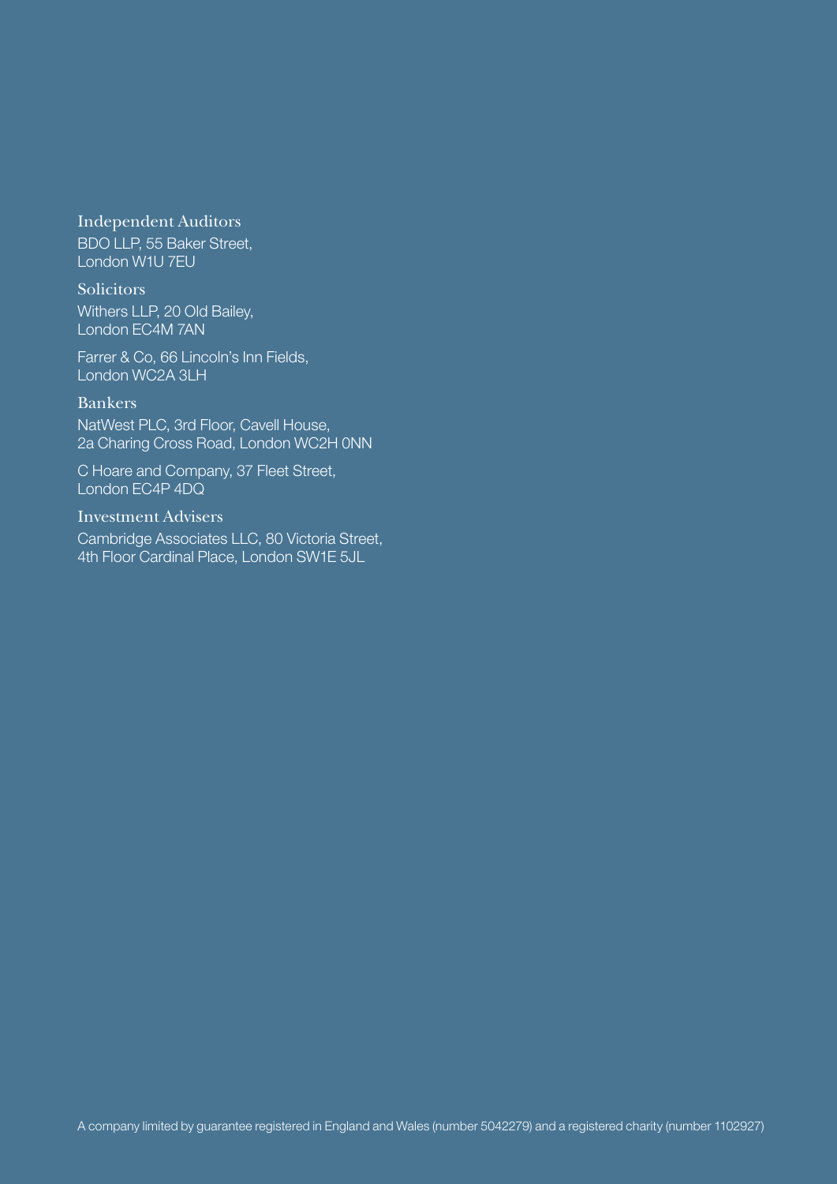### Independent Auditors

BDO LLP, 55 Baker Street,
London W1U 7EU

### Solicitors

Withers LLP, 20 Old Bailey,
London EC4M 7AN

Farrer & Co, 66 Lincoln's Inn Fields,
London WC2A 3LH

### Bankers

NatWest PLC, 3rd Floor, Cavell House,
2a Charing Cross Road, London WC2H 0NN

C Hoare and Company, 37 Fleet Street,
London EC4P 4DQ

### Investment Advisers

Cambridge Associates LLC, 80 Victoria Street,
4th Floor Cardinal Place, London SW1E 5JL

A company limited by guarantee registered in England and Wales (number 5042279) and a registered charity (number 1102927)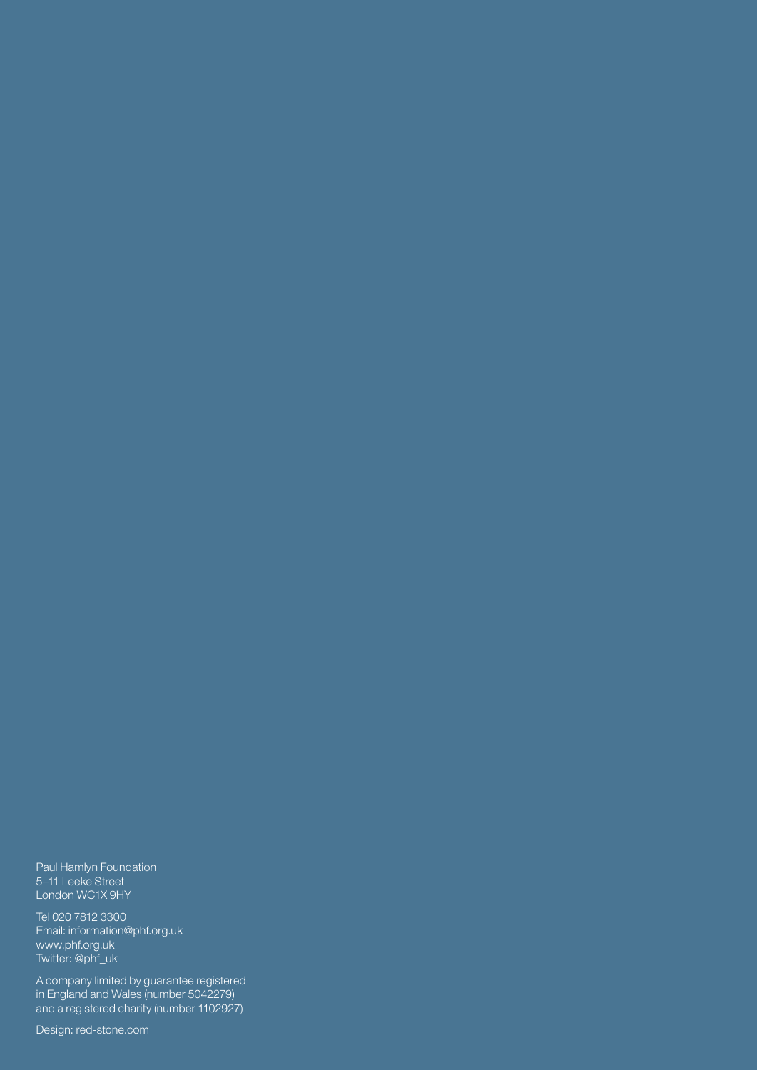Paul Hamlyn Foundation
5–11 Leeke Street
London WC1X 9HY

Tel 020 7812 3300
Email: information@phf.org.uk
www.phf.org.uk
Twitter: @phf_uk

A company limited by guarantee registered in England and Wales (number 5042279) and a registered charity (number 1102927)

Design: red-stone.com